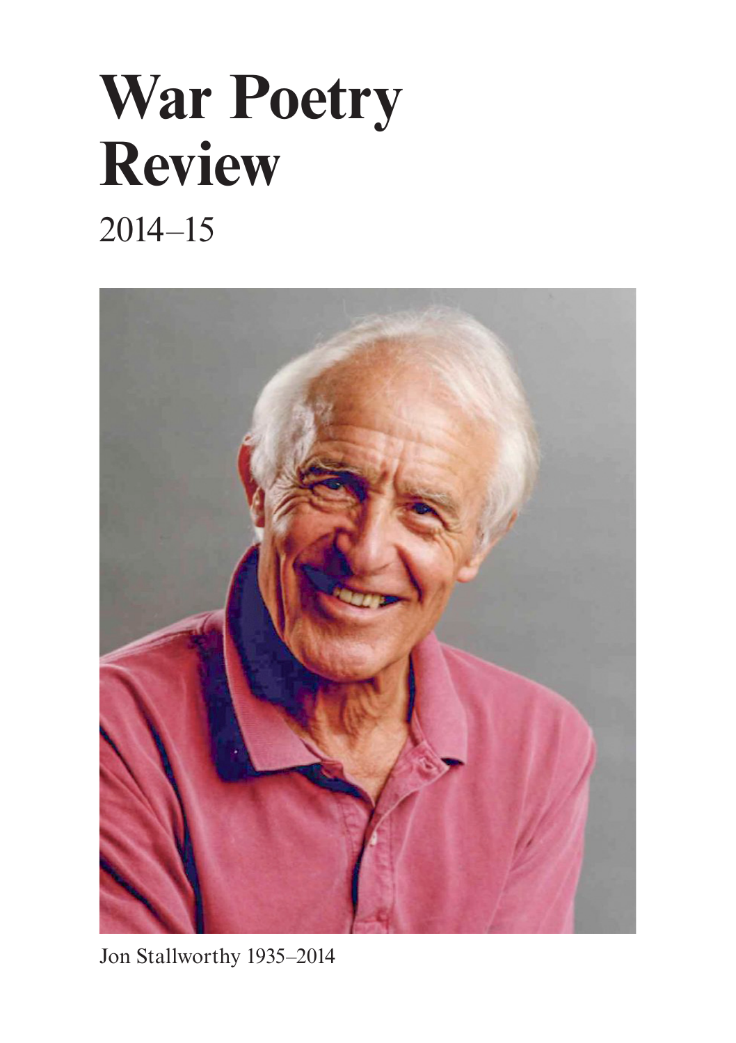# War Poetry Review

2014–15

Jon Stallworthy 1935–2014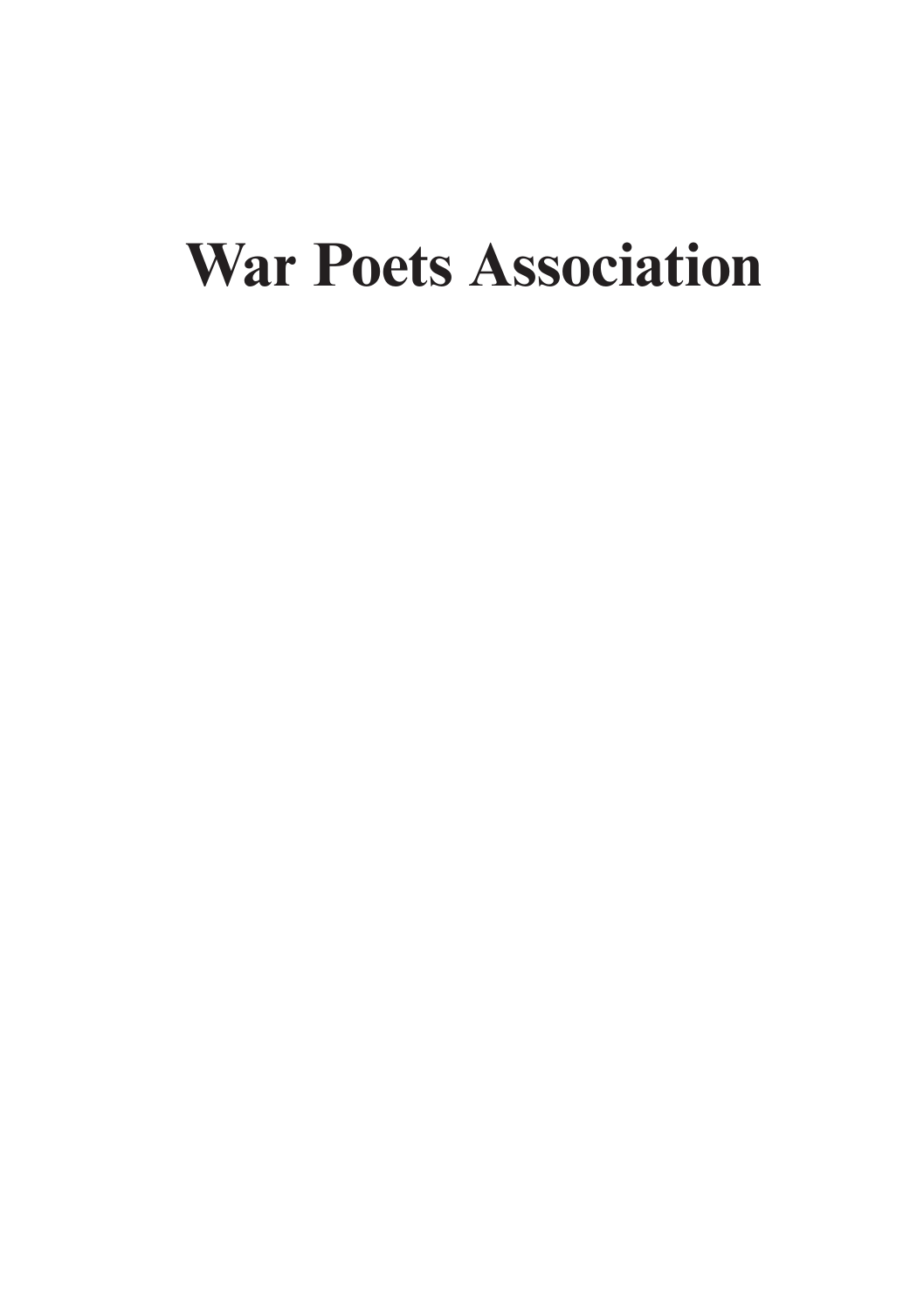# War Poets Association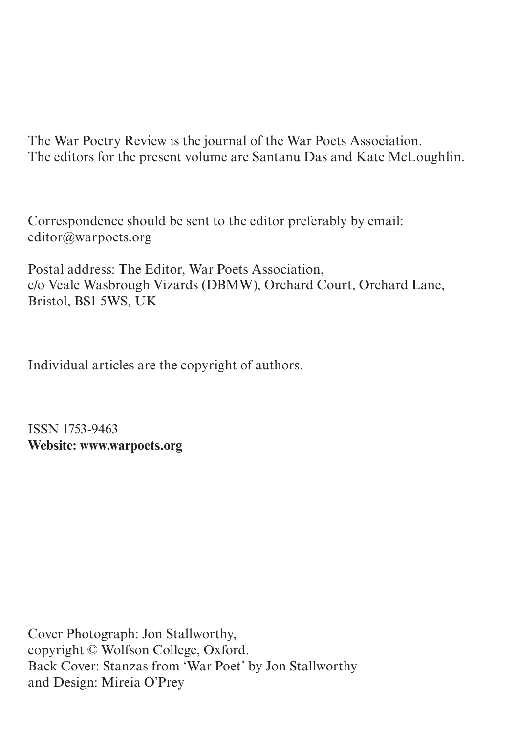The War Poetry Review is the journal of the War Poets Association.
The editors for the present volume are Santanu Das and Kate McLoughlin.

Correspondence should be sent to the editor preferably by email:
editor@warpoets.org

Postal address: The Editor, War Poets Association,
c/o Veale Wasbrough Vizards (DBMW), Orchard Court, Orchard Lane,
Bristol, BS1 5WS, UK

Individual articles are the copyright of authors.

ISSN 1753-9463
**Website: www.warpoets.org**

Cover Photograph: Jon Stallworthy,
copyright © Wolfson College, Oxford.
Back Cover: Stanzas from 'War Poet' by Jon Stallworthy
and Design: Mireia O'Prey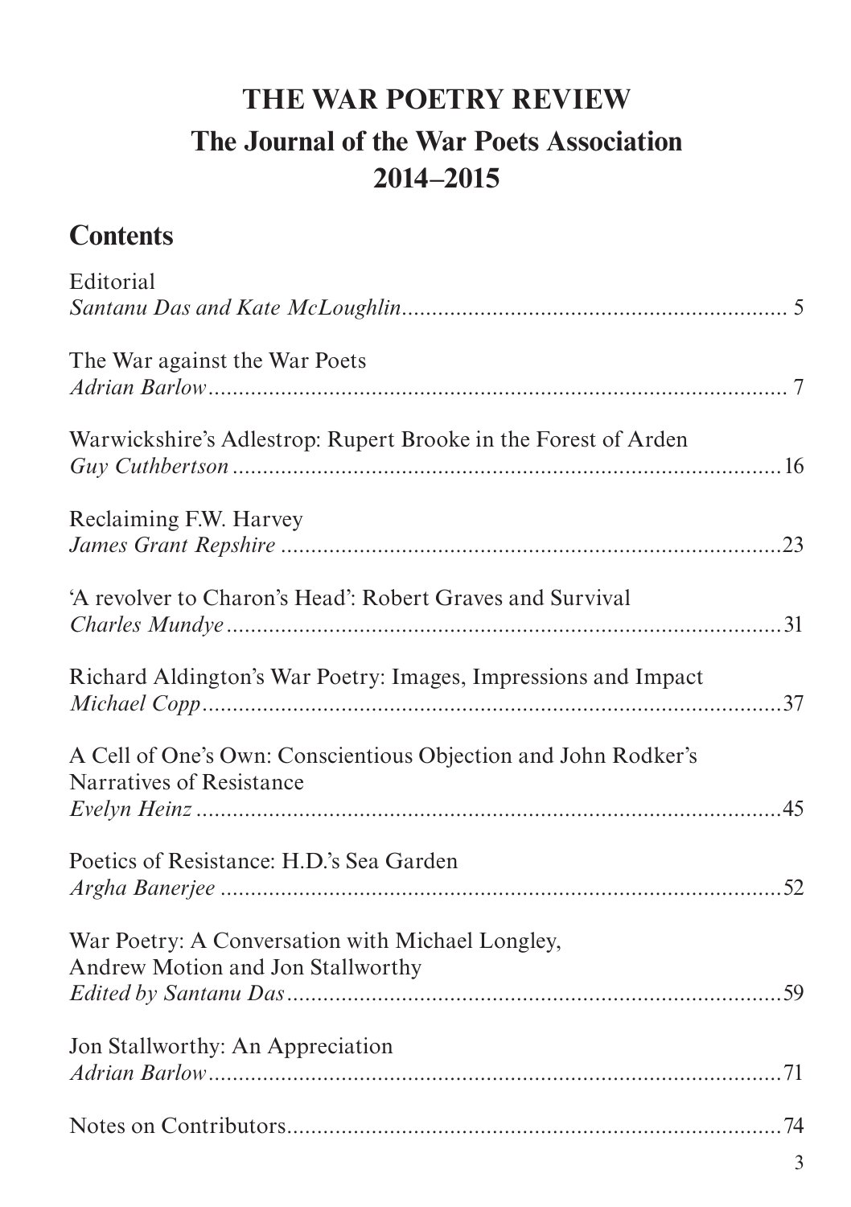# THE WAR POETRY REVIEW

## The Journal of the War Poets Association

## 2014–2015

## Contents

Editorial
*Santanu Das and Kate McLoughlin* ... 5

The War against the War Poets
*Adrian Barlow* ... 7

Warwickshire's Adlestrop: Rupert Brooke in the Forest of Arden
*Guy Cuthbertson* ... 16

Reclaiming F.W. Harvey
*James Grant Repshire* ... 23

'A revolver to Charon's Head': Robert Graves and Survival
*Charles Mundye* ... 31

Richard Aldington's War Poetry: Images, Impressions and Impact
*Michael Copp* ... 37

A Cell of One's Own: Conscientious Objection and John Rodker's Narratives of Resistance
*Evelyn Heinz* ... 45

Poetics of Resistance: H.D.'s Sea Garden
*Argha Banerjee* ... 52

War Poetry: A Conversation with Michael Longley, Andrew Motion and Jon Stallworthy
*Edited by Santanu Das* ... 59

Jon Stallworthy: An Appreciation
*Adrian Barlow* ... 71

Notes on Contributors ... 74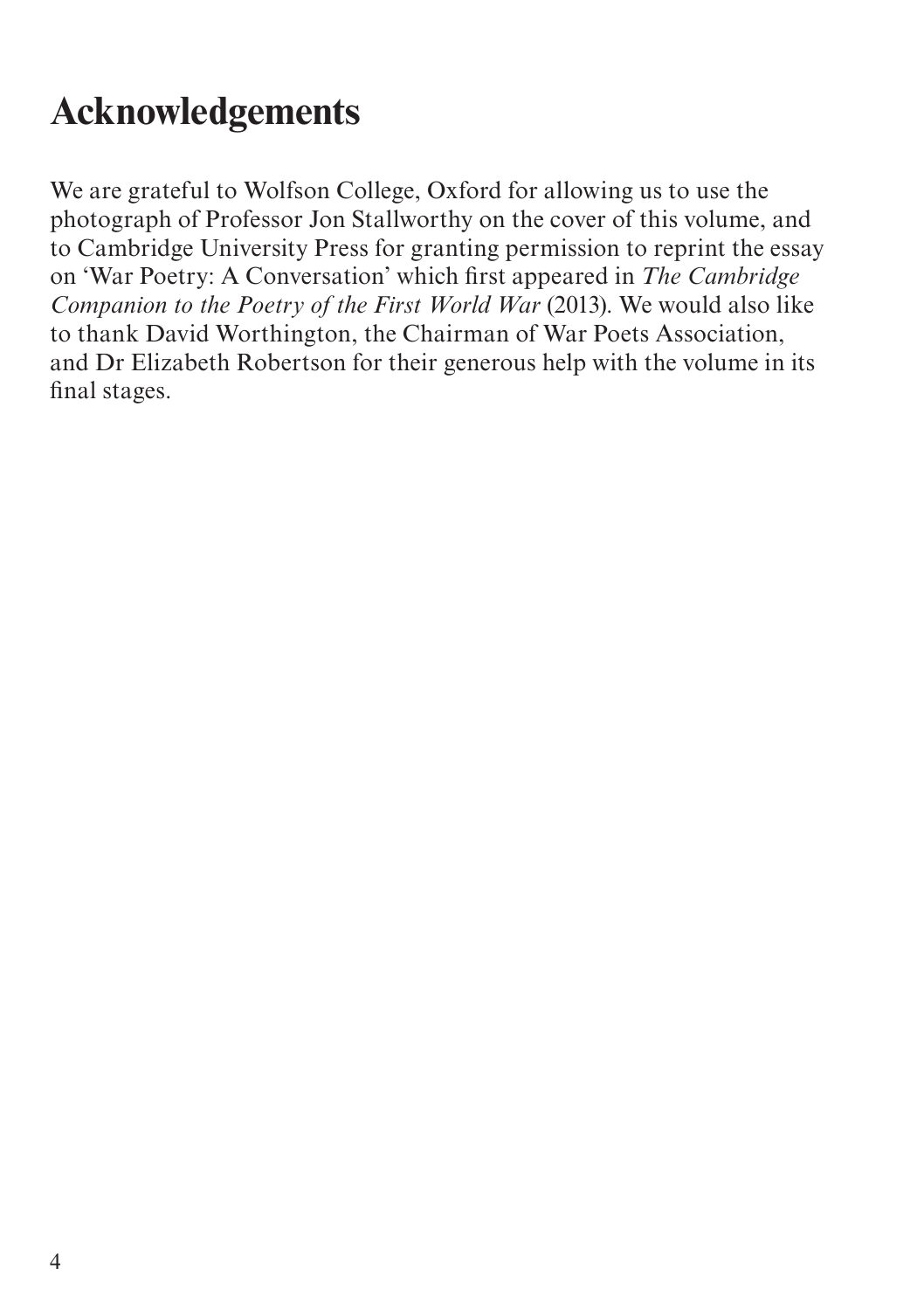# Acknowledgements

We are grateful to Wolfson College, Oxford for allowing us to use the photograph of Professor Jon Stallworthy on the cover of this volume, and to Cambridge University Press for granting permission to reprint the essay on 'War Poetry: A Conversation' which first appeared in *The Cambridge Companion to the Poetry of the First World War* (2013). We would also like to thank David Worthington, the Chairman of War Poets Association, and Dr Elizabeth Robertson for their generous help with the volume in its final stages.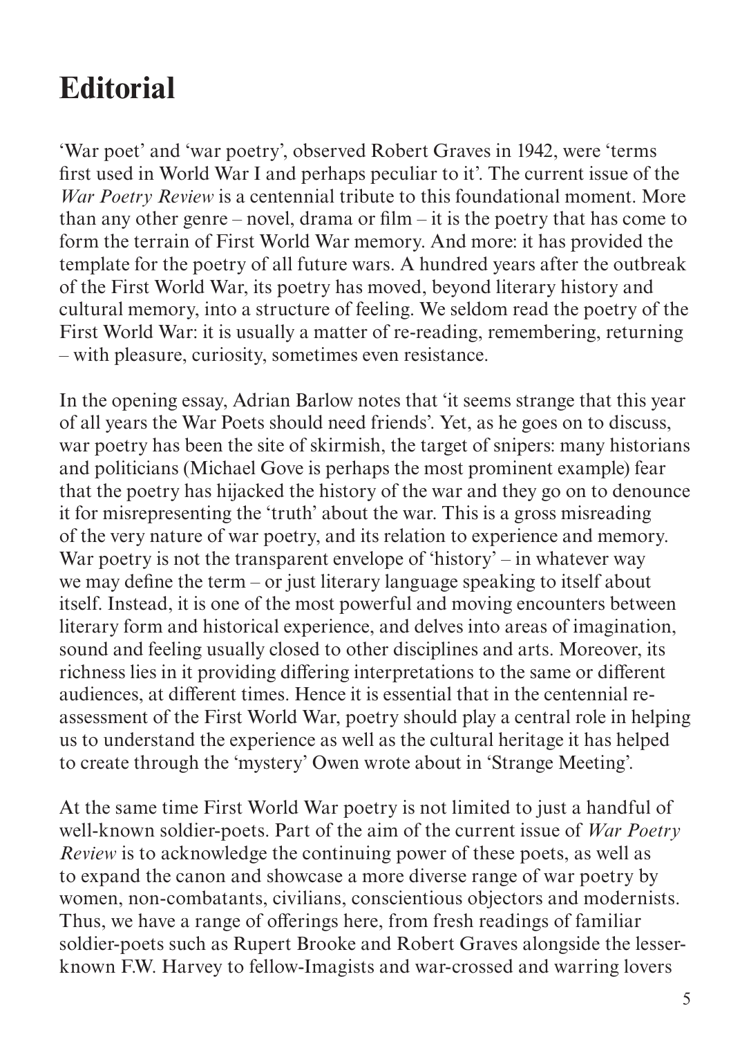# Editorial

'War poet' and 'war poetry', observed Robert Graves in 1942, were 'terms first used in World War I and perhaps peculiar to it'. The current issue of the *War Poetry Review* is a centennial tribute to this foundational moment. More than any other genre – novel, drama or film – it is the poetry that has come to form the terrain of First World War memory. And more: it has provided the template for the poetry of all future wars. A hundred years after the outbreak of the First World War, its poetry has moved, beyond literary history and cultural memory, into a structure of feeling. We seldom read the poetry of the First World War: it is usually a matter of re-reading, remembering, returning – with pleasure, curiosity, sometimes even resistance.

In the opening essay, Adrian Barlow notes that 'it seems strange that this year of all years the War Poets should need friends'. Yet, as he goes on to discuss, war poetry has been the site of skirmish, the target of snipers: many historians and politicians (Michael Gove is perhaps the most prominent example) fear that the poetry has hijacked the history of the war and they go on to denounce it for misrepresenting the 'truth' about the war. This is a gross misreading of the very nature of war poetry, and its relation to experience and memory. War poetry is not the transparent envelope of 'history' – in whatever way we may define the term – or just literary language speaking to itself about itself. Instead, it is one of the most powerful and moving encounters between literary form and historical experience, and delves into areas of imagination, sound and feeling usually closed to other disciplines and arts. Moreover, its richness lies in it providing differing interpretations to the same or different audiences, at different times. Hence it is essential that in the centennial re-assessment of the First World War, poetry should play a central role in helping us to understand the experience as well as the cultural heritage it has helped to create through the 'mystery' Owen wrote about in 'Strange Meeting'.

At the same time First World War poetry is not limited to just a handful of well-known soldier-poets. Part of the aim of the current issue of *War Poetry Review* is to acknowledge the continuing power of these poets, as well as to expand the canon and showcase a more diverse range of war poetry by women, non-combatants, civilians, conscientious objectors and modernists. Thus, we have a range of offerings here, from fresh readings of familiar soldier-poets such as Rupert Brooke and Robert Graves alongside the lesser-known F.W. Harvey to fellow-Imagists and war-crossed and warring lovers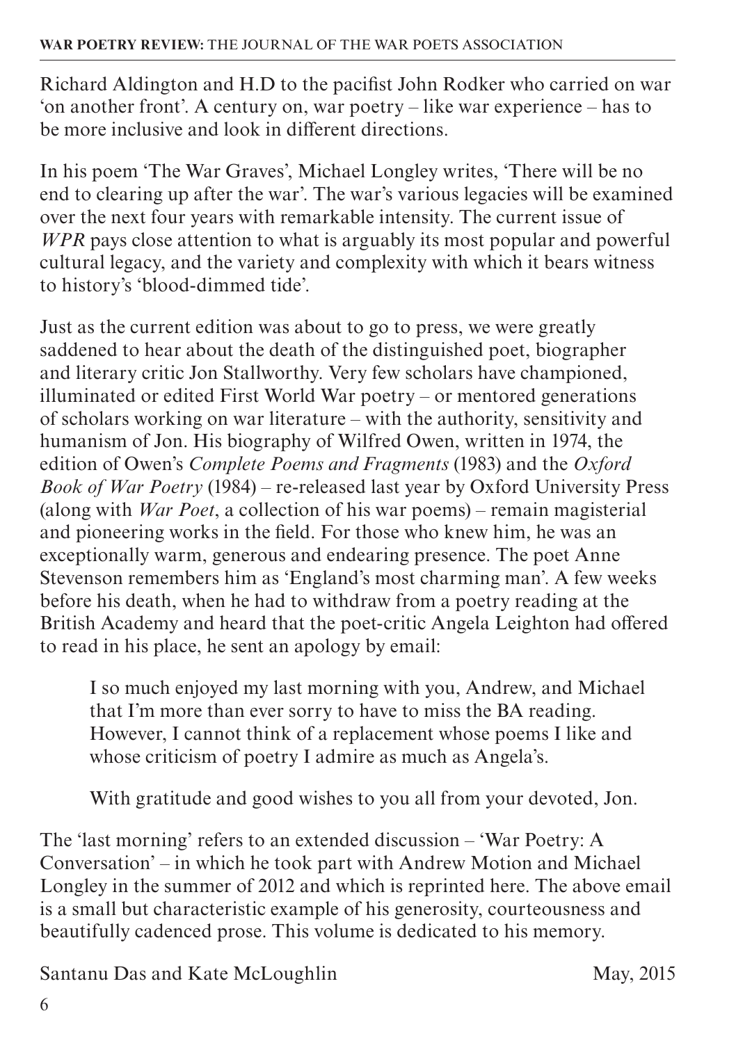Richard Aldington and H.D to the pacifist John Rodker who carried on war 'on another front'. A century on, war poetry – like war experience – has to be more inclusive and look in different directions.

In his poem 'The War Graves', Michael Longley writes, 'There will be no end to clearing up after the war'. The war's various legacies will be examined over the next four years with remarkable intensity. The current issue of *WPR* pays close attention to what is arguably its most popular and powerful cultural legacy, and the variety and complexity with which it bears witness to history's 'blood-dimmed tide'.

Just as the current edition was about to go to press, we were greatly saddened to hear about the death of the distinguished poet, biographer and literary critic Jon Stallworthy. Very few scholars have championed, illuminated or edited First World War poetry – or mentored generations of scholars working on war literature – with the authority, sensitivity and humanism of Jon. His biography of Wilfred Owen, written in 1974, the edition of Owen's *Complete Poems and Fragments* (1983) and the *Oxford Book of War Poetry* (1984) – re-released last year by Oxford University Press (along with *War Poet*, a collection of his war poems) – remain magisterial and pioneering works in the field. For those who knew him, he was an exceptionally warm, generous and endearing presence. The poet Anne Stevenson remembers him as 'England's most charming man'. A few weeks before his death, when he had to withdraw from a poetry reading at the British Academy and heard that the poet-critic Angela Leighton had offered to read in his place, he sent an apology by email:

> I so much enjoyed my last morning with you, Andrew, and Michael that I'm more than ever sorry to have to miss the BA reading. However, I cannot think of a replacement whose poems I like and whose criticism of poetry I admire as much as Angela's.
>
> With gratitude and good wishes to you all from your devoted, Jon.

The 'last morning' refers to an extended discussion – 'War Poetry: A Conversation' – in which he took part with Andrew Motion and Michael Longley in the summer of 2012 and which is reprinted here. The above email is a small but characteristic example of his generosity, courteousness and beautifully cadenced prose. This volume is dedicated to his memory.

Santanu Das and Kate McLoughlin

May, 2015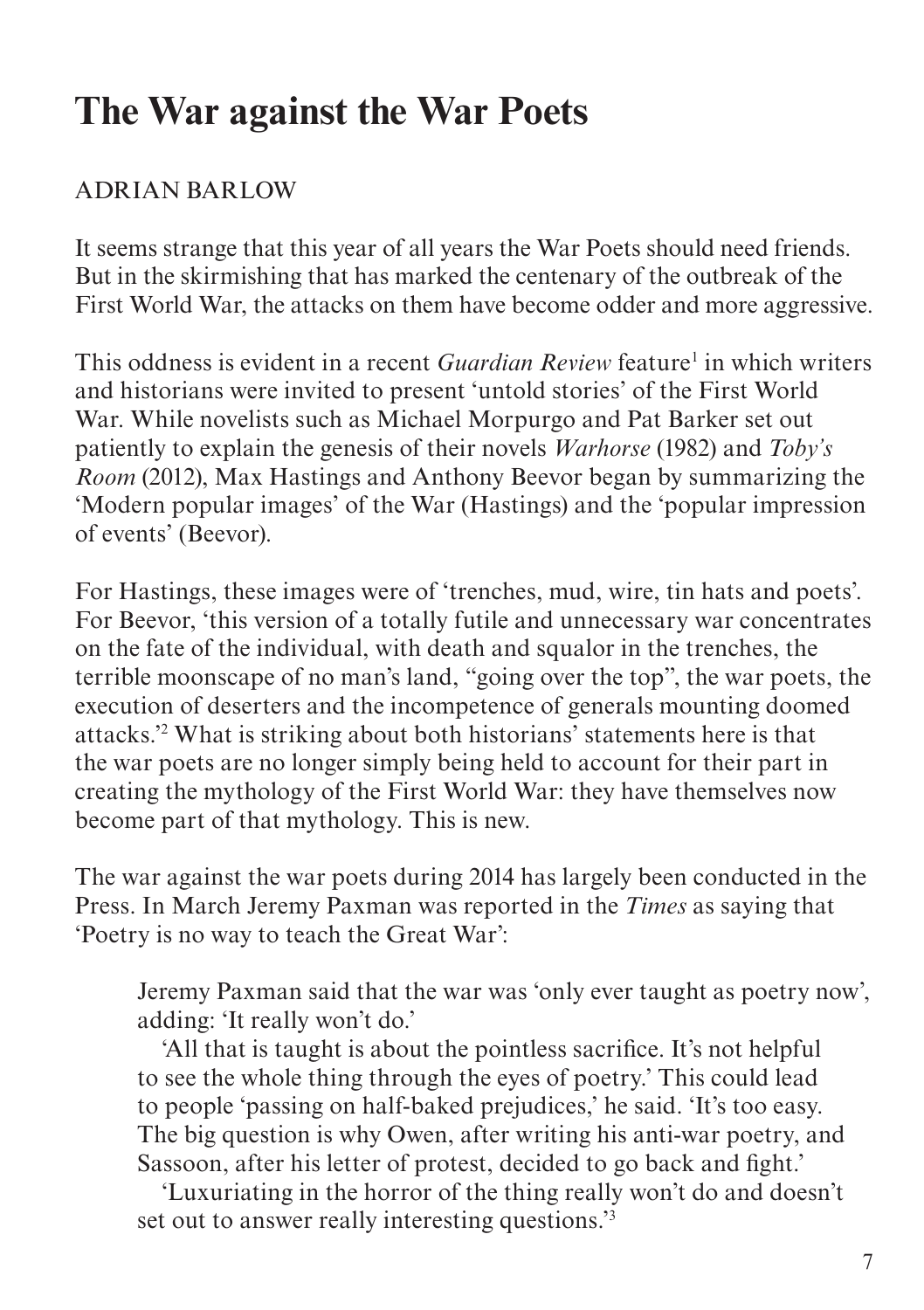# The War against the War Poets

ADRIAN BARLOW

It seems strange that this year of all years the War Poets should need friends. But in the skirmishing that has marked the centenary of the outbreak of the First World War, the attacks on them have become odder and more aggressive.

This oddness is evident in a recent *Guardian Review* feature[1] in which writers and historians were invited to present 'untold stories' of the First World War. While novelists such as Michael Morpurgo and Pat Barker set out patiently to explain the genesis of their novels *Warhorse* (1982) and *Toby's Room* (2012), Max Hastings and Anthony Beevor began by summarizing the 'Modern popular images' of the War (Hastings) and the 'popular impression of events' (Beevor).

For Hastings, these images were of 'trenches, mud, wire, tin hats and poets'. For Beevor, 'this version of a totally futile and unnecessary war concentrates on the fate of the individual, with death and squalor in the trenches, the terrible moonscape of no man's land, "going over the top", the war poets, the execution of deserters and the incompetence of generals mounting doomed attacks.'[2] What is striking about both historians' statements here is that the war poets are no longer simply being held to account for their part in creating the mythology of the First World War: they have themselves now become part of that mythology. This is new.

The war against the war poets during 2014 has largely been conducted in the Press. In March Jeremy Paxman was reported in the *Times* as saying that 'Poetry is no way to teach the Great War':

> Jeremy Paxman said that the war was 'only ever taught as poetry now', adding: 'It really won't do.'
>
> 'All that is taught is about the pointless sacrifice. It's not helpful to see the whole thing through the eyes of poetry.' This could lead to people 'passing on half-baked prejudices,' he said. 'It's too easy. The big question is why Owen, after writing his anti-war poetry, and Sassoon, after his letter of protest, decided to go back and fight.'
>
> 'Luxuriating in the horror of the thing really won't do and doesn't set out to answer really interesting questions.'[3]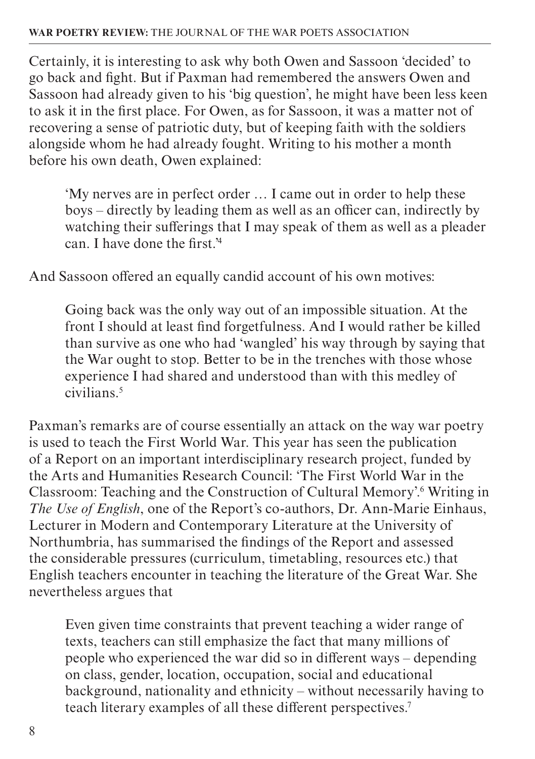Certainly, it is interesting to ask why both Owen and Sassoon 'decided' to go back and fight. But if Paxman had remembered the answers Owen and Sassoon had already given to his 'big question', he might have been less keen to ask it in the first place. For Owen, as for Sassoon, it was a matter not of recovering a sense of patriotic duty, but of keeping faith with the soldiers alongside whom he had already fought. Writing to his mother a month before his own death, Owen explained:

> 'My nerves are in perfect order … I came out in order to help these boys – directly by leading them as well as an officer can, indirectly by watching their sufferings that I may speak of them as well as a pleader can. I have done the first.'[4]

And Sassoon offered an equally candid account of his own motives:

> Going back was the only way out of an impossible situation. At the front I should at least find forgetfulness. And I would rather be killed than survive as one who had 'wangled' his way through by saying that the War ought to stop. Better to be in the trenches with those whose experience I had shared and understood than with this medley of civilians.[5]

Paxman's remarks are of course essentially an attack on the way war poetry is used to teach the First World War. This year has seen the publication of a Report on an important interdisciplinary research project, funded by the Arts and Humanities Research Council: 'The First World War in the Classroom: Teaching and the Construction of Cultural Memory'.[6] Writing in *The Use of English*, one of the Report's co-authors, Dr. Ann-Marie Einhaus, Lecturer in Modern and Contemporary Literature at the University of Northumbria, has summarised the findings of the Report and assessed the considerable pressures (curriculum, timetabling, resources etc.) that English teachers encounter in teaching the literature of the Great War. She nevertheless argues that

> Even given time constraints that prevent teaching a wider range of texts, teachers can still emphasize the fact that many millions of people who experienced the war did so in different ways – depending on class, gender, location, occupation, social and educational background, nationality and ethnicity – without necessarily having to teach literary examples of all these different perspectives.[7]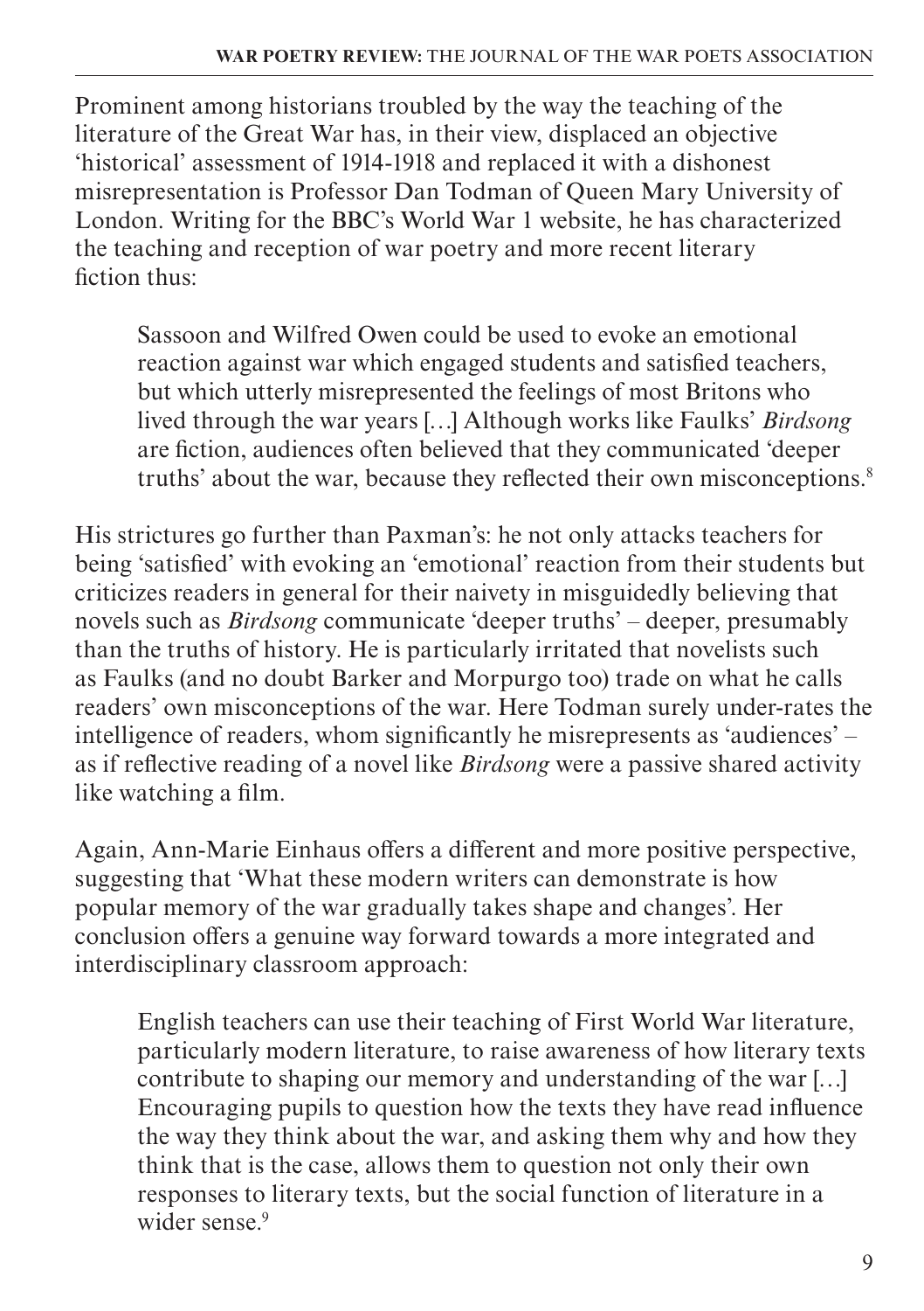Prominent among historians troubled by the way the teaching of the literature of the Great War has, in their view, displaced an objective 'historical' assessment of 1914-1918 and replaced it with a dishonest misrepresentation is Professor Dan Todman of Queen Mary University of London. Writing for the BBC's World War 1 website, he has characterized the teaching and reception of war poetry and more recent literary fiction thus:

> Sassoon and Wilfred Owen could be used to evoke an emotional reaction against war which engaged students and satisfied teachers, but which utterly misrepresented the feelings of most Britons who lived through the war years […] Although works like Faulks' *Birdsong* are fiction, audiences often believed that they communicated 'deeper truths' about the war, because they reflected their own misconceptions.[8]

His strictures go further than Paxman's: he not only attacks teachers for being 'satisfied' with evoking an 'emotional' reaction from their students but criticizes readers in general for their naivety in misguidedly believing that novels such as *Birdsong* communicate 'deeper truths' – deeper, presumably than the truths of history. He is particularly irritated that novelists such as Faulks (and no doubt Barker and Morpurgo too) trade on what he calls readers' own misconceptions of the war. Here Todman surely under-rates the intelligence of readers, whom significantly he misrepresents as 'audiences' – as if reflective reading of a novel like *Birdsong* were a passive shared activity like watching a film.

Again, Ann-Marie Einhaus offers a different and more positive perspective, suggesting that 'What these modern writers can demonstrate is how popular memory of the war gradually takes shape and changes'. Her conclusion offers a genuine way forward towards a more integrated and interdisciplinary classroom approach:

> English teachers can use their teaching of First World War literature, particularly modern literature, to raise awareness of how literary texts contribute to shaping our memory and understanding of the war […] Encouraging pupils to question how the texts they have read influence the way they think about the war, and asking them why and how they think that is the case, allows them to question not only their own responses to literary texts, but the social function of literature in a wider sense.[9]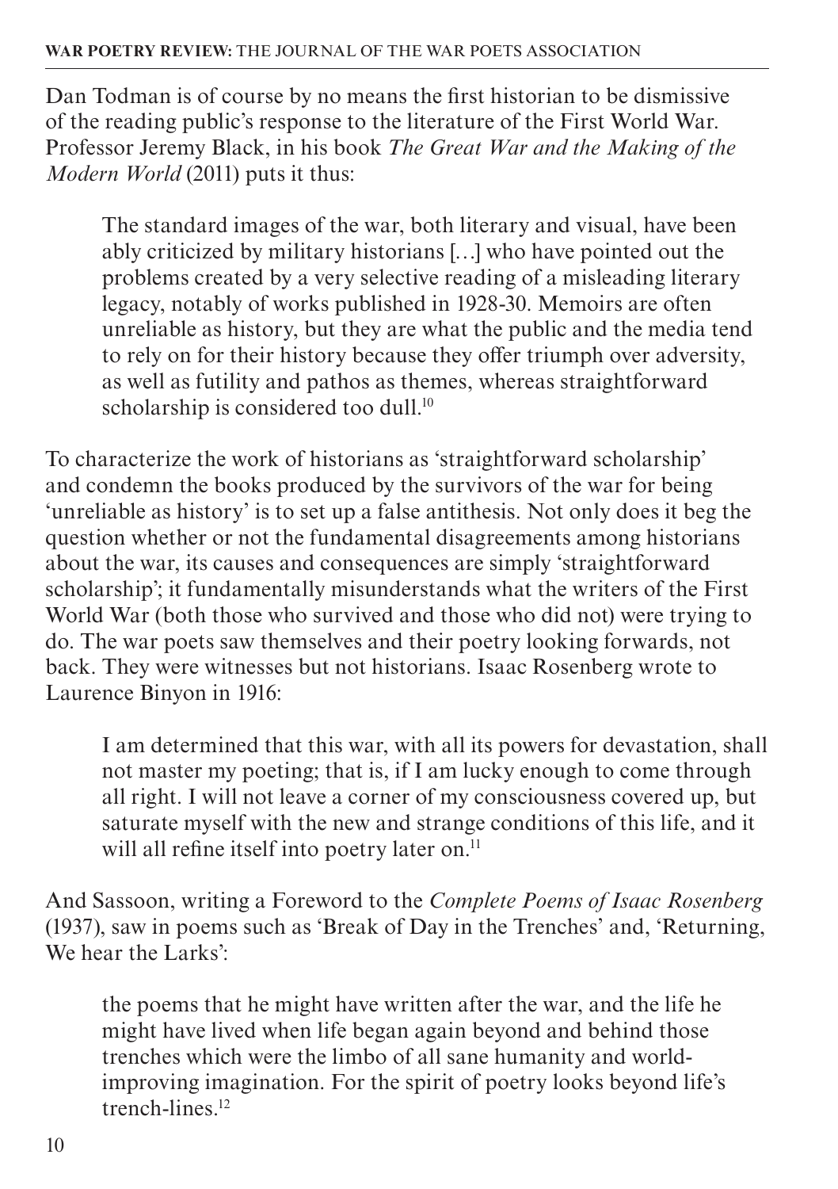Dan Todman is of course by no means the first historian to be dismissive of the reading public's response to the literature of the First World War. Professor Jeremy Black, in his book *The Great War and the Making of the Modern World* (2011) puts it thus:

> The standard images of the war, both literary and visual, have been ably criticized by military historians […] who have pointed out the problems created by a very selective reading of a misleading literary legacy, notably of works published in 1928-30. Memoirs are often unreliable as history, but they are what the public and the media tend to rely on for their history because they offer triumph over adversity, as well as futility and pathos as themes, whereas straightforward scholarship is considered too dull.[10]

To characterize the work of historians as 'straightforward scholarship' and condemn the books produced by the survivors of the war for being 'unreliable as history' is to set up a false antithesis. Not only does it beg the question whether or not the fundamental disagreements among historians about the war, its causes and consequences are simply 'straightforward scholarship'; it fundamentally misunderstands what the writers of the First World War (both those who survived and those who did not) were trying to do. The war poets saw themselves and their poetry looking forwards, not back. They were witnesses but not historians. Isaac Rosenberg wrote to Laurence Binyon in 1916:

> I am determined that this war, with all its powers for devastation, shall not master my poeting; that is, if I am lucky enough to come through all right. I will not leave a corner of my consciousness covered up, but saturate myself with the new and strange conditions of this life, and it will all refine itself into poetry later on.[11]

And Sassoon, writing a Foreword to the *Complete Poems of Isaac Rosenberg* (1937), saw in poems such as 'Break of Day in the Trenches' and, 'Returning, We hear the Larks':

> the poems that he might have written after the war, and the life he might have lived when life began again beyond and behind those trenches which were the limbo of all sane humanity and world-improving imagination. For the spirit of poetry looks beyond life's trench-lines.[12]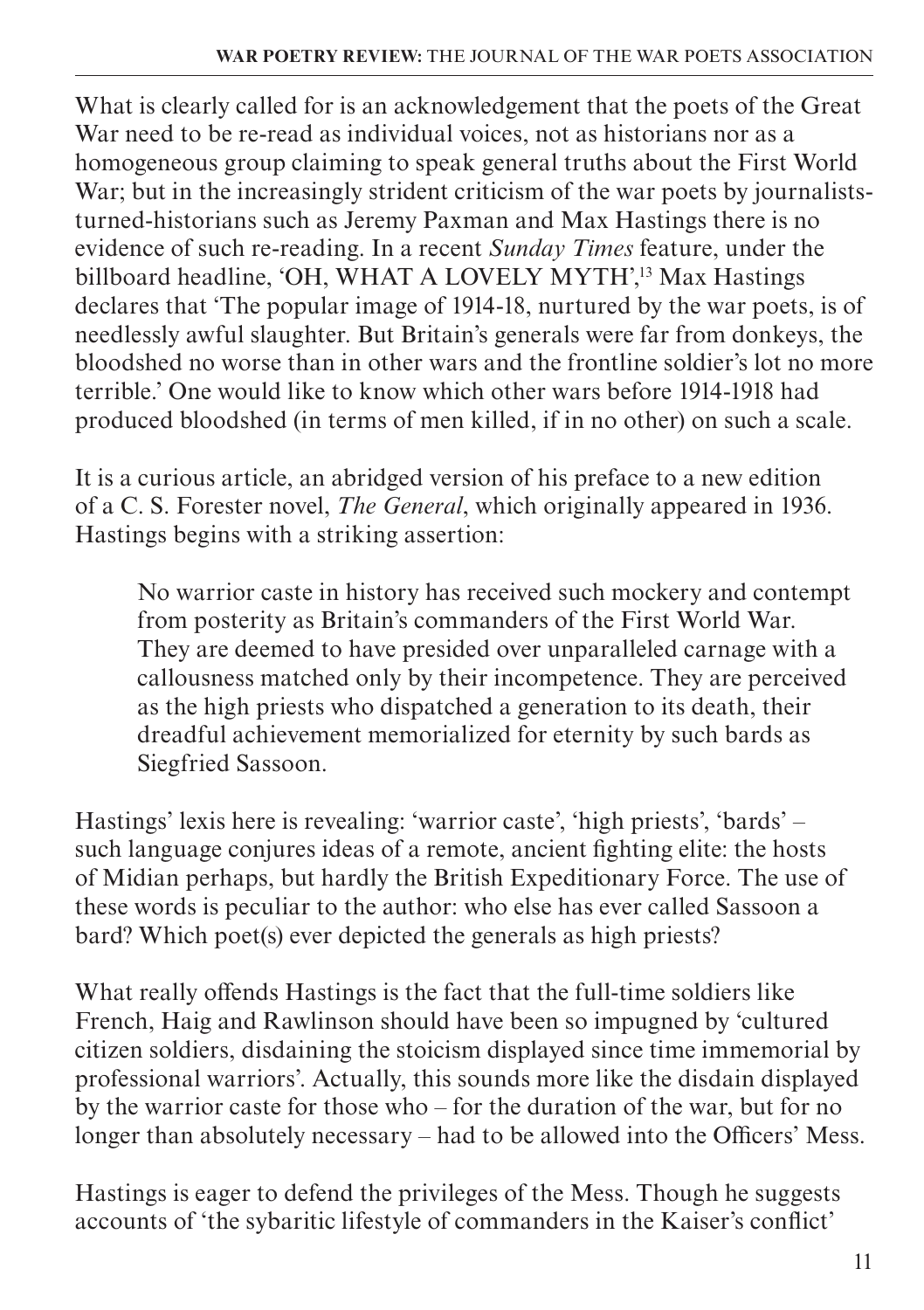What is clearly called for is an acknowledgement that the poets of the Great War need to be re-read as individual voices, not as historians nor as a homogeneous group claiming to speak general truths about the First World War; but in the increasingly strident criticism of the war poets by journalists-turned-historians such as Jeremy Paxman and Max Hastings there is no evidence of such re-reading. In a recent *Sunday Times* feature, under the billboard headline, 'OH, WHAT A LOVELY MYTH',[13] Max Hastings declares that 'The popular image of 1914-18, nurtured by the war poets, is of needlessly awful slaughter. But Britain's generals were far from donkeys, the bloodshed no worse than in other wars and the frontline soldier's lot no more terrible.' One would like to know which other wars before 1914-1918 had produced bloodshed (in terms of men killed, if in no other) on such a scale.

It is a curious article, an abridged version of his preface to a new edition of a C. S. Forester novel, *The General*, which originally appeared in 1936. Hastings begins with a striking assertion:

> No warrior caste in history has received such mockery and contempt from posterity as Britain's commanders of the First World War. They are deemed to have presided over unparalleled carnage with a callousness matched only by their incompetence. They are perceived as the high priests who dispatched a generation to its death, their dreadful achievement memorialized for eternity by such bards as Siegfried Sassoon.

Hastings' lexis here is revealing: 'warrior caste', 'high priests', 'bards' – such language conjures ideas of a remote, ancient fighting elite: the hosts of Midian perhaps, but hardly the British Expeditionary Force. The use of these words is peculiar to the author: who else has ever called Sassoon a bard? Which poet(s) ever depicted the generals as high priests?

What really offends Hastings is the fact that the full-time soldiers like French, Haig and Rawlinson should have been so impugned by 'cultured citizen soldiers, disdaining the stoicism displayed since time immemorial by professional warriors'. Actually, this sounds more like the disdain displayed by the warrior caste for those who – for the duration of the war, but for no longer than absolutely necessary – had to be allowed into the Officers' Mess.

Hastings is eager to defend the privileges of the Mess. Though he suggests accounts of 'the sybaritic lifestyle of commanders in the Kaiser's conflict'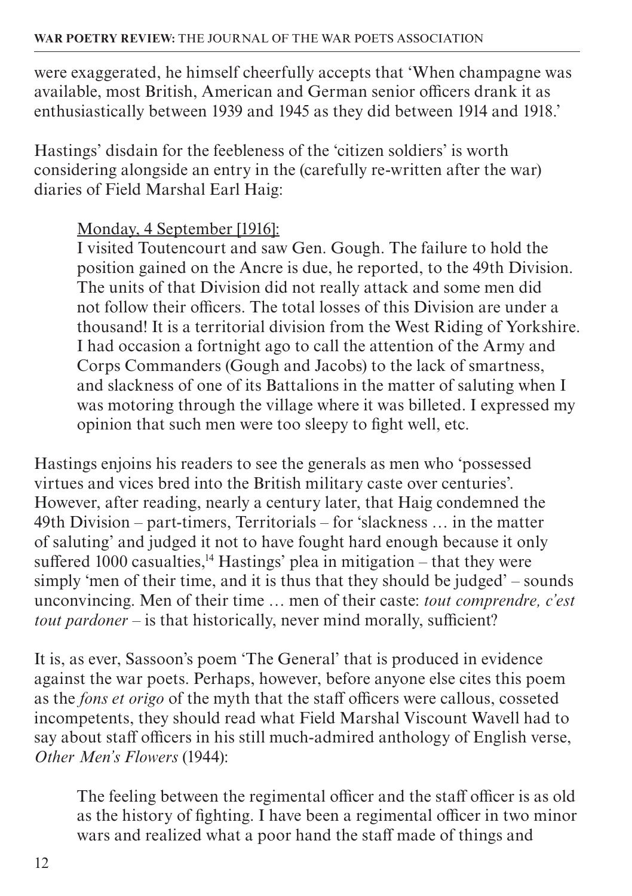were exaggerated, he himself cheerfully accepts that 'When champagne was available, most British, American and German senior officers drank it as enthusiastically between 1939 and 1945 as they did between 1914 and 1918.'

Hastings' disdain for the feebleness of the 'citizen soldiers' is worth considering alongside an entry in the (carefully re-written after the war) diaries of Field Marshal Earl Haig:

> Monday, 4 September [1916]:
> I visited Toutencourt and saw Gen. Gough. The failure to hold the position gained on the Ancre is due, he reported, to the 49th Division. The units of that Division did not really attack and some men did not follow their officers. The total losses of this Division are under a thousand! It is a territorial division from the West Riding of Yorkshire. I had occasion a fortnight ago to call the attention of the Army and Corps Commanders (Gough and Jacobs) to the lack of smartness, and slackness of one of its Battalions in the matter of saluting when I was motoring through the village where it was billeted. I expressed my opinion that such men were too sleepy to fight well, etc.

Hastings enjoins his readers to see the generals as men who 'possessed virtues and vices bred into the British military caste over centuries'. However, after reading, nearly a century later, that Haig condemned the 49th Division – part-timers, Territorials – for 'slackness … in the matter of saluting' and judged it not to have fought hard enough because it only suffered 1000 casualties,[14] Hastings' plea in mitigation – that they were simply 'men of their time, and it is thus that they should be judged' – sounds unconvincing. Men of their time … men of their caste: *tout comprendre, c'est tout pardoner* – is that historically, never mind morally, sufficient?

It is, as ever, Sassoon's poem 'The General' that is produced in evidence against the war poets. Perhaps, however, before anyone else cites this poem as the *fons et origo* of the myth that the staff officers were callous, cosseted incompetents, they should read what Field Marshal Viscount Wavell had to say about staff officers in his still much-admired anthology of English verse, *Other Men's Flowers* (1944):

> The feeling between the regimental officer and the staff officer is as old as the history of fighting. I have been a regimental officer in two minor wars and realized what a poor hand the staff made of things and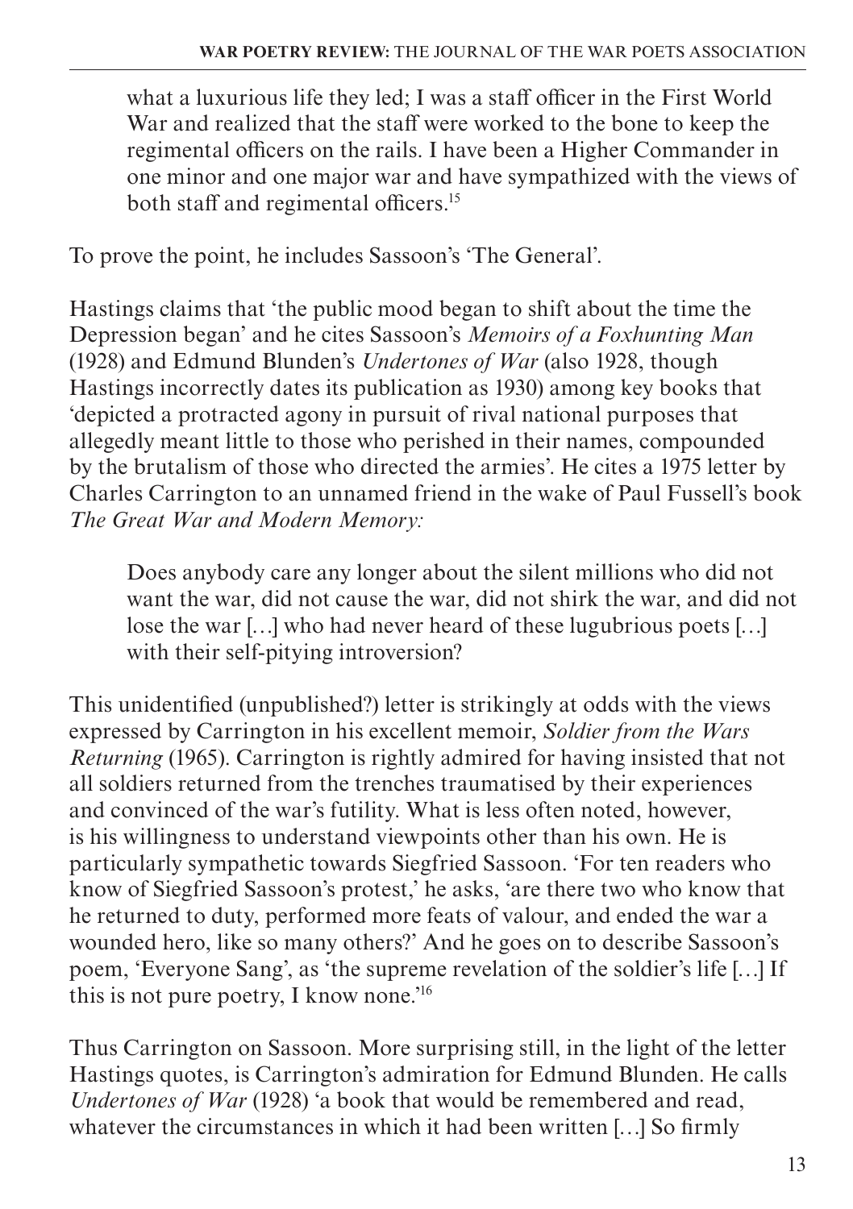> what a luxurious life they led; I was a staff officer in the First World War and realized that the staff were worked to the bone to keep the regimental officers on the rails. I have been a Higher Commander in one minor and one major war and have sympathized with the views of both staff and regimental officers.[15]

To prove the point, he includes Sassoon's 'The General'.

Hastings claims that 'the public mood began to shift about the time the Depression began' and he cites Sassoon's *Memoirs of a Foxhunting Man* (1928) and Edmund Blunden's *Undertones of War* (also 1928, though Hastings incorrectly dates its publication as 1930) among key books that 'depicted a protracted agony in pursuit of rival national purposes that allegedly meant little to those who perished in their names, compounded by the brutalism of those who directed the armies'. He cites a 1975 letter by Charles Carrington to an unnamed friend in the wake of Paul Fussell's book *The Great War and Modern Memory:*

> Does anybody care any longer about the silent millions who did not want the war, did not cause the war, did not shirk the war, and did not lose the war […] who had never heard of these lugubrious poets […] with their self-pitying introversion?

This unidentified (unpublished?) letter is strikingly at odds with the views expressed by Carrington in his excellent memoir, *Soldier from the Wars Returning* (1965). Carrington is rightly admired for having insisted that not all soldiers returned from the trenches traumatised by their experiences and convinced of the war's futility. What is less often noted, however, is his willingness to understand viewpoints other than his own. He is particularly sympathetic towards Siegfried Sassoon. 'For ten readers who know of Siegfried Sassoon's protest,' he asks, 'are there two who know that he returned to duty, performed more feats of valour, and ended the war a wounded hero, like so many others?' And he goes on to describe Sassoon's poem, 'Everyone Sang', as 'the supreme revelation of the soldier's life […] If this is not pure poetry, I know none.'[16]

Thus Carrington on Sassoon. More surprising still, in the light of the letter Hastings quotes, is Carrington's admiration for Edmund Blunden. He calls *Undertones of War* (1928) 'a book that would be remembered and read, whatever the circumstances in which it had been written […] So firmly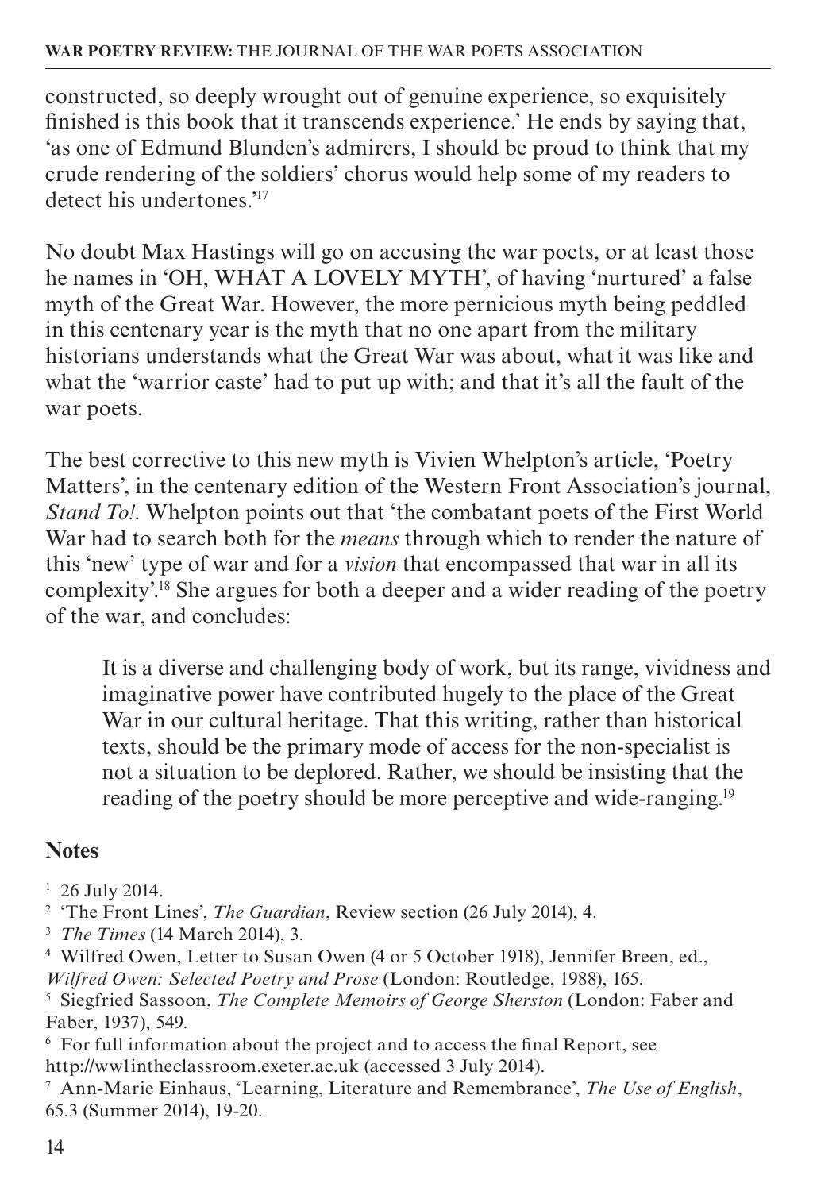constructed, so deeply wrought out of genuine experience, so exquisitely finished is this book that it transcends experience.' He ends by saying that, 'as one of Edmund Blunden's admirers, I should be proud to think that my crude rendering of the soldiers' chorus would help some of my readers to detect his undertones.'[17]

No doubt Max Hastings will go on accusing the war poets, or at least those he names in 'OH, WHAT A LOVELY MYTH', of having 'nurtured' a false myth of the Great War. However, the more pernicious myth being peddled in this centenary year is the myth that no one apart from the military historians understands what the Great War was about, what it was like and what the 'warrior caste' had to put up with; and that it's all the fault of the war poets.

The best corrective to this new myth is Vivien Whelpton's article, 'Poetry Matters', in the centenary edition of the Western Front Association's journal, *Stand To!*. Whelpton points out that 'the combatant poets of the First World War had to search both for the *means* through which to render the nature of this 'new' type of war and for a *vision* that encompassed that war in all its complexity'.[18] She argues for both a deeper and a wider reading of the poetry of the war, and concludes:

> It is a diverse and challenging body of work, but its range, vividness and imaginative power have contributed hugely to the place of the Great War in our cultural heritage. That this writing, rather than historical texts, should be the primary mode of access for the non-specialist is not a situation to be deplored. Rather, we should be insisting that the reading of the poetry should be more perceptive and wide-ranging.[19]

## Notes

1 26 July 2014.

2 'The Front Lines', *The Guardian*, Review section (26 July 2014), 4.

3 *The Times* (14 March 2014), 3.

4 Wilfred Owen, Letter to Susan Owen (4 or 5 October 1918), Jennifer Breen, ed., *Wilfred Owen: Selected Poetry and Prose* (London: Routledge, 1988), 165.

5 Siegfried Sassoon, *The Complete Memoirs of George Sherston* (London: Faber and Faber, 1937), 549.

6 For full information about the project and to access the final Report, see http://ww1intheclassroom.exeter.ac.uk (accessed 3 July 2014).

7 Ann-Marie Einhaus, 'Learning, Literature and Remembrance', *The Use of English*, 65.3 (Summer 2014), 19-20.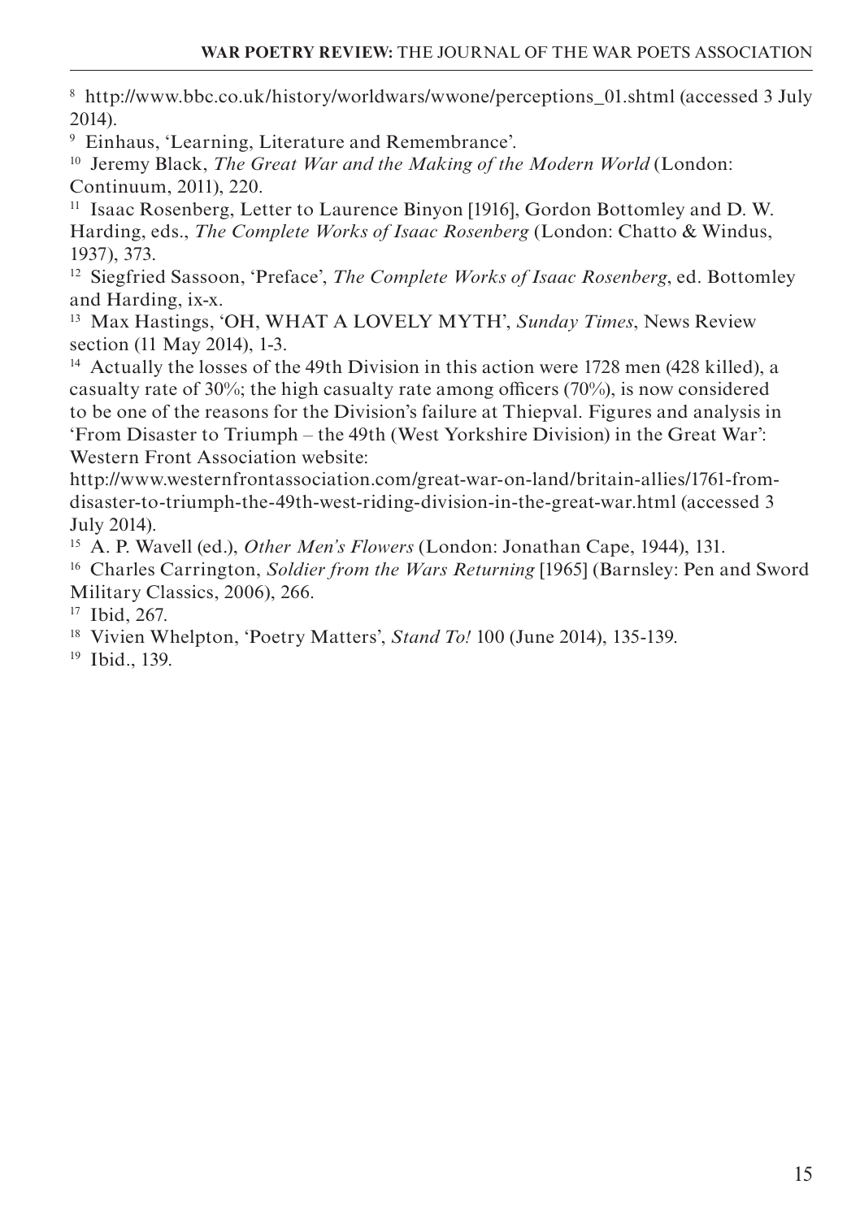[8] http://www.bbc.co.uk/history/worldwars/wwone/perceptions_01.shtml (accessed 3 July 2014).

[9] Einhaus, 'Learning, Literature and Remembrance'.

[10] Jeremy Black, *The Great War and the Making of the Modern World* (London: Continuum, 2011), 220.

[11] Isaac Rosenberg, Letter to Laurence Binyon [1916], Gordon Bottomley and D. W. Harding, eds., *The Complete Works of Isaac Rosenberg* (London: Chatto & Windus, 1937), 373.

[12] Siegfried Sassoon, 'Preface', *The Complete Works of Isaac Rosenberg*, ed. Bottomley and Harding, ix-x.

[13] Max Hastings, 'OH, WHAT A LOVELY MYTH', *Sunday Times*, News Review section (11 May 2014), 1-3.

[14] Actually the losses of the 49th Division in this action were 1728 men (428 killed), a casualty rate of 30%; the high casualty rate among officers (70%), is now considered to be one of the reasons for the Division's failure at Thiepval. Figures and analysis in 'From Disaster to Triumph – the 49th (West Yorkshire Division) in the Great War': Western Front Association website: http://www.westernfrontassociation.com/great-war-on-land/britain-allies/1761-from-disaster-to-triumph-the-49th-west-riding-division-in-the-great-war.html (accessed 3 July 2014).

[15] A. P. Wavell (ed.), *Other Men's Flowers* (London: Jonathan Cape, 1944), 131.

[16] Charles Carrington, *Soldier from the Wars Returning* [1965] (Barnsley: Pen and Sword Military Classics, 2006), 266.

[17] Ibid, 267.

[18] Vivien Whelpton, 'Poetry Matters', *Stand To!* 100 (June 2014), 135-139.

[19] Ibid., 139.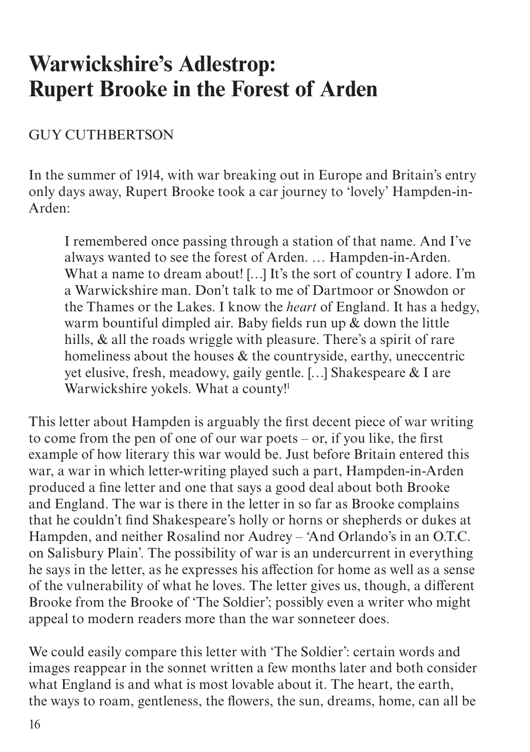# Warwickshire's Adlestrop: Rupert Brooke in the Forest of Arden

GUY CUTHBERTSON

In the summer of 1914, with war breaking out in Europe and Britain's entry only days away, Rupert Brooke took a car journey to 'lovely' Hampden-in-Arden:

> I remembered once passing through a station of that name. And I've always wanted to see the forest of Arden. … Hampden-in-Arden. What a name to dream about! […] It's the sort of country I adore. I'm a Warwickshire man. Don't talk to me of Dartmoor or Snowdon or the Thames or the Lakes. I know the *heart* of England. It has a hedgy, warm bountiful dimpled air. Baby fields run up & down the little hills, & all the roads wriggle with pleasure. There's a spirit of rare homeliness about the houses & the countryside, earthy, uneccentric yet elusive, fresh, meadowy, gaily gentle. […] Shakespeare & I are Warwickshire yokels. What a county![1]

This letter about Hampden is arguably the first decent piece of war writing to come from the pen of one of our war poets – or, if you like, the first example of how literary this war would be. Just before Britain entered this war, a war in which letter-writing played such a part, Hampden-in-Arden produced a fine letter and one that says a good deal about both Brooke and England. The war is there in the letter in so far as Brooke complains that he couldn't find Shakespeare's holly or horns or shepherds or dukes at Hampden, and neither Rosalind nor Audrey – 'And Orlando's in an O.T.C. on Salisbury Plain'. The possibility of war is an undercurrent in everything he says in the letter, as he expresses his affection for home as well as a sense of the vulnerability of what he loves. The letter gives us, though, a different Brooke from the Brooke of 'The Soldier'; possibly even a writer who might appeal to modern readers more than the war sonneteer does.

We could easily compare this letter with 'The Soldier': certain words and images reappear in the sonnet written a few months later and both consider what England is and what is most lovable about it. The heart, the earth, the ways to roam, gentleness, the flowers, the sun, dreams, home, can all be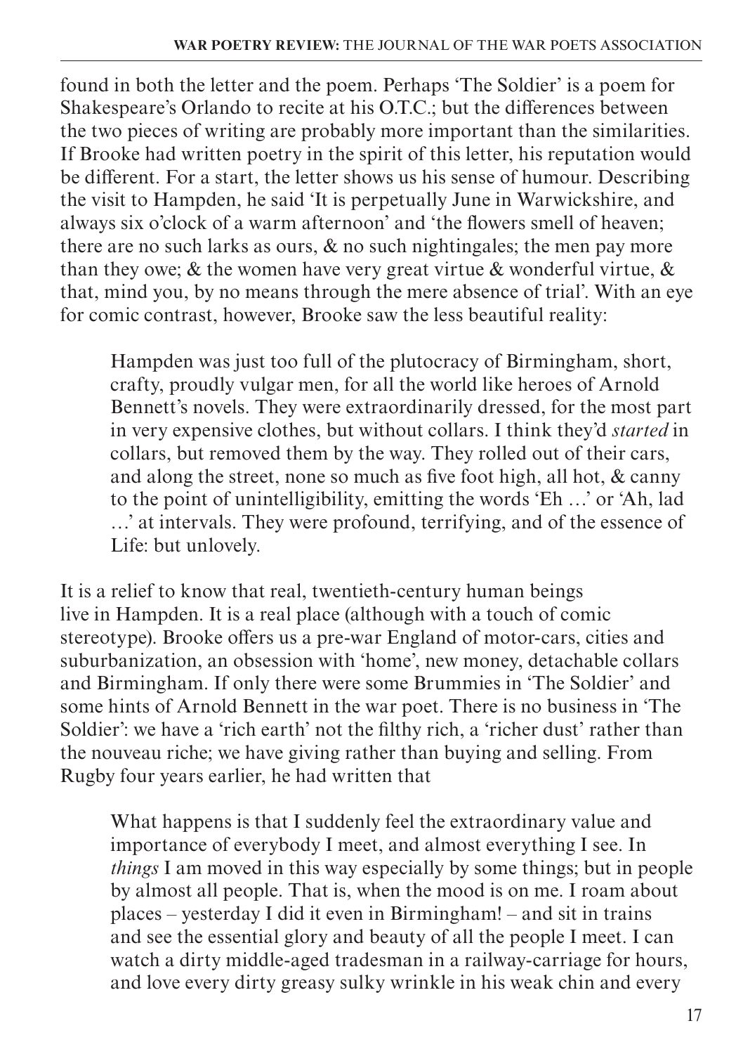found in both the letter and the poem. Perhaps 'The Soldier' is a poem for Shakespeare's Orlando to recite at his O.T.C.; but the differences between the two pieces of writing are probably more important than the similarities. If Brooke had written poetry in the spirit of this letter, his reputation would be different. For a start, the letter shows us his sense of humour. Describing the visit to Hampden, he said 'It is perpetually June in Warwickshire, and always six o'clock of a warm afternoon' and 'the flowers smell of heaven; there are no such larks as ours, & no such nightingales; the men pay more than they owe; & the women have very great virtue & wonderful virtue, & that, mind you, by no means through the mere absence of trial'. With an eye for comic contrast, however, Brooke saw the less beautiful reality:

> Hampden was just too full of the plutocracy of Birmingham, short, crafty, proudly vulgar men, for all the world like heroes of Arnold Bennett's novels. They were extraordinarily dressed, for the most part in very expensive clothes, but without collars. I think they'd *started* in collars, but removed them by the way. They rolled out of their cars, and along the street, none so much as five foot high, all hot, & canny to the point of unintelligibility, emitting the words 'Eh …' or 'Ah, lad …' at intervals. They were profound, terrifying, and of the essence of Life: but unlovely.

It is a relief to know that real, twentieth-century human beings live in Hampden. It is a real place (although with a touch of comic stereotype). Brooke offers us a pre-war England of motor-cars, cities and suburbanization, an obsession with 'home', new money, detachable collars and Birmingham. If only there were some Brummies in 'The Soldier' and some hints of Arnold Bennett in the war poet. There is no business in 'The Soldier': we have a 'rich earth' not the filthy rich, a 'richer dust' rather than the nouveau riche; we have giving rather than buying and selling. From Rugby four years earlier, he had written that

> What happens is that I suddenly feel the extraordinary value and importance of everybody I meet, and almost everything I see. In *things* I am moved in this way especially by some things; but in people by almost all people. That is, when the mood is on me. I roam about places – yesterday I did it even in Birmingham! – and sit in trains and see the essential glory and beauty of all the people I meet. I can watch a dirty middle-aged tradesman in a railway-carriage for hours, and love every dirty greasy sulky wrinkle in his weak chin and every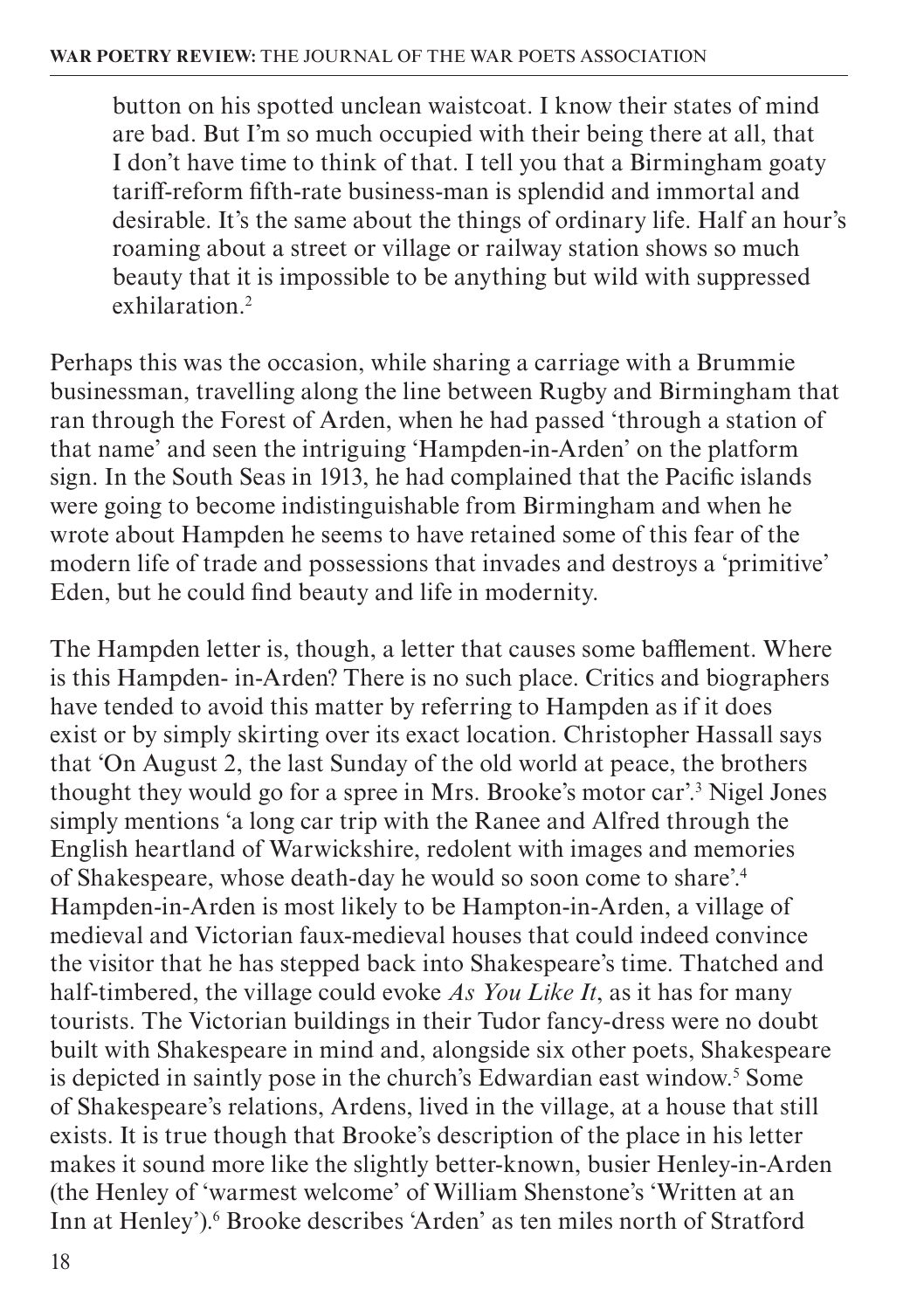> button on his spotted unclean waistcoat. I know their states of mind are bad. But I'm so much occupied with their being there at all, that I don't have time to think of that. I tell you that a Birmingham goaty tariff-reform fifth-rate business-man is splendid and immortal and desirable. It's the same about the things of ordinary life. Half an hour's roaming about a street or village or railway station shows so much beauty that it is impossible to be anything but wild with suppressed exhilaration.[2]

Perhaps this was the occasion, while sharing a carriage with a Brummie businessman, travelling along the line between Rugby and Birmingham that ran through the Forest of Arden, when he had passed 'through a station of that name' and seen the intriguing 'Hampden-in-Arden' on the platform sign. In the South Seas in 1913, he had complained that the Pacific islands were going to become indistinguishable from Birmingham and when he wrote about Hampden he seems to have retained some of this fear of the modern life of trade and possessions that invades and destroys a 'primitive' Eden, but he could find beauty and life in modernity.

The Hampden letter is, though, a letter that causes some bafflement. Where is this Hampden- in-Arden? There is no such place. Critics and biographers have tended to avoid this matter by referring to Hampden as if it does exist or by simply skirting over its exact location. Christopher Hassall says that 'On August 2, the last Sunday of the old world at peace, the brothers thought they would go for a spree in Mrs. Brooke's motor car'.[3] Nigel Jones simply mentions 'a long car trip with the Ranee and Alfred through the English heartland of Warwickshire, redolent with images and memories of Shakespeare, whose death-day he would so soon come to share'.[4] Hampden-in-Arden is most likely to be Hampton-in-Arden, a village of medieval and Victorian faux-medieval houses that could indeed convince the visitor that he has stepped back into Shakespeare's time. Thatched and half-timbered, the village could evoke *As You Like It*, as it has for many tourists. The Victorian buildings in their Tudor fancy-dress were no doubt built with Shakespeare in mind and, alongside six other poets, Shakespeare is depicted in saintly pose in the church's Edwardian east window.[5] Some of Shakespeare's relations, Ardens, lived in the village, at a house that still exists. It is true though that Brooke's description of the place in his letter makes it sound more like the slightly better-known, busier Henley-in-Arden (the Henley of 'warmest welcome' of William Shenstone's 'Written at an Inn at Henley').[6] Brooke describes 'Arden' as ten miles north of Stratford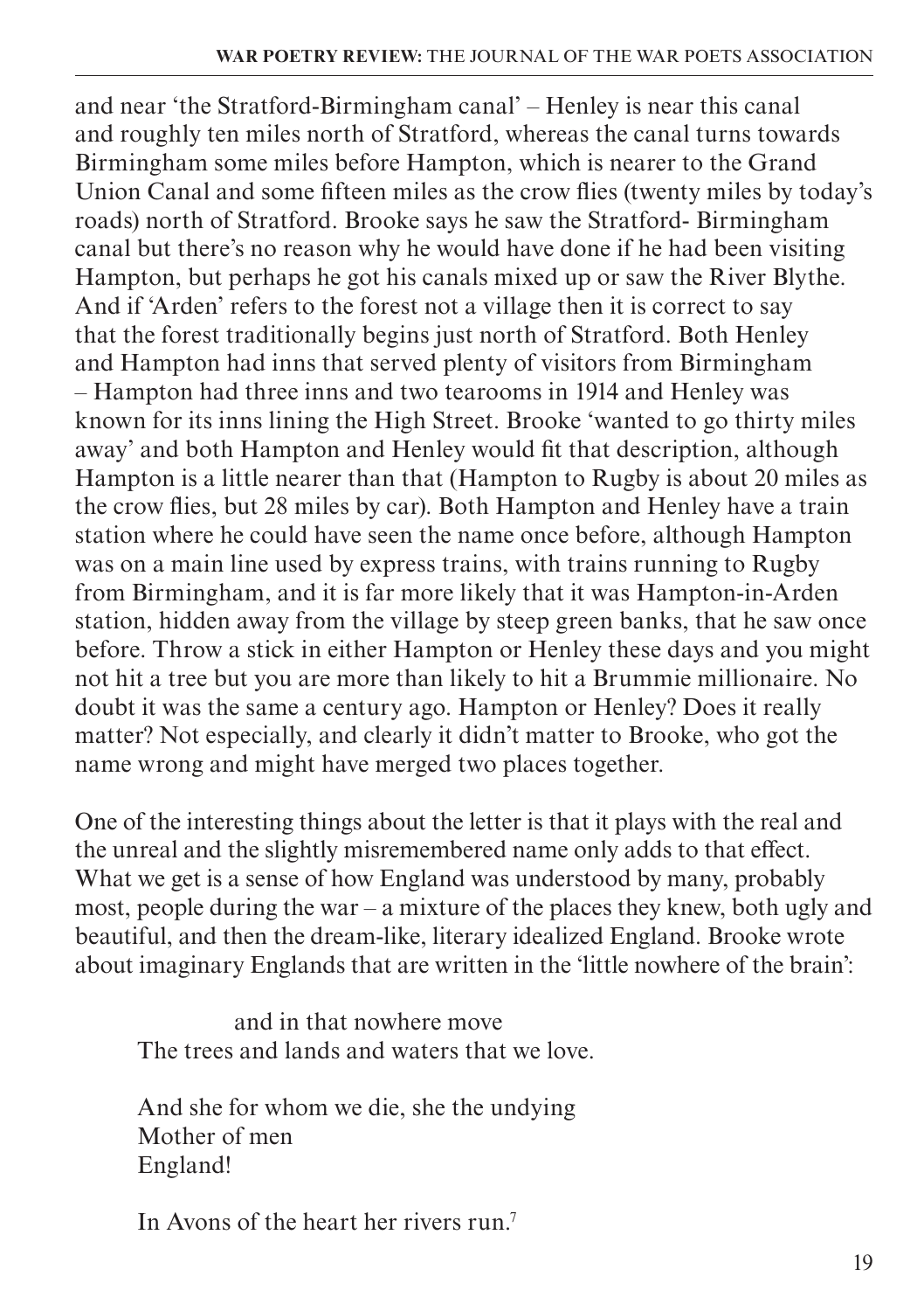and near 'the Stratford-Birmingham canal' – Henley is near this canal and roughly ten miles north of Stratford, whereas the canal turns towards Birmingham some miles before Hampton, which is nearer to the Grand Union Canal and some fifteen miles as the crow flies (twenty miles by today's roads) north of Stratford. Brooke says he saw the Stratford- Birmingham canal but there's no reason why he would have done if he had been visiting Hampton, but perhaps he got his canals mixed up or saw the River Blythe. And if 'Arden' refers to the forest not a village then it is correct to say that the forest traditionally begins just north of Stratford. Both Henley and Hampton had inns that served plenty of visitors from Birmingham – Hampton had three inns and two tearooms in 1914 and Henley was known for its inns lining the High Street. Brooke 'wanted to go thirty miles away' and both Hampton and Henley would fit that description, although Hampton is a little nearer than that (Hampton to Rugby is about 20 miles as the crow flies, but 28 miles by car). Both Hampton and Henley have a train station where he could have seen the name once before, although Hampton was on a main line used by express trains, with trains running to Rugby from Birmingham, and it is far more likely that it was Hampton-in-Arden station, hidden away from the village by steep green banks, that he saw once before. Throw a stick in either Hampton or Henley these days and you might not hit a tree but you are more than likely to hit a Brummie millionaire. No doubt it was the same a century ago. Hampton or Henley? Does it really matter? Not especially, and clearly it didn't matter to Brooke, who got the name wrong and might have merged two places together.

One of the interesting things about the letter is that it plays with the real and the unreal and the slightly misremembered name only adds to that effect. What we get is a sense of how England was understood by many, probably most, people during the war – a mixture of the places they knew, both ugly and beautiful, and then the dream-like, literary idealized England. Brooke wrote about imaginary Englands that are written in the 'little nowhere of the brain':

> and in that nowhere move
> The trees and lands and waters that we love.
>
> And she for whom we die, she the undying
> Mother of men
> England!
>
> In Avons of the heart her rivers run.[7]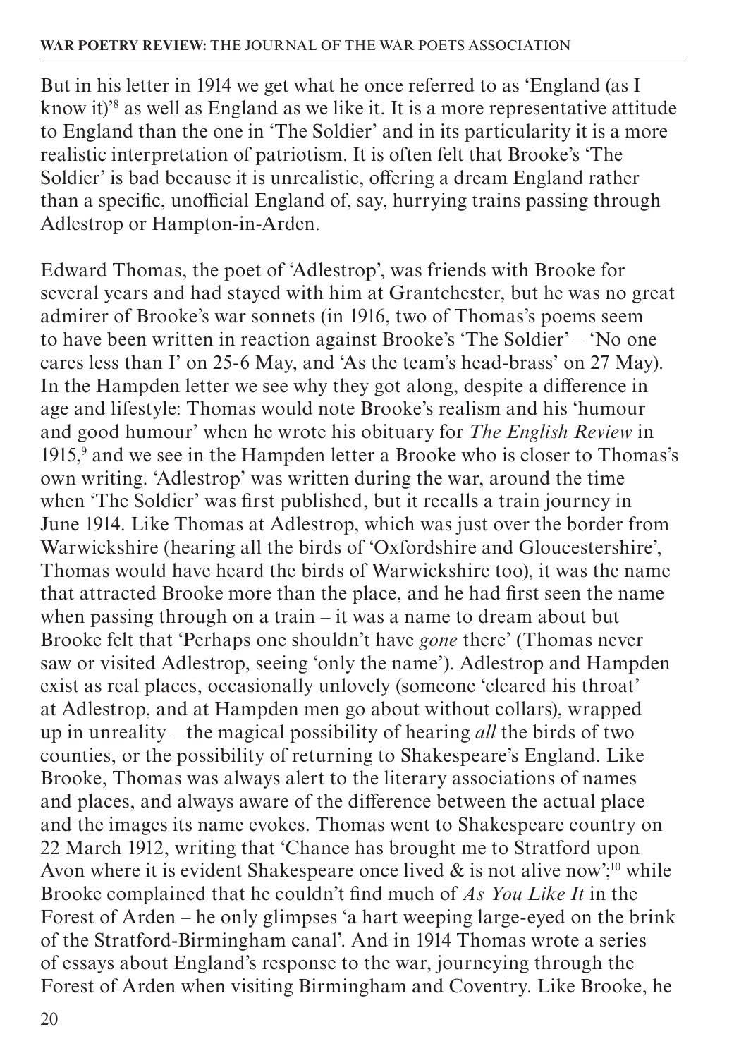But in his letter in 1914 we get what he once referred to as 'England (as I know it)'[8] as well as England as we like it. It is a more representative attitude to England than the one in 'The Soldier' and in its particularity it is a more realistic interpretation of patriotism. It is often felt that Brooke's 'The Soldier' is bad because it is unrealistic, offering a dream England rather than a specific, unofficial England of, say, hurrying trains passing through Adlestrop or Hampton-in-Arden.

Edward Thomas, the poet of 'Adlestrop', was friends with Brooke for several years and had stayed with him at Grantchester, but he was no great admirer of Brooke's war sonnets (in 1916, two of Thomas's poems seem to have been written in reaction against Brooke's 'The Soldier' – 'No one cares less than I' on 25-6 May, and 'As the team's head-brass' on 27 May). In the Hampden letter we see why they got along, despite a difference in age and lifestyle: Thomas would note Brooke's realism and his 'humour and good humour' when he wrote his obituary for *The English Review* in 1915,[9] and we see in the Hampden letter a Brooke who is closer to Thomas's own writing. 'Adlestrop' was written during the war, around the time when 'The Soldier' was first published, but it recalls a train journey in June 1914. Like Thomas at Adlestrop, which was just over the border from Warwickshire (hearing all the birds of 'Oxfordshire and Gloucestershire', Thomas would have heard the birds of Warwickshire too), it was the name that attracted Brooke more than the place, and he had first seen the name when passing through on a train – it was a name to dream about but Brooke felt that 'Perhaps one shouldn't have *gone* there' (Thomas never saw or visited Adlestrop, seeing 'only the name'). Adlestrop and Hampden exist as real places, occasionally unlovely (someone 'cleared his throat' at Adlestrop, and at Hampden men go about without collars), wrapped up in unreality – the magical possibility of hearing *all* the birds of two counties, or the possibility of returning to Shakespeare's England. Like Brooke, Thomas was always alert to the literary associations of names and places, and always aware of the difference between the actual place and the images its name evokes. Thomas went to Shakespeare country on 22 March 1912, writing that 'Chance has brought me to Stratford upon Avon where it is evident Shakespeare once lived & is not alive now';[10] while Brooke complained that he couldn't find much of *As You Like It* in the Forest of Arden – he only glimpses 'a hart weeping large-eyed on the brink of the Stratford-Birmingham canal'. And in 1914 Thomas wrote a series of essays about England's response to the war, journeying through the Forest of Arden when visiting Birmingham and Coventry. Like Brooke, he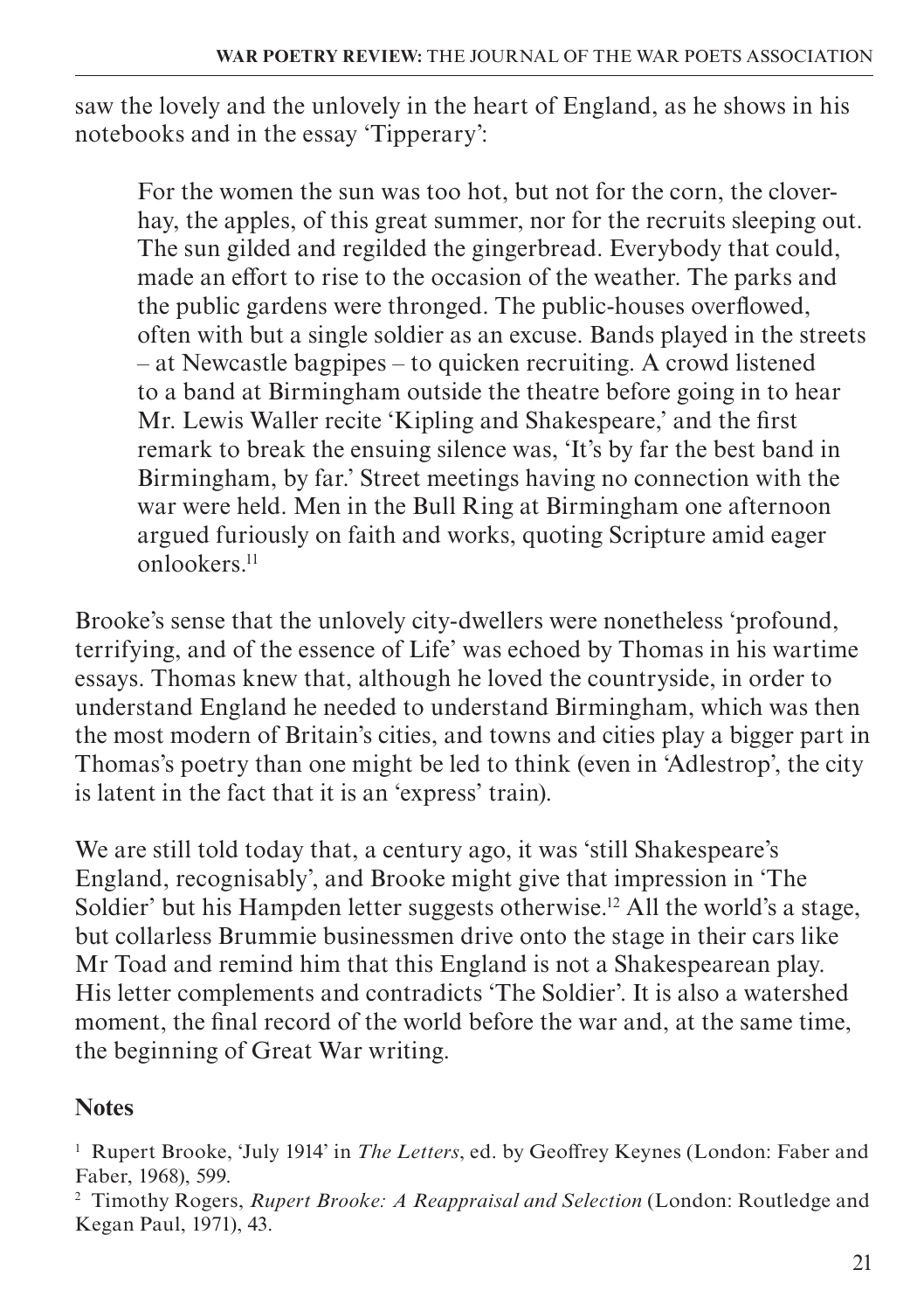saw the lovely and the unlovely in the heart of England, as he shows in his notebooks and in the essay 'Tipperary':

> For the women the sun was too hot, but not for the corn, the clover-hay, the apples, of this great summer, nor for the recruits sleeping out. The sun gilded and regilded the gingerbread. Everybody that could, made an effort to rise to the occasion of the weather. The parks and the public gardens were thronged. The public-houses overflowed, often with but a single soldier as an excuse. Bands played in the streets – at Newcastle bagpipes – to quicken recruiting. A crowd listened to a band at Birmingham outside the theatre before going in to hear Mr. Lewis Waller recite 'Kipling and Shakespeare,' and the first remark to break the ensuing silence was, 'It's by far the best band in Birmingham, by far.' Street meetings having no connection with the war were held. Men in the Bull Ring at Birmingham one afternoon argued furiously on faith and works, quoting Scripture amid eager onlookers.[11]

Brooke's sense that the unlovely city-dwellers were nonetheless 'profound, terrifying, and of the essence of Life' was echoed by Thomas in his wartime essays. Thomas knew that, although he loved the countryside, in order to understand England he needed to understand Birmingham, which was then the most modern of Britain's cities, and towns and cities play a bigger part in Thomas's poetry than one might be led to think (even in 'Adlestrop', the city is latent in the fact that it is an 'express' train).

We are still told today that, a century ago, it was 'still Shakespeare's England, recognisably', and Brooke might give that impression in 'The Soldier' but his Hampden letter suggests otherwise.[12] All the world's a stage, but collarless Brummie businessmen drive onto the stage in their cars like Mr Toad and remind him that this England is not a Shakespearean play. His letter complements and contradicts 'The Soldier'. It is also a watershed moment, the final record of the world before the war and, at the same time, the beginning of Great War writing.

## Notes

1 Rupert Brooke, 'July 1914' in *The Letters*, ed. by Geoffrey Keynes (London: Faber and Faber, 1968), 599.

2 Timothy Rogers, *Rupert Brooke: A Reappraisal and Selection* (London: Routledge and Kegan Paul, 1971), 43.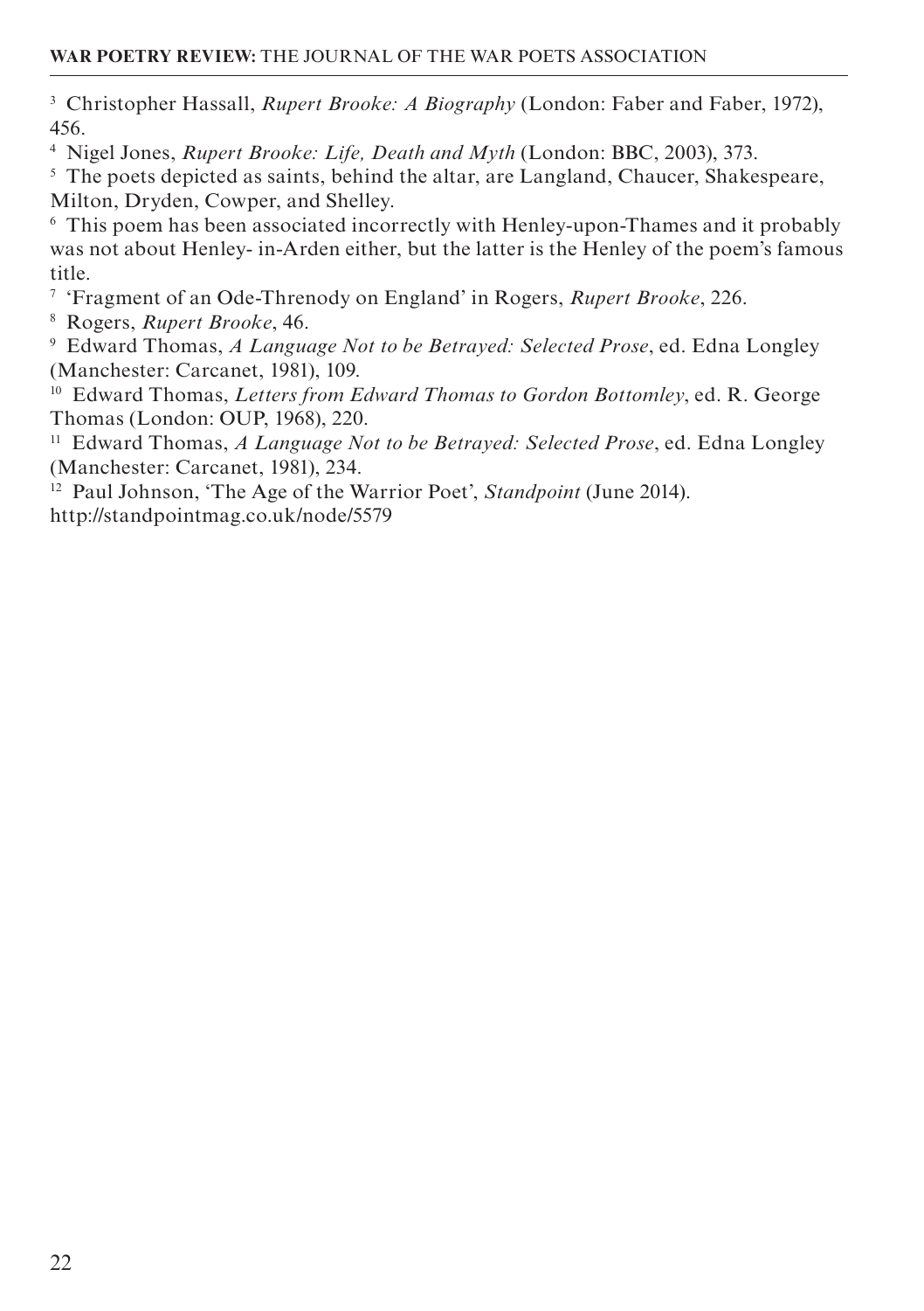[3] Christopher Hassall, *Rupert Brooke: A Biography* (London: Faber and Faber, 1972), 456.

[4] Nigel Jones, *Rupert Brooke: Life, Death and Myth* (London: BBC, 2003), 373.

[5] The poets depicted as saints, behind the altar, are Langland, Chaucer, Shakespeare, Milton, Dryden, Cowper, and Shelley.

[6] This poem has been associated incorrectly with Henley-upon-Thames and it probably was not about Henley- in-Arden either, but the latter is the Henley of the poem's famous title.

[7] 'Fragment of an Ode-Threnody on England' in Rogers, *Rupert Brooke*, 226.

[8] Rogers, *Rupert Brooke*, 46.

[9] Edward Thomas, *A Language Not to be Betrayed: Selected Prose*, ed. Edna Longley (Manchester: Carcanet, 1981), 109.

[10] Edward Thomas, *Letters from Edward Thomas to Gordon Bottomley*, ed. R. George Thomas (London: OUP, 1968), 220.

[11] Edward Thomas, *A Language Not to be Betrayed: Selected Prose*, ed. Edna Longley (Manchester: Carcanet, 1981), 234.

[12] Paul Johnson, 'The Age of the Warrior Poet', *Standpoint* (June 2014). http://standpointmag.co.uk/node/5579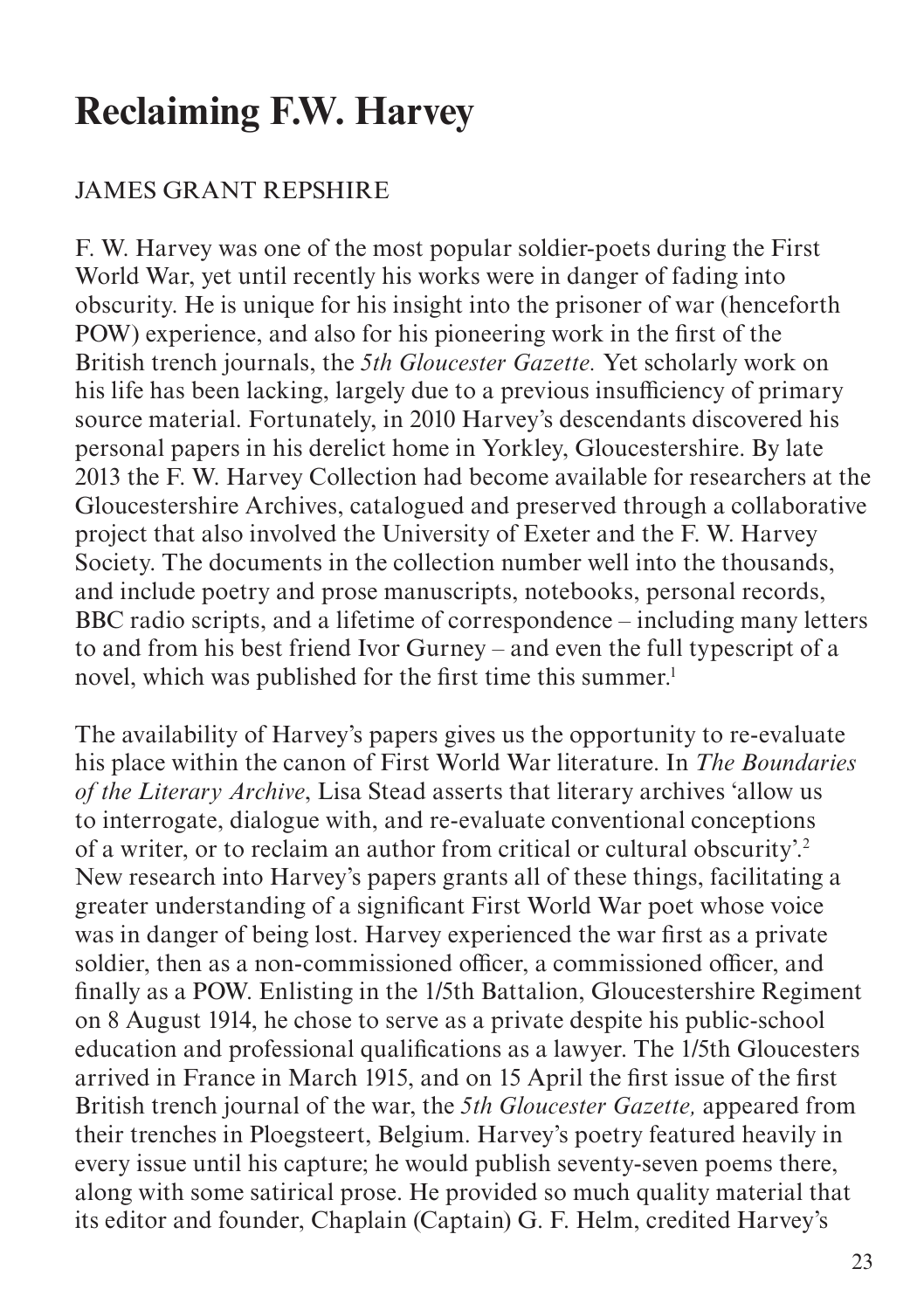# Reclaiming F.W. Harvey

JAMES GRANT REPSHIRE

F. W. Harvey was one of the most popular soldier-poets during the First World War, yet until recently his works were in danger of fading into obscurity. He is unique for his insight into the prisoner of war (henceforth POW) experience, and also for his pioneering work in the first of the British trench journals, the *5th Gloucester Gazette.* Yet scholarly work on his life has been lacking, largely due to a previous insufficiency of primary source material. Fortunately, in 2010 Harvey's descendants discovered his personal papers in his derelict home in Yorkley, Gloucestershire. By late 2013 the F. W. Harvey Collection had become available for researchers at the Gloucestershire Archives, catalogued and preserved through a collaborative project that also involved the University of Exeter and the F. W. Harvey Society. The documents in the collection number well into the thousands, and include poetry and prose manuscripts, notebooks, personal records, BBC radio scripts, and a lifetime of correspondence – including many letters to and from his best friend Ivor Gurney – and even the full typescript of a novel, which was published for the first time this summer.[1]

The availability of Harvey's papers gives us the opportunity to re-evaluate his place within the canon of First World War literature. In *The Boundaries of the Literary Archive*, Lisa Stead asserts that literary archives 'allow us to interrogate, dialogue with, and re-evaluate conventional conceptions of a writer, or to reclaim an author from critical or cultural obscurity'.[2] New research into Harvey's papers grants all of these things, facilitating a greater understanding of a significant First World War poet whose voice was in danger of being lost. Harvey experienced the war first as a private soldier, then as a non-commissioned officer, a commissioned officer, and finally as a POW. Enlisting in the 1/5th Battalion, Gloucestershire Regiment on 8 August 1914, he chose to serve as a private despite his public-school education and professional qualifications as a lawyer. The 1/5th Gloucesters arrived in France in March 1915, and on 15 April the first issue of the first British trench journal of the war, the *5th Gloucester Gazette,* appeared from their trenches in Ploegsteert, Belgium. Harvey's poetry featured heavily in every issue until his capture; he would publish seventy-seven poems there, along with some satirical prose. He provided so much quality material that its editor and founder, Chaplain (Captain) G. F. Helm, credited Harvey's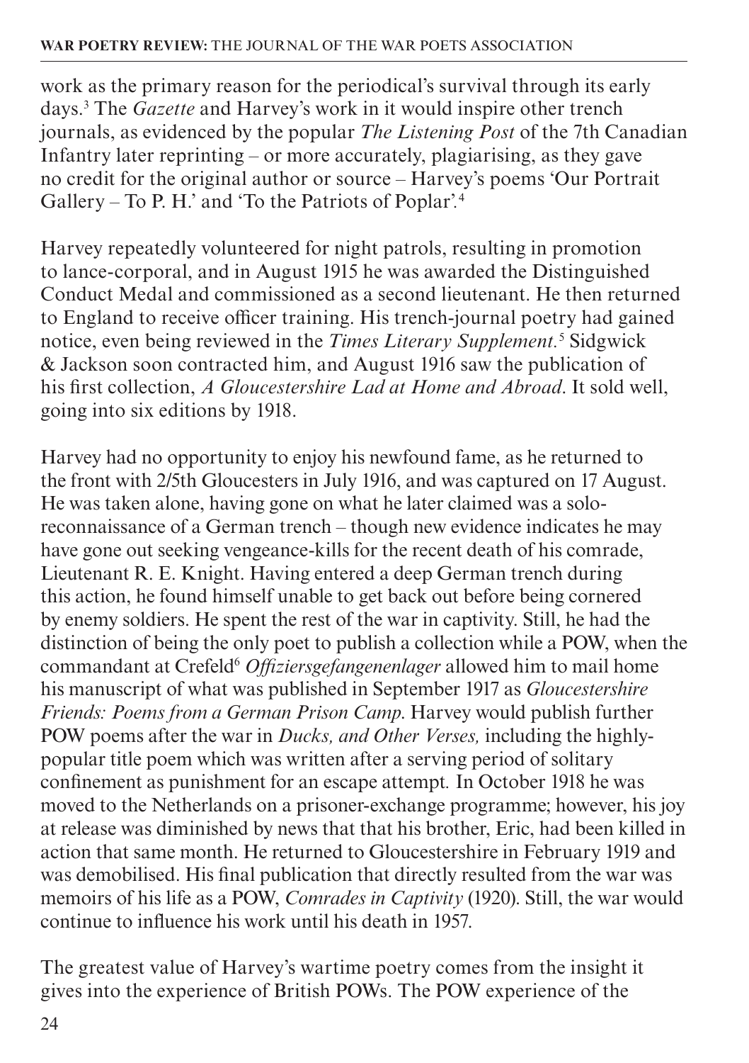work as the primary reason for the periodical's survival through its early days.[3] The *Gazette* and Harvey's work in it would inspire other trench journals, as evidenced by the popular *The Listening Post* of the 7th Canadian Infantry later reprinting – or more accurately, plagiarising, as they gave no credit for the original author or source – Harvey's poems 'Our Portrait Gallery – To P. H.' and 'To the Patriots of Poplar'.[4]

Harvey repeatedly volunteered for night patrols, resulting in promotion to lance-corporal, and in August 1915 he was awarded the Distinguished Conduct Medal and commissioned as a second lieutenant. He then returned to England to receive officer training. His trench-journal poetry had gained notice, even being reviewed in the *Times Literary Supplement*.[5] Sidgwick & Jackson soon contracted him, and August 1916 saw the publication of his first collection, *A Gloucestershire Lad at Home and Abroad*. It sold well, going into six editions by 1918.

Harvey had no opportunity to enjoy his newfound fame, as he returned to the front with 2/5th Gloucesters in July 1916, and was captured on 17 August. He was taken alone, having gone on what he later claimed was a solo-reconnaissance of a German trench – though new evidence indicates he may have gone out seeking vengeance-kills for the recent death of his comrade, Lieutenant R. E. Knight. Having entered a deep German trench during this action, he found himself unable to get back out before being cornered by enemy soldiers. He spent the rest of the war in captivity. Still, he had the distinction of being the only poet to publish a collection while a POW, when the commandant at Crefeld[6] *Offiziersgefangenenlager* allowed him to mail home his manuscript of what was published in September 1917 as *Gloucestershire Friends: Poems from a German Prison Camp*. Harvey would publish further POW poems after the war in *Ducks, and Other Verses,* including the highly-popular title poem which was written after a serving period of solitary confinement as punishment for an escape attempt. In October 1918 he was moved to the Netherlands on a prisoner-exchange programme; however, his joy at release was diminished by news that that his brother, Eric, had been killed in action that same month. He returned to Gloucestershire in February 1919 and was demobilised. His final publication that directly resulted from the war was memoirs of his life as a POW, *Comrades in Captivity* (1920). Still, the war would continue to influence his work until his death in 1957.

The greatest value of Harvey's wartime poetry comes from the insight it gives into the experience of British POWs. The POW experience of the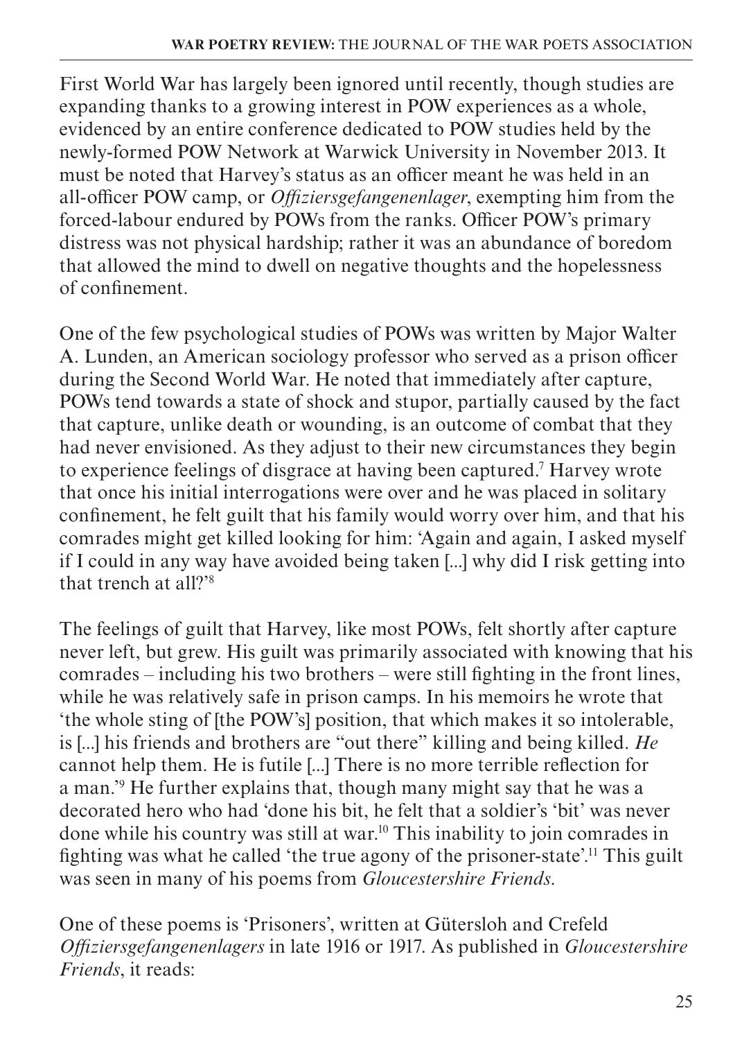First World War has largely been ignored until recently, though studies are expanding thanks to a growing interest in POW experiences as a whole, evidenced by an entire conference dedicated to POW studies held by the newly-formed POW Network at Warwick University in November 2013. It must be noted that Harvey's status as an officer meant he was held in an all-officer POW camp, or *Offiziersgefangenenlager*, exempting him from the forced-labour endured by POWs from the ranks. Officer POW's primary distress was not physical hardship; rather it was an abundance of boredom that allowed the mind to dwell on negative thoughts and the hopelessness of confinement.

One of the few psychological studies of POWs was written by Major Walter A. Lunden, an American sociology professor who served as a prison officer during the Second World War. He noted that immediately after capture, POWs tend towards a state of shock and stupor, partially caused by the fact that capture, unlike death or wounding, is an outcome of combat that they had never envisioned. As they adjust to their new circumstances they begin to experience feelings of disgrace at having been captured.[7] Harvey wrote that once his initial interrogations were over and he was placed in solitary confinement, he felt guilt that his family would worry over him, and that his comrades might get killed looking for him: 'Again and again, I asked myself if I could in any way have avoided being taken [...] why did I risk getting into that trench at all?'[8]

The feelings of guilt that Harvey, like most POWs, felt shortly after capture never left, but grew. His guilt was primarily associated with knowing that his comrades – including his two brothers – were still fighting in the front lines, while he was relatively safe in prison camps. In his memoirs he wrote that 'the whole sting of [the POW's] position, that which makes it so intolerable, is [...] his friends and brothers are "out there" killing and being killed. *He* cannot help them. He is futile [...] There is no more terrible reflection for a man.'[9] He further explains that, though many might say that he was a decorated hero who had 'done his bit, he felt that a soldier's 'bit' was never done while his country was still at war.[10] This inability to join comrades in fighting was what he called 'the true agony of the prisoner-state'.[11] This guilt was seen in many of his poems from *Gloucestershire Friends*.

One of these poems is 'Prisoners', written at Gütersloh and Crefeld *Offiziersgefangenenlagers* in late 1916 or 1917. As published in *Gloucestershire Friends*, it reads: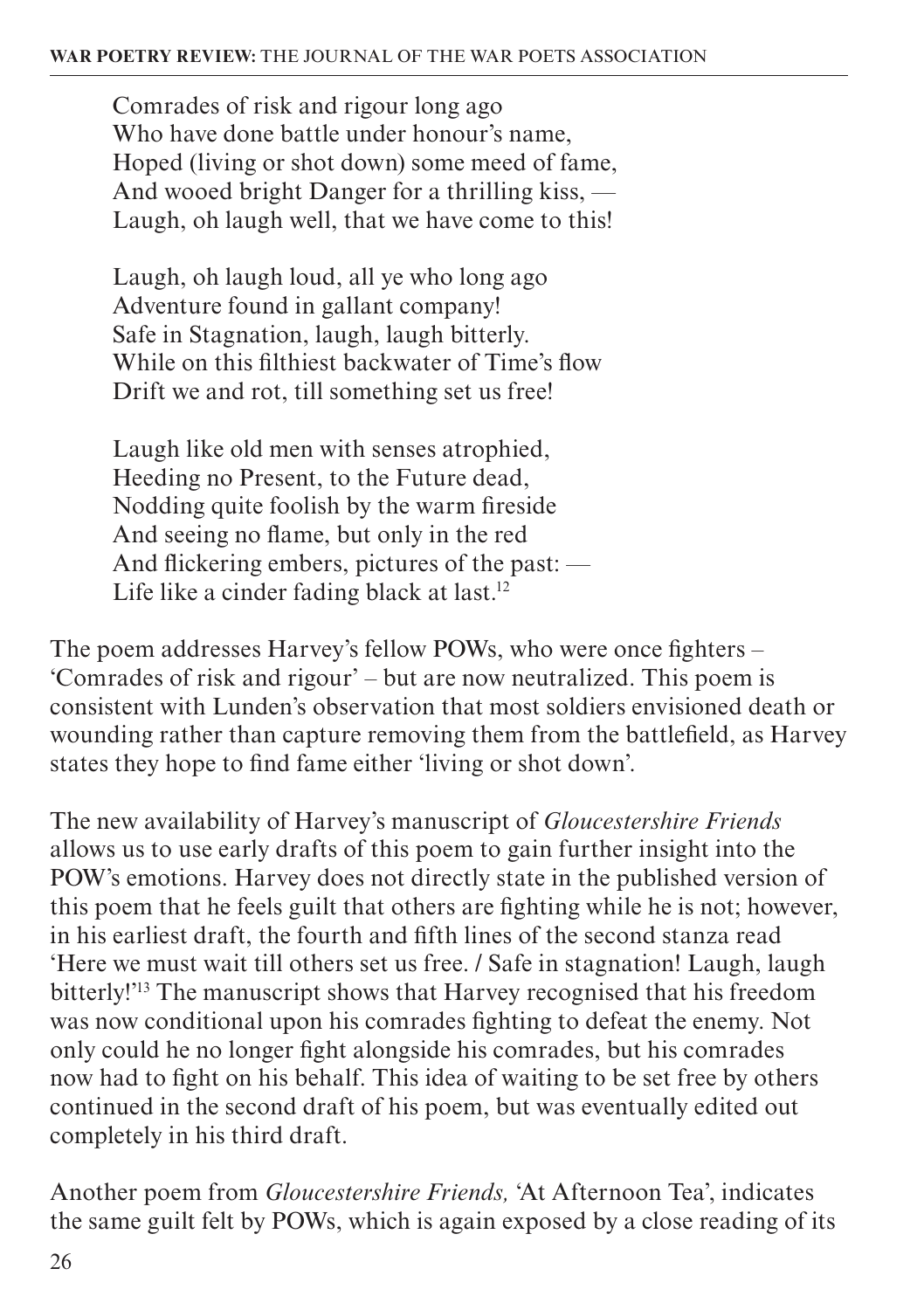Comrades of risk and rigour long ago
Who have done battle under honour's name,
Hoped (living or shot down) some meed of fame,
And wooed bright Danger for a thrilling kiss, —
Laugh, oh laugh well, that we have come to this!

Laugh, oh laugh loud, all ye who long ago
Adventure found in gallant company!
Safe in Stagnation, laugh, laugh bitterly.
While on this filthiest backwater of Time's flow
Drift we and rot, till something set us free!

Laugh like old men with senses atrophied,
Heeding no Present, to the Future dead,
Nodding quite foolish by the warm fireside
And seeing no flame, but only in the red
And flickering embers, pictures of the past: —
Life like a cinder fading black at last.[12]

The poem addresses Harvey's fellow POWs, who were once fighters – 'Comrades of risk and rigour' – but are now neutralized. This poem is consistent with Lunden's observation that most soldiers envisioned death or wounding rather than capture removing them from the battlefield, as Harvey states they hope to find fame either 'living or shot down'.

The new availability of Harvey's manuscript of *Gloucestershire Friends* allows us to use early drafts of this poem to gain further insight into the POW's emotions. Harvey does not directly state in the published version of this poem that he feels guilt that others are fighting while he is not; however, in his earliest draft, the fourth and fifth lines of the second stanza read 'Here we must wait till others set us free. / Safe in stagnation! Laugh, laugh bitterly!'[13] The manuscript shows that Harvey recognised that his freedom was now conditional upon his comrades fighting to defeat the enemy. Not only could he no longer fight alongside his comrades, but his comrades now had to fight on his behalf. This idea of waiting to be set free by others continued in the second draft of his poem, but was eventually edited out completely in his third draft.

Another poem from *Gloucestershire Friends,* 'At Afternoon Tea', indicates the same guilt felt by POWs, which is again exposed by a close reading of its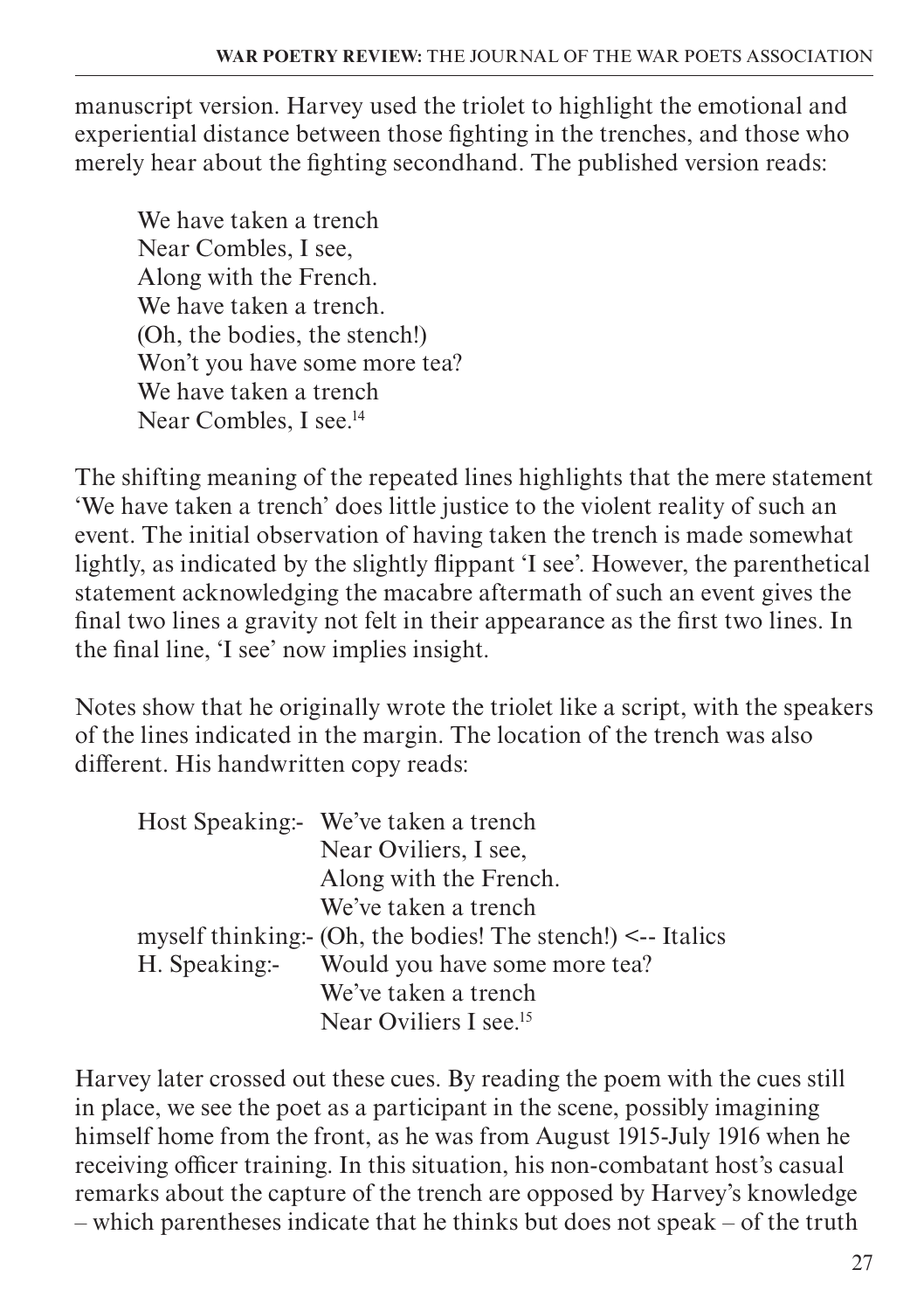manuscript version. Harvey used the triolet to highlight the emotional and experiential distance between those fighting in the trenches, and those who merely hear about the fighting secondhand. The published version reads:

> We have taken a trench  
> Near Combles, I see,  
> Along with the French.  
> We have taken a trench.  
> (Oh, the bodies, the stench!)  
> Won't you have some more tea?  
> We have taken a trench  
> Near Combles, I see.[14]

The shifting meaning of the repeated lines highlights that the mere statement 'We have taken a trench' does little justice to the violent reality of such an event. The initial observation of having taken the trench is made somewhat lightly, as indicated by the slightly flippant 'I see'. However, the parenthetical statement acknowledging the macabre aftermath of such an event gives the final two lines a gravity not felt in their appearance as the first two lines. In the final line, 'I see' now implies insight.

Notes show that he originally wrote the triolet like a script, with the speakers of the lines indicated in the margin. The location of the trench was also different. His handwritten copy reads:

```
Host Speaking:-    We've taken a trench
                   Near Oviliers, I see,
                   Along with the French.
                   We've taken a trench
myself thinking:-  (Oh, the bodies! The stench!) <-- Italics
H. Speaking:-      Would you have some more tea?
                   We've taken a trench
                   Near Oviliers I see.[15]
```

Harvey later crossed out these cues. By reading the poem with the cues still in place, we see the poet as a participant in the scene, possibly imagining himself home from the front, as he was from August 1915-July 1916 when he receiving officer training. In this situation, his non-combatant host's casual remarks about the capture of the trench are opposed by Harvey's knowledge – which parentheses indicate that he thinks but does not speak – of the truth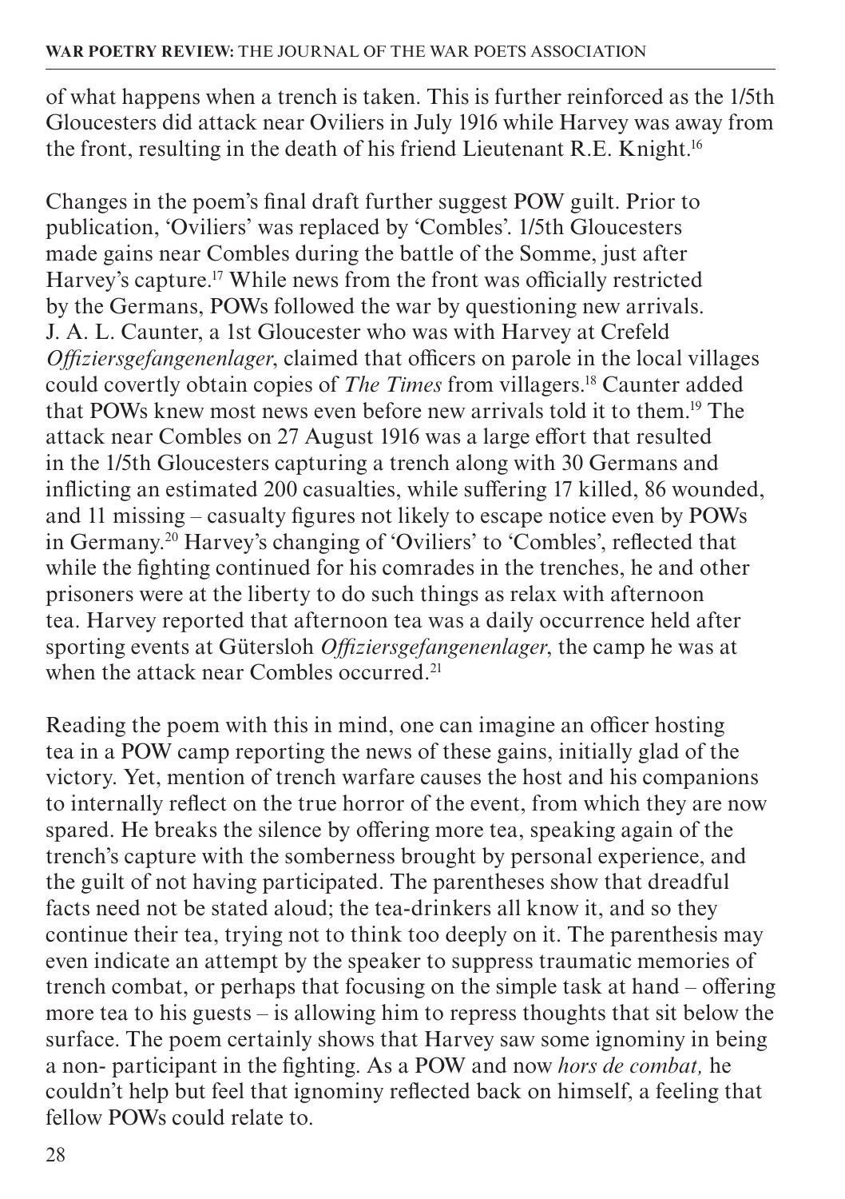of what happens when a trench is taken. This is further reinforced as the 1/5th Gloucesters did attack near Oviliers in July 1916 while Harvey was away from the front, resulting in the death of his friend Lieutenant R.E. Knight.[16]

Changes in the poem's final draft further suggest POW guilt. Prior to publication, 'Oviliers' was replaced by 'Combles'. 1/5th Gloucesters made gains near Combles during the battle of the Somme, just after Harvey's capture.[17] While news from the front was officially restricted by the Germans, POWs followed the war by questioning new arrivals. J. A. L. Caunter, a 1st Gloucester who was with Harvey at Crefeld *Offiziersgefangenenlager*, claimed that officers on parole in the local villages could covertly obtain copies of *The Times* from villagers.[18] Caunter added that POWs knew most news even before new arrivals told it to them.[19] The attack near Combles on 27 August 1916 was a large effort that resulted in the 1/5th Gloucesters capturing a trench along with 30 Germans and inflicting an estimated 200 casualties, while suffering 17 killed, 86 wounded, and 11 missing – casualty figures not likely to escape notice even by POWs in Germany.[20] Harvey's changing of 'Oviliers' to 'Combles', reflected that while the fighting continued for his comrades in the trenches, he and other prisoners were at the liberty to do such things as relax with afternoon tea. Harvey reported that afternoon tea was a daily occurrence held after sporting events at Gütersloh *Offiziersgefangenenlager*, the camp he was at when the attack near Combles occurred.[21]

Reading the poem with this in mind, one can imagine an officer hosting tea in a POW camp reporting the news of these gains, initially glad of the victory. Yet, mention of trench warfare causes the host and his companions to internally reflect on the true horror of the event, from which they are now spared. He breaks the silence by offering more tea, speaking again of the trench's capture with the somberness brought by personal experience, and the guilt of not having participated. The parentheses show that dreadful facts need not be stated aloud; the tea-drinkers all know it, and so they continue their tea, trying not to think too deeply on it. The parenthesis may even indicate an attempt by the speaker to suppress traumatic memories of trench combat, or perhaps that focusing on the simple task at hand – offering more tea to his guests – is allowing him to repress thoughts that sit below the surface. The poem certainly shows that Harvey saw some ignominy in being a non- participant in the fighting. As a POW and now *hors de combat,* he couldn't help but feel that ignominy reflected back on himself, a feeling that fellow POWs could relate to.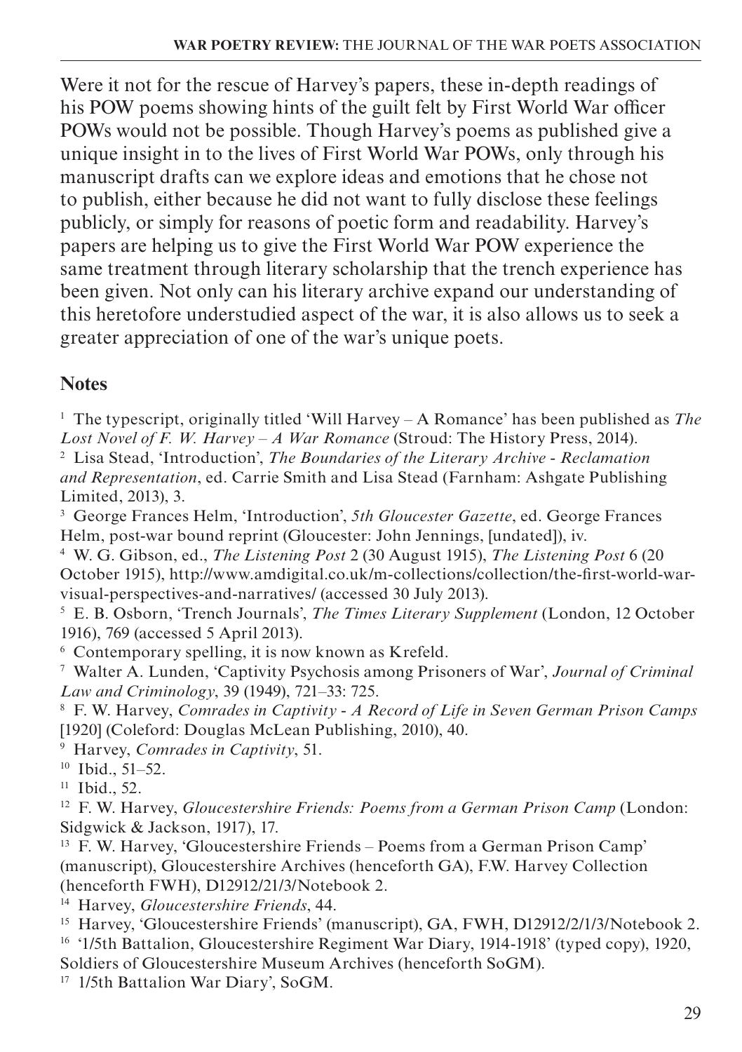Were it not for the rescue of Harvey's papers, these in-depth readings of his POW poems showing hints of the guilt felt by First World War officer POWs would not be possible. Though Harvey's poems as published give a unique insight in to the lives of First World War POWs, only through his manuscript drafts can we explore ideas and emotions that he chose not to publish, either because he did not want to fully disclose these feelings publicly, or simply for reasons of poetic form and readability. Harvey's papers are helping us to give the First World War POW experience the same treatment through literary scholarship that the trench experience has been given. Not only can his literary archive expand our understanding of this heretofore understudied aspect of the war, it is also allows us to seek a greater appreciation of one of the war's unique poets.

## Notes

[1] The typescript, originally titled 'Will Harvey – A Romance' has been published as *The Lost Novel of F. W. Harvey – A War Romance* (Stroud: The History Press, 2014).

[2] Lisa Stead, 'Introduction', *The Boundaries of the Literary Archive - Reclamation and Representation*, ed. Carrie Smith and Lisa Stead (Farnham: Ashgate Publishing Limited, 2013), 3.

[3] George Frances Helm, 'Introduction', *5th Gloucester Gazette*, ed. George Frances Helm, post-war bound reprint (Gloucester: John Jennings, [undated]), iv.

[4] W. G. Gibson, ed., *The Listening Post* 2 (30 August 1915), *The Listening Post* 6 (20 October 1915), http://www.amdigital.co.uk/m-collections/collection/the-first-world-war-visual-perspectives-and-narratives/ (accessed 30 July 2013).

[5] E. B. Osborn, 'Trench Journals', *The Times Literary Supplement* (London, 12 October 1916), 769 (accessed 5 April 2013).

[6] Contemporary spelling, it is now known as Krefeld.

[7] Walter A. Lunden, 'Captivity Psychosis among Prisoners of War', *Journal of Criminal Law and Criminology*, 39 (1949), 721–33: 725.

[8] F. W. Harvey, *Comrades in Captivity - A Record of Life in Seven German Prison Camps* [1920] (Coleford: Douglas McLean Publishing, 2010), 40.

[9] Harvey, *Comrades in Captivity*, 51.

[10] Ibid., 51–52.

[11] Ibid., 52.

[12] F. W. Harvey, *Gloucestershire Friends: Poems from a German Prison Camp* (London: Sidgwick & Jackson, 1917), 17.

[13] F. W. Harvey, 'Gloucestershire Friends – Poems from a German Prison Camp' (manuscript), Gloucestershire Archives (henceforth GA), F.W. Harvey Collection (henceforth FWH), D12912/21/3/Notebook 2.

[14] Harvey, *Gloucestershire Friends*, 44.

[15] Harvey, 'Gloucestershire Friends' (manuscript), GA, FWH, D12912/2/1/3/Notebook 2.

[16] '1/5th Battalion, Gloucestershire Regiment War Diary, 1914-1918' (typed copy), 1920, Soldiers of Gloucestershire Museum Archives (henceforth SoGM).

[17] 1/5th Battalion War Diary', SoGM.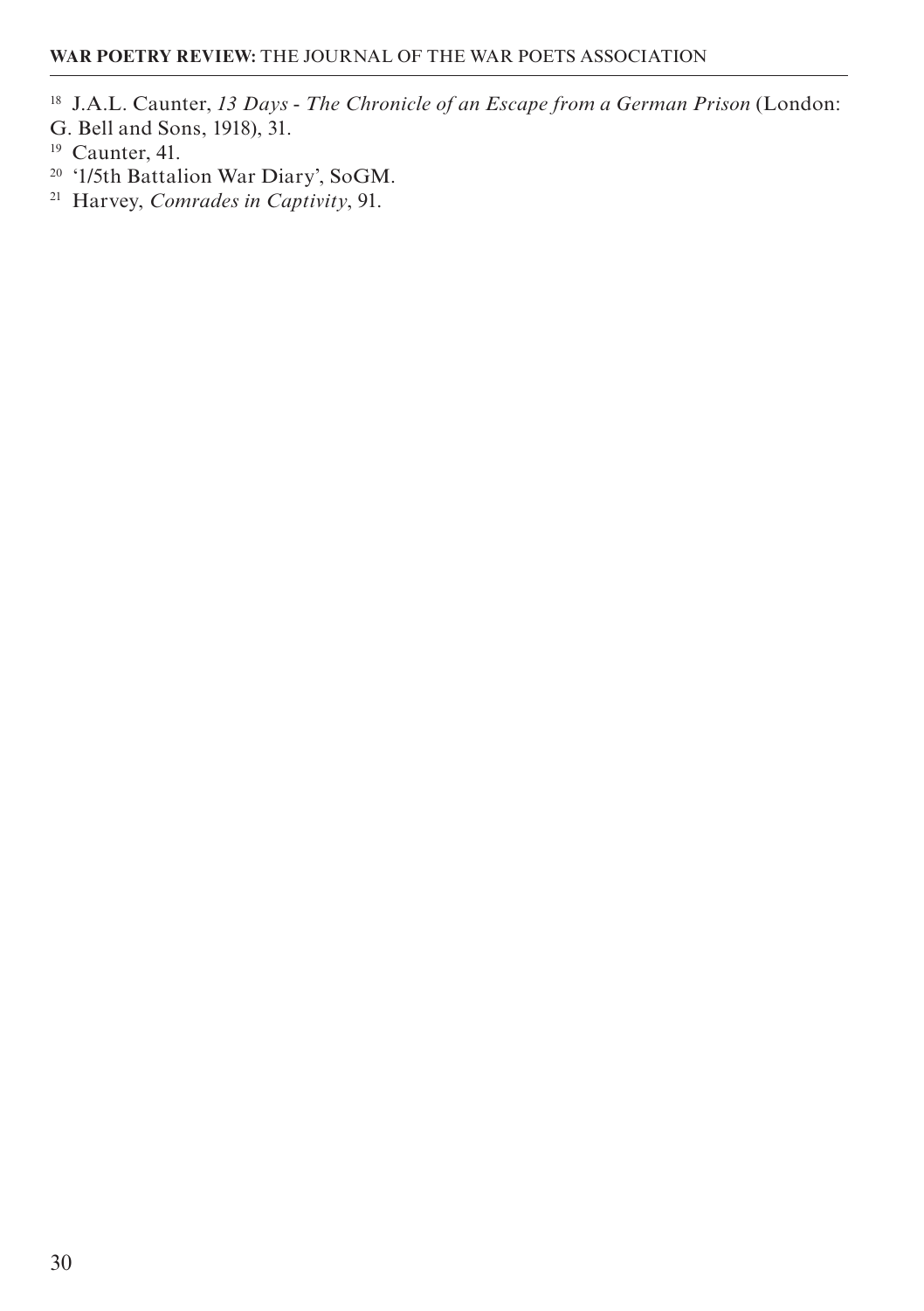[18] J.A.L. Caunter, *13 Days - The Chronicle of an Escape from a German Prison* (London: G. Bell and Sons, 1918), 31.

[19] Caunter, 41.

[20] '1/5th Battalion War Diary', SoGM.

[21] Harvey, *Comrades in Captivity*, 91.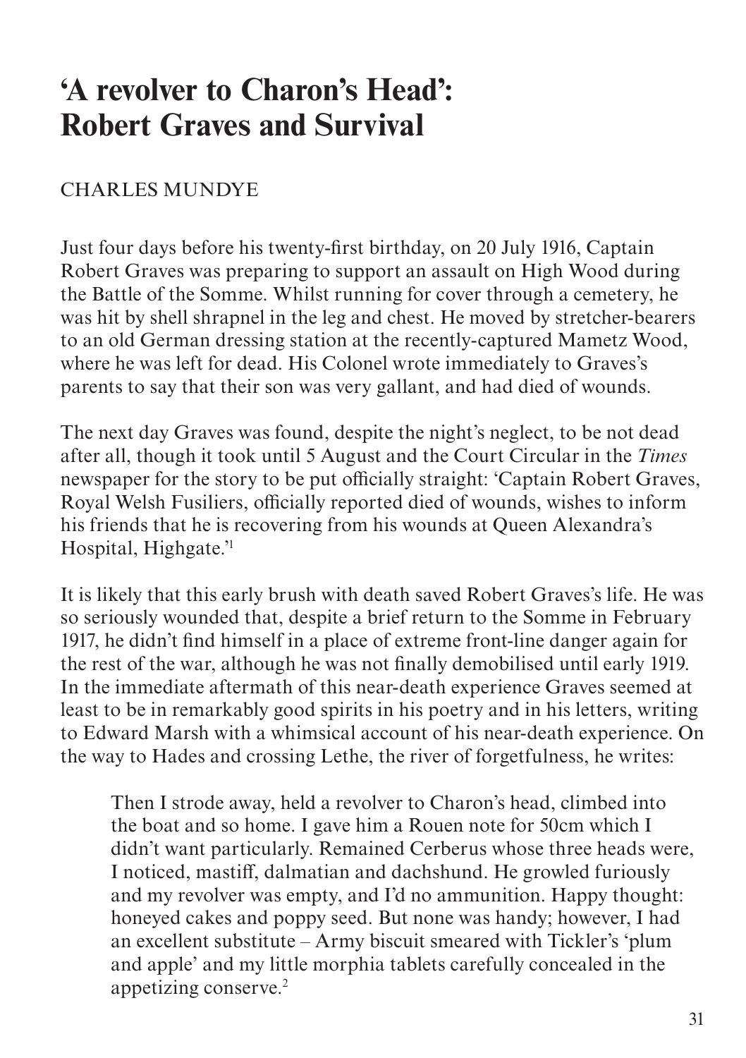# 'A revolver to Charon's Head': Robert Graves and Survival

CHARLES MUNDYE

Just four days before his twenty-first birthday, on 20 July 1916, Captain Robert Graves was preparing to support an assault on High Wood during the Battle of the Somme. Whilst running for cover through a cemetery, he was hit by shell shrapnel in the leg and chest. He moved by stretcher-bearers to an old German dressing station at the recently-captured Mametz Wood, where he was left for dead. His Colonel wrote immediately to Graves's parents to say that their son was very gallant, and had died of wounds.

The next day Graves was found, despite the night's neglect, to be not dead after all, though it took until 5 August and the Court Circular in the *Times* newspaper for the story to be put officially straight: 'Captain Robert Graves, Royal Welsh Fusiliers, officially reported died of wounds, wishes to inform his friends that he is recovering from his wounds at Queen Alexandra's Hospital, Highgate.'[1]

It is likely that this early brush with death saved Robert Graves's life. He was so seriously wounded that, despite a brief return to the Somme in February 1917, he didn't find himself in a place of extreme front-line danger again for the rest of the war, although he was not finally demobilised until early 1919. In the immediate aftermath of this near-death experience Graves seemed at least to be in remarkably good spirits in his poetry and in his letters, writing to Edward Marsh with a whimsical account of his near-death experience. On the way to Hades and crossing Lethe, the river of forgetfulness, he writes:

> Then I strode away, held a revolver to Charon's head, climbed into the boat and so home. I gave him a Rouen note for 50cm which I didn't want particularly. Remained Cerberus whose three heads were, I noticed, mastiff, dalmatian and dachshund. He growled furiously and my revolver was empty, and I'd no ammunition. Happy thought: honeyed cakes and poppy seed. But none was handy; however, I had an excellent substitute – Army biscuit smeared with Tickler's 'plum and apple' and my little morphia tablets carefully concealed in the appetizing conserve.[2]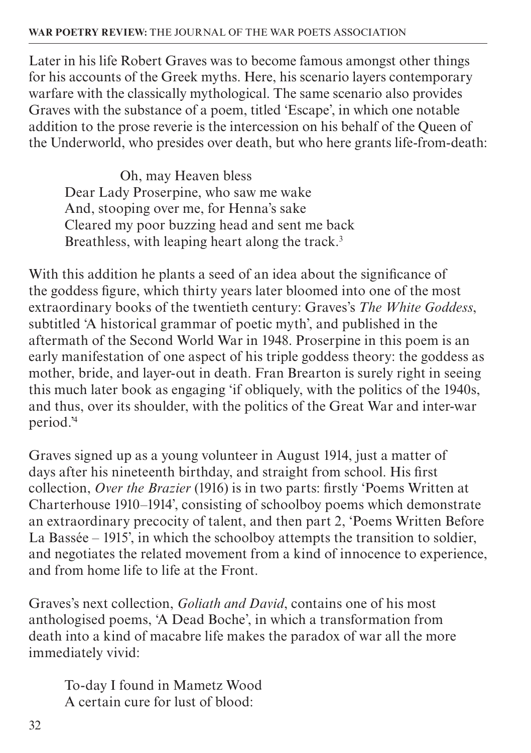Later in his life Robert Graves was to become famous amongst other things for his accounts of the Greek myths. Here, his scenario layers contemporary warfare with the classically mythological. The same scenario also provides Graves with the substance of a poem, titled 'Escape', in which one notable addition to the prose reverie is the intercession on his behalf of the Queen of the Underworld, who presides over death, but who here grants life-from-death:

> Oh, may Heaven bless
> Dear Lady Proserpine, who saw me wake
> And, stooping over me, for Henna's sake
> Cleared my poor buzzing head and sent me back
> Breathless, with leaping heart along the track.[3]

With this addition he plants a seed of an idea about the significance of the goddess figure, which thirty years later bloomed into one of the most extraordinary books of the twentieth century: Graves's *The White Goddess*, subtitled 'A historical grammar of poetic myth', and published in the aftermath of the Second World War in 1948. Proserpine in this poem is an early manifestation of one aspect of his triple goddess theory: the goddess as mother, bride, and layer-out in death. Fran Brearton is surely right in seeing this much later book as engaging 'if obliquely, with the politics of the 1940s, and thus, over its shoulder, with the politics of the Great War and inter-war period.'[4]

Graves signed up as a young volunteer in August 1914, just a matter of days after his nineteenth birthday, and straight from school. His first collection, *Over the Brazier* (1916) is in two parts: firstly 'Poems Written at Charterhouse 1910–1914', consisting of schoolboy poems which demonstrate an extraordinary precocity of talent, and then part 2, 'Poems Written Before La Bassée – 1915', in which the schoolboy attempts the transition to soldier, and negotiates the related movement from a kind of innocence to experience, and from home life to life at the Front.

Graves's next collection, *Goliath and David*, contains one of his most anthologised poems, 'A Dead Boche', in which a transformation from death into a kind of macabre life makes the paradox of war all the more immediately vivid:

> To-day I found in Mametz Wood
> A certain cure for lust of blood: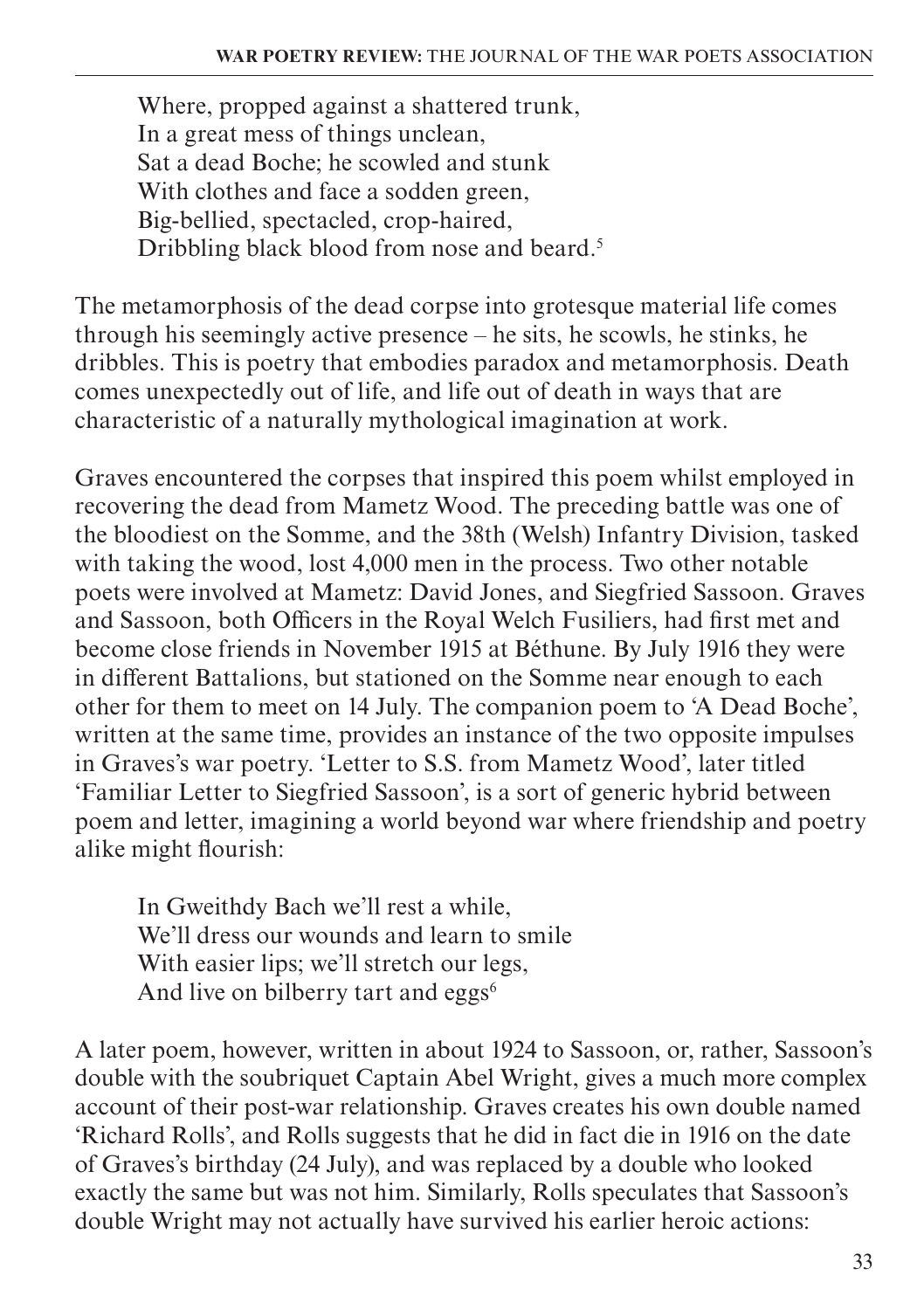> Where, propped against a shattered trunk,
> In a great mess of things unclean,
> Sat a dead Boche; he scowled and stunk
> With clothes and face a sodden green,
> Big-bellied, spectacled, crop-haired,
> Dribbling black blood from nose and beard.[5]

The metamorphosis of the dead corpse into grotesque material life comes through his seemingly active presence – he sits, he scowls, he stinks, he dribbles. This is poetry that embodies paradox and metamorphosis. Death comes unexpectedly out of life, and life out of death in ways that are characteristic of a naturally mythological imagination at work.

Graves encountered the corpses that inspired this poem whilst employed in recovering the dead from Mametz Wood. The preceding battle was one of the bloodiest on the Somme, and the 38th (Welsh) Infantry Division, tasked with taking the wood, lost 4,000 men in the process. Two other notable poets were involved at Mametz: David Jones, and Siegfried Sassoon. Graves and Sassoon, both Officers in the Royal Welch Fusiliers, had first met and become close friends in November 1915 at Béthune. By July 1916 they were in different Battalions, but stationed on the Somme near enough to each other for them to meet on 14 July. The companion poem to 'A Dead Boche', written at the same time, provides an instance of the two opposite impulses in Graves's war poetry. 'Letter to S.S. from Mametz Wood', later titled 'Familiar Letter to Siegfried Sassoon', is a sort of generic hybrid between poem and letter, imagining a world beyond war where friendship and poetry alike might flourish:

> In Gweithdy Bach we'll rest a while,
> We'll dress our wounds and learn to smile
> With easier lips; we'll stretch our legs,
> And live on bilberry tart and eggs[6]

A later poem, however, written in about 1924 to Sassoon, or, rather, Sassoon's double with the soubriquet Captain Abel Wright, gives a much more complex account of their post-war relationship. Graves creates his own double named 'Richard Rolls', and Rolls suggests that he did in fact die in 1916 on the date of Graves's birthday (24 July), and was replaced by a double who looked exactly the same but was not him. Similarly, Rolls speculates that Sassoon's double Wright may not actually have survived his earlier heroic actions: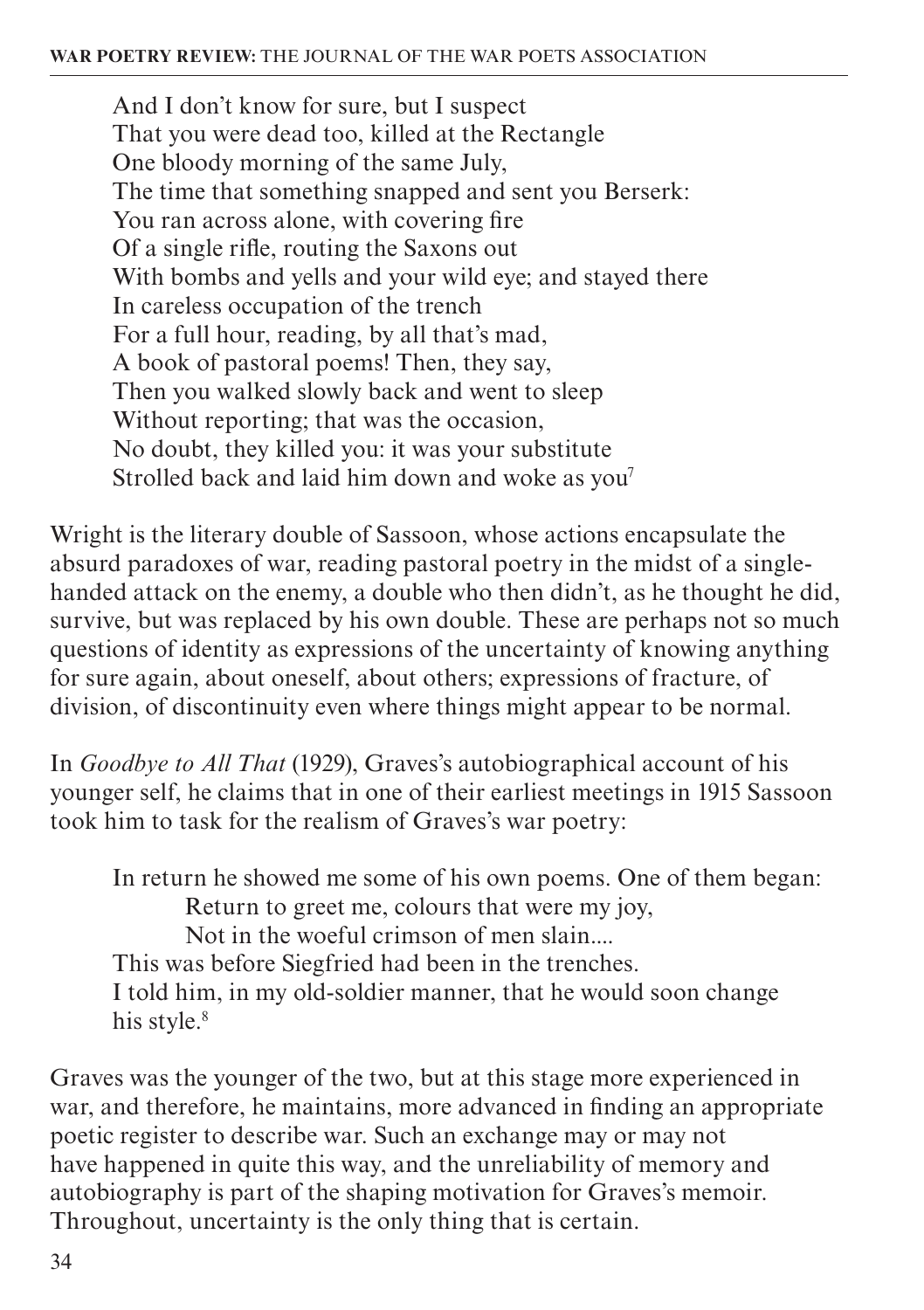> And I don't know for sure, but I suspect
> That you were dead too, killed at the Rectangle
> One bloody morning of the same July,
> The time that something snapped and sent you Berserk:
> You ran across alone, with covering fire
> Of a single rifle, routing the Saxons out
> With bombs and yells and your wild eye; and stayed there
> In careless occupation of the trench
> For a full hour, reading, by all that's mad,
> A book of pastoral poems! Then, they say,
> Then you walked slowly back and went to sleep
> Without reporting; that was the occasion,
> No doubt, they killed you: it was your substitute
> Strolled back and laid him down and woke as you[7]

Wright is the literary double of Sassoon, whose actions encapsulate the absurd paradoxes of war, reading pastoral poetry in the midst of a single-handed attack on the enemy, a double who then didn't, as he thought he did, survive, but was replaced by his own double. These are perhaps not so much questions of identity as expressions of the uncertainty of knowing anything for sure again, about oneself, about others; expressions of fracture, of division, of discontinuity even where things might appear to be normal.

In *Goodbye to All That* (1929), Graves's autobiographical account of his younger self, he claims that in one of their earliest meetings in 1915 Sassoon took him to task for the realism of Graves's war poetry:

> In return he showed me some of his own poems. One of them began:
>
> Return to greet me, colours that were my joy,
> Not in the woeful crimson of men slain....
>
> This was before Siegfried had been in the trenches.
> I told him, in my old-soldier manner, that he would soon change his style.[8]

Graves was the younger of the two, but at this stage more experienced in war, and therefore, he maintains, more advanced in finding an appropriate poetic register to describe war. Such an exchange may or may not have happened in quite this way, and the unreliability of memory and autobiography is part of the shaping motivation for Graves's memoir. Throughout, uncertainty is the only thing that is certain.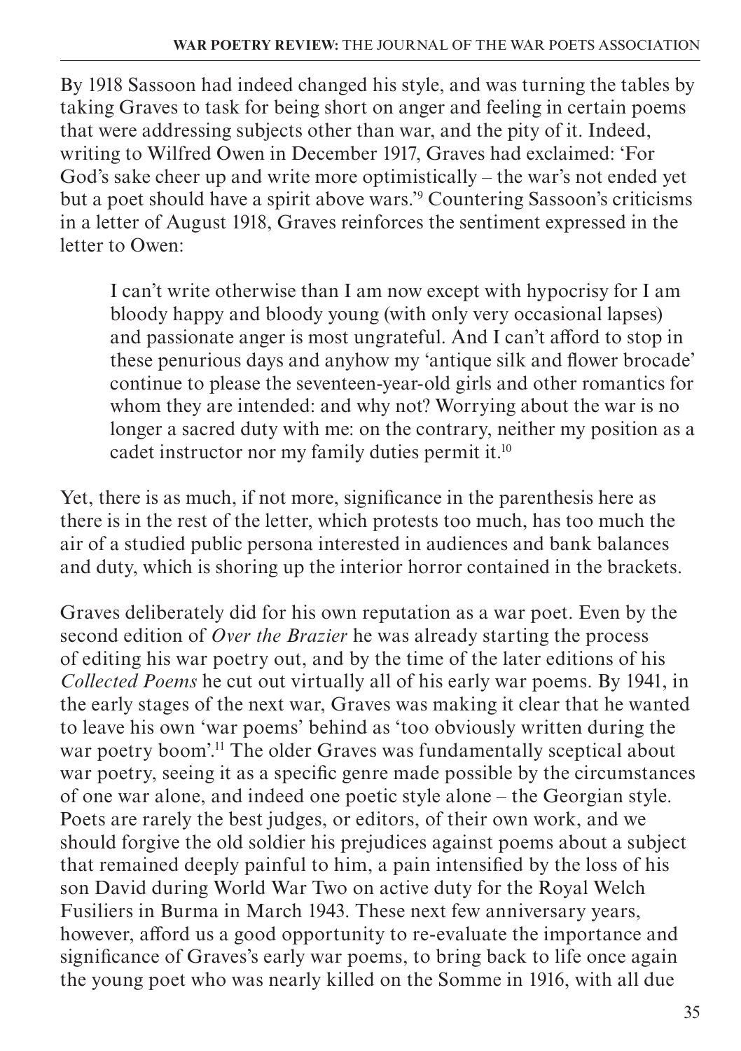By 1918 Sassoon had indeed changed his style, and was turning the tables by taking Graves to task for being short on anger and feeling in certain poems that were addressing subjects other than war, and the pity of it. Indeed, writing to Wilfred Owen in December 1917, Graves had exclaimed: 'For God's sake cheer up and write more optimistically – the war's not ended yet but a poet should have a spirit above wars.'[9] Countering Sassoon's criticisms in a letter of August 1918, Graves reinforces the sentiment expressed in the letter to Owen:

> I can't write otherwise than I am now except with hypocrisy for I am bloody happy and bloody young (with only very occasional lapses) and passionate anger is most ungrateful. And I can't afford to stop in these penurious days and anyhow my 'antique silk and flower brocade' continue to please the seventeen-year-old girls and other romantics for whom they are intended: and why not? Worrying about the war is no longer a sacred duty with me: on the contrary, neither my position as a cadet instructor nor my family duties permit it.[10]

Yet, there is as much, if not more, significance in the parenthesis here as there is in the rest of the letter, which protests too much, has too much the air of a studied public persona interested in audiences and bank balances and duty, which is shoring up the interior horror contained in the brackets.

Graves deliberately did for his own reputation as a war poet. Even by the second edition of *Over the Brazier* he was already starting the process of editing his war poetry out, and by the time of the later editions of his *Collected Poems* he cut out virtually all of his early war poems. By 1941, in the early stages of the next war, Graves was making it clear that he wanted to leave his own 'war poems' behind as 'too obviously written during the war poetry boom'.[11] The older Graves was fundamentally sceptical about war poetry, seeing it as a specific genre made possible by the circumstances of one war alone, and indeed one poetic style alone – the Georgian style. Poets are rarely the best judges, or editors, of their own work, and we should forgive the old soldier his prejudices against poems about a subject that remained deeply painful to him, a pain intensified by the loss of his son David during World War Two on active duty for the Royal Welch Fusiliers in Burma in March 1943. These next few anniversary years, however, afford us a good opportunity to re-evaluate the importance and significance of Graves's early war poems, to bring back to life once again the young poet who was nearly killed on the Somme in 1916, with all due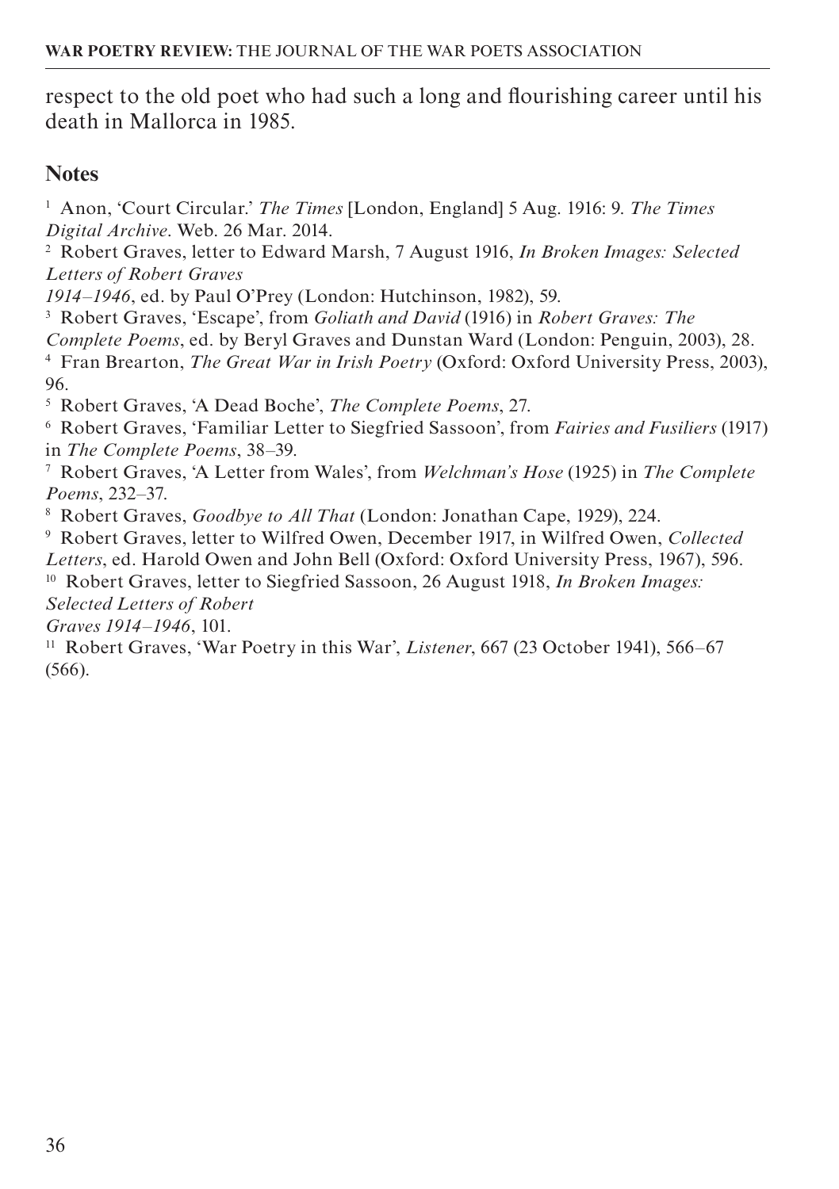respect to the old poet who had such a long and flourishing career until his death in Mallorca in 1985.

## Notes

[1] Anon, 'Court Circular.' *The Times* [London, England] 5 Aug. 1916: 9. *The Times Digital Archive*. Web. 26 Mar. 2014.

[2] Robert Graves, letter to Edward Marsh, 7 August 1916, *In Broken Images: Selected Letters of Robert Graves 1914–1946*, ed. by Paul O'Prey (London: Hutchinson, 1982), 59.

[3] Robert Graves, 'Escape', from *Goliath and David* (1916) in *Robert Graves: The Complete Poems*, ed. by Beryl Graves and Dunstan Ward (London: Penguin, 2003), 28.

[4] Fran Brearton, *The Great War in Irish Poetry* (Oxford: Oxford University Press, 2003), 96.

[5] Robert Graves, 'A Dead Boche', *The Complete Poems*, 27.

[6] Robert Graves, 'Familiar Letter to Siegfried Sassoon', from *Fairies and Fusiliers* (1917) in *The Complete Poems*, 38–39.

[7] Robert Graves, 'A Letter from Wales', from *Welchman's Hose* (1925) in *The Complete Poems*, 232–37.

[8] Robert Graves, *Goodbye to All That* (London: Jonathan Cape, 1929), 224.

[9] Robert Graves, letter to Wilfred Owen, December 1917, in Wilfred Owen, *Collected Letters*, ed. Harold Owen and John Bell (Oxford: Oxford University Press, 1967), 596.

[10] Robert Graves, letter to Siegfried Sassoon, 26 August 1918, *In Broken Images: Selected Letters of Robert Graves 1914–1946*, 101.

[11] Robert Graves, 'War Poetry in this War', *Listener*, 667 (23 October 1941), 566–67 (566).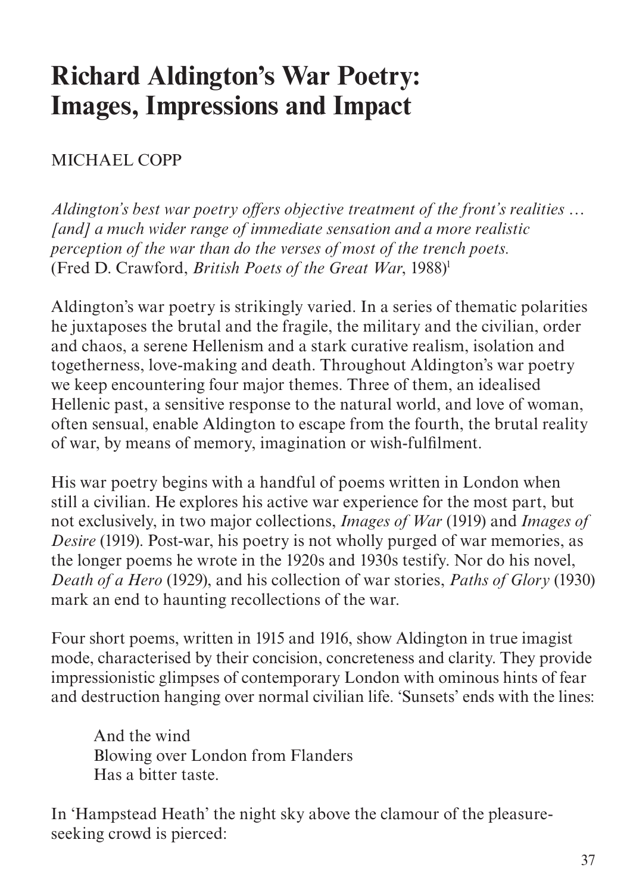# Richard Aldington's War Poetry: Images, Impressions and Impact

MICHAEL COPP

*Aldington's best war poetry offers objective treatment of the front's realities … [and] a much wider range of immediate sensation and a more realistic perception of the war than do the verses of most of the trench poets.*
(Fred D. Crawford, *British Poets of the Great War*, 1988)[1]

Aldington's war poetry is strikingly varied. In a series of thematic polarities he juxtaposes the brutal and the fragile, the military and the civilian, order and chaos, a serene Hellenism and a stark curative realism, isolation and togetherness, love-making and death. Throughout Aldington's war poetry we keep encountering four major themes. Three of them, an idealised Hellenic past, a sensitive response to the natural world, and love of woman, often sensual, enable Aldington to escape from the fourth, the brutal reality of war, by means of memory, imagination or wish-fulfilment.

His war poetry begins with a handful of poems written in London when still a civilian. He explores his active war experience for the most part, but not exclusively, in two major collections, *Images of War* (1919) and *Images of Desire* (1919). Post-war, his poetry is not wholly purged of war memories, as the longer poems he wrote in the 1920s and 1930s testify. Nor do his novel, *Death of a Hero* (1929), and his collection of war stories, *Paths of Glory* (1930) mark an end to haunting recollections of the war.

Four short poems, written in 1915 and 1916, show Aldington in true imagist mode, characterised by their concision, concreteness and clarity. They provide impressionistic glimpses of contemporary London with ominous hints of fear and destruction hanging over normal civilian life. 'Sunsets' ends with the lines:

> And the wind
> Blowing over London from Flanders
> Has a bitter taste.

In 'Hampstead Heath' the night sky above the clamour of the pleasure-seeking crowd is pierced: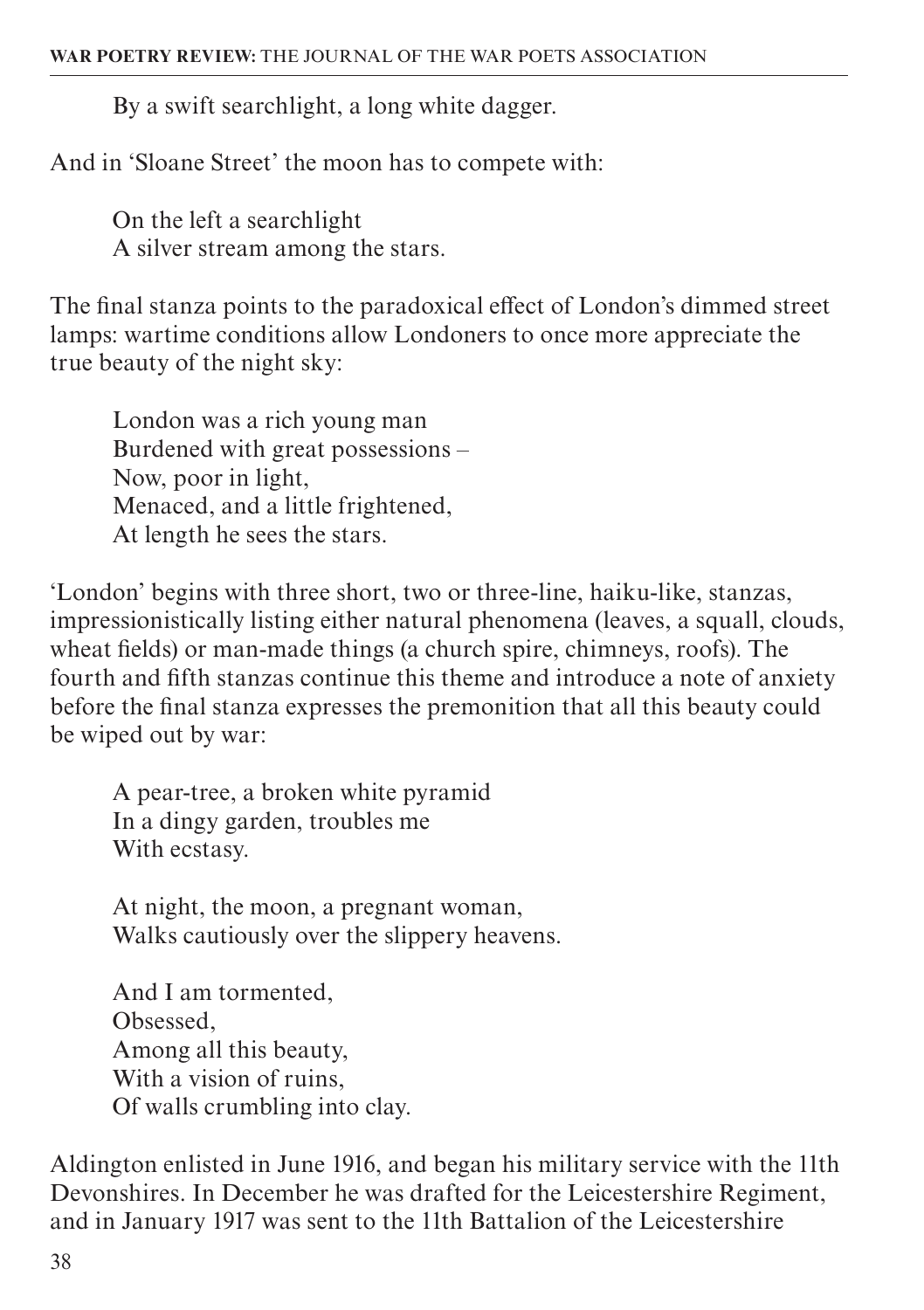> By a swift searchlight, a long white dagger.

And in 'Sloane Street' the moon has to compete with:

> On the left a searchlight
> A silver stream among the stars.

The final stanza points to the paradoxical effect of London's dimmed street lamps: wartime conditions allow Londoners to once more appreciate the true beauty of the night sky:

> London was a rich young man
> Burdened with great possessions –
> Now, poor in light,
> Menaced, and a little frightened,
> At length he sees the stars.

'London' begins with three short, two or three-line, haiku-like, stanzas, impressionistically listing either natural phenomena (leaves, a squall, clouds, wheat fields) or man-made things (a church spire, chimneys, roofs). The fourth and fifth stanzas continue this theme and introduce a note of anxiety before the final stanza expresses the premonition that all this beauty could be wiped out by war:

> A pear-tree, a broken white pyramid
> In a dingy garden, troubles me
> With ecstasy.
>
> At night, the moon, a pregnant woman,
> Walks cautiously over the slippery heavens.
>
> And I am tormented,
> Obsessed,
> Among all this beauty,
> With a vision of ruins,
> Of walls crumbling into clay.

Aldington enlisted in June 1916, and began his military service with the 11th Devonshires. In December he was drafted for the Leicestershire Regiment, and in January 1917 was sent to the 11th Battalion of the Leicestershire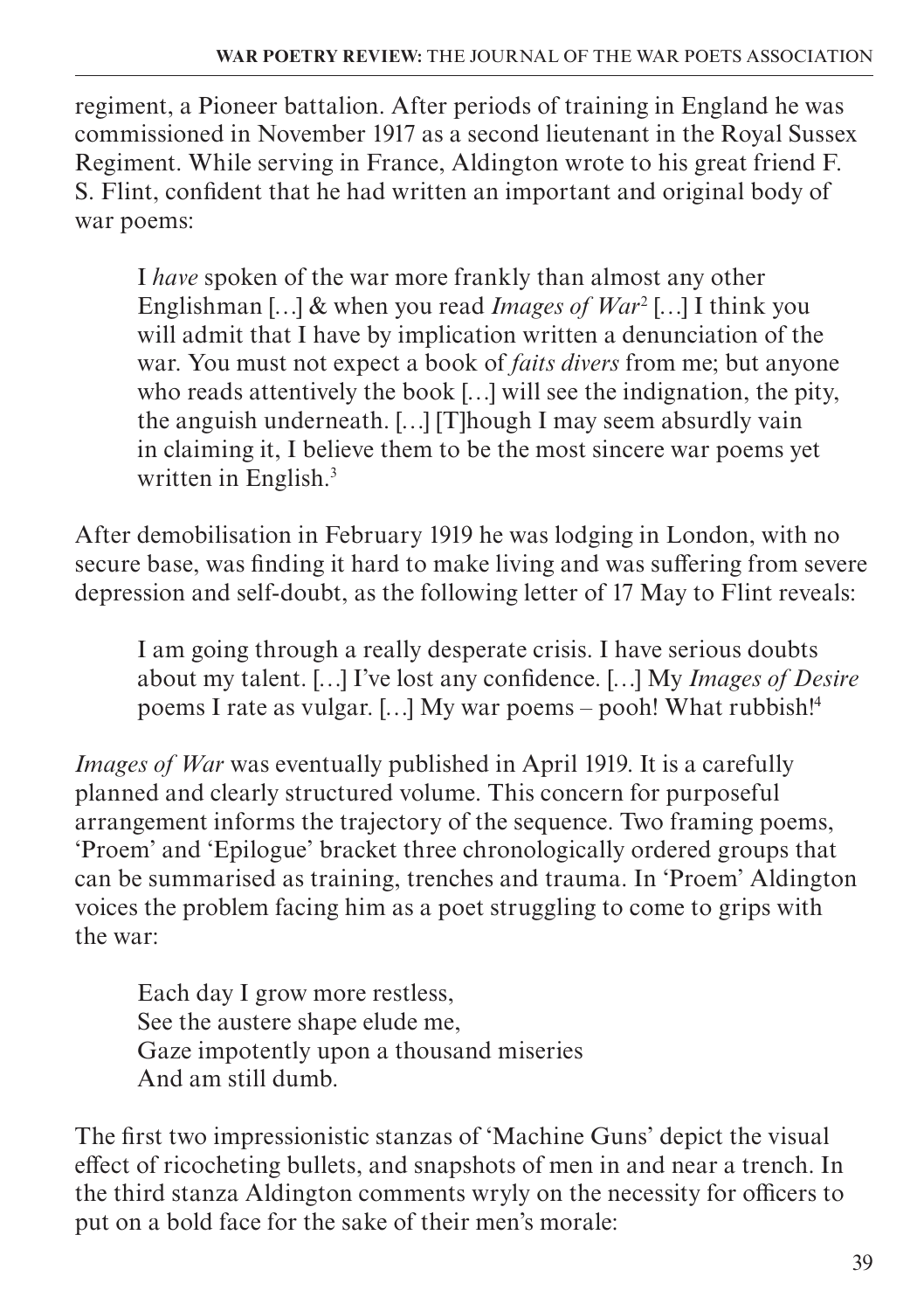regiment, a Pioneer battalion. After periods of training in England he was commissioned in November 1917 as a second lieutenant in the Royal Sussex Regiment. While serving in France, Aldington wrote to his great friend F. S. Flint, confident that he had written an important and original body of war poems:

> I *have* spoken of the war more frankly than almost any other Englishman […] & when you read *Images of War*[2] […] I think you will admit that I have by implication written a denunciation of the war. You must not expect a book of *faits divers* from me; but anyone who reads attentively the book […] will see the indignation, the pity, the anguish underneath. […] [T]hough I may seem absurdly vain in claiming it, I believe them to be the most sincere war poems yet written in English.[3]

After demobilisation in February 1919 he was lodging in London, with no secure base, was finding it hard to make living and was suffering from severe depression and self-doubt, as the following letter of 17 May to Flint reveals:

> I am going through a really desperate crisis. I have serious doubts about my talent. […] I've lost any confidence. […] My *Images of Desire* poems I rate as vulgar. […] My war poems – pooh! What rubbish![4]

*Images of War* was eventually published in April 1919. It is a carefully planned and clearly structured volume. This concern for purposeful arrangement informs the trajectory of the sequence. Two framing poems, 'Proem' and 'Epilogue' bracket three chronologically ordered groups that can be summarised as training, trenches and trauma. In 'Proem' Aldington voices the problem facing him as a poet struggling to come to grips with the war:

> Each day I grow more restless,
> See the austere shape elude me,
> Gaze impotently upon a thousand miseries
> And am still dumb.

The first two impressionistic stanzas of 'Machine Guns' depict the visual effect of ricocheting bullets, and snapshots of men in and near a trench. In the third stanza Aldington comments wryly on the necessity for officers to put on a bold face for the sake of their men's morale: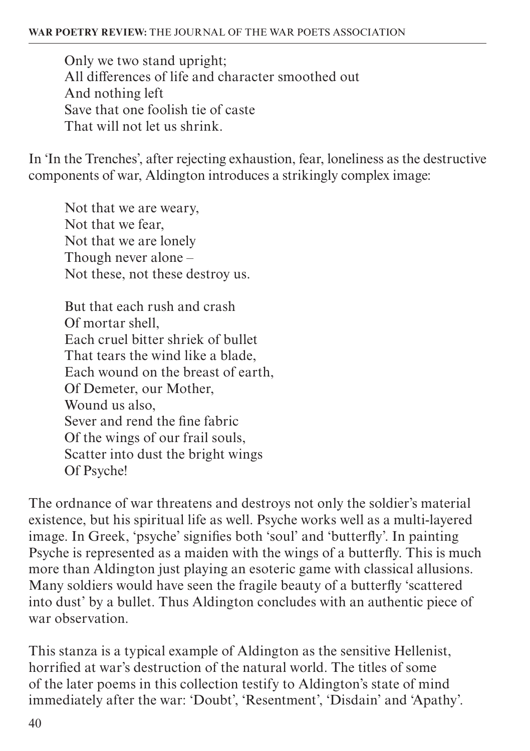> Only we two stand upright;
> All differences of life and character smoothed out
> And nothing left
> Save that one foolish tie of caste
> That will not let us shrink.

In 'In the Trenches', after rejecting exhaustion, fear, loneliness as the destructive components of war, Aldington introduces a strikingly complex image:

> Not that we are weary,
> Not that we fear,
> Not that we are lonely
> Though never alone –
> Not these, not these destroy us.
>
> But that each rush and crash
> Of mortar shell,
> Each cruel bitter shriek of bullet
> That tears the wind like a blade,
> Each wound on the breast of earth,
> Of Demeter, our Mother,
> Wound us also,
> Sever and rend the fine fabric
> Of the wings of our frail souls,
> Scatter into dust the bright wings
> Of Psyche!

The ordnance of war threatens and destroys not only the soldier's material existence, but his spiritual life as well. Psyche works well as a multi-layered image. In Greek, 'psyche' signifies both 'soul' and 'butterfly'. In painting Psyche is represented as a maiden with the wings of a butterfly. This is much more than Aldington just playing an esoteric game with classical allusions. Many soldiers would have seen the fragile beauty of a butterfly 'scattered into dust' by a bullet. Thus Aldington concludes with an authentic piece of war observation.

This stanza is a typical example of Aldington as the sensitive Hellenist, horrified at war's destruction of the natural world. The titles of some of the later poems in this collection testify to Aldington's state of mind immediately after the war: 'Doubt', 'Resentment', 'Disdain' and 'Apathy'.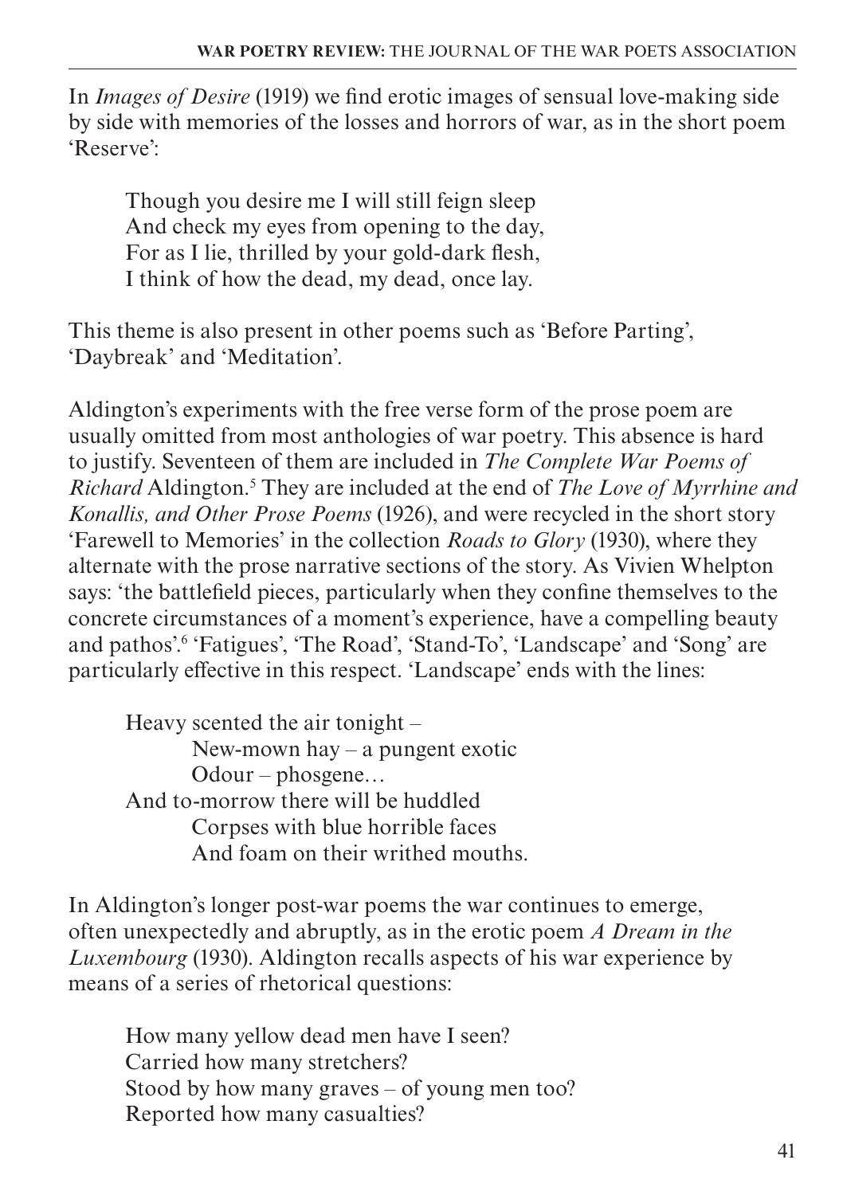In *Images of Desire* (1919) we find erotic images of sensual love-making side by side with memories of the losses and horrors of war, as in the short poem 'Reserve':

> Though you desire me I will still feign sleep
> And check my eyes from opening to the day,
> For as I lie, thrilled by your gold-dark flesh,
> I think of how the dead, my dead, once lay.

This theme is also present in other poems such as 'Before Parting', 'Daybreak' and 'Meditation'.

Aldington's experiments with the free verse form of the prose poem are usually omitted from most anthologies of war poetry. This absence is hard to justify. Seventeen of them are included in *The Complete War Poems of Richard* Aldington.[5] They are included at the end of *The Love of Myrrhine and Konallis, and Other Prose Poems* (1926), and were recycled in the short story 'Farewell to Memories' in the collection *Roads to Glory* (1930), where they alternate with the prose narrative sections of the story. As Vivien Whelpton says: 'the battlefield pieces, particularly when they confine themselves to the concrete circumstances of a moment's experience, have a compelling beauty and pathos'.[6] 'Fatigues', 'The Road', 'Stand-To', 'Landscape' and 'Song' are particularly effective in this respect. 'Landscape' ends with the lines:

> Heavy scented the air tonight –
>     New-mown hay – a pungent exotic
>     Odour – phosgene…
> And to-morrow there will be huddled
>     Corpses with blue horrible faces
>     And foam on their writhed mouths.

In Aldington's longer post-war poems the war continues to emerge, often unexpectedly and abruptly, as in the erotic poem *A Dream in the Luxembourg* (1930). Aldington recalls aspects of his war experience by means of a series of rhetorical questions:

> How many yellow dead men have I seen?
> Carried how many stretchers?
> Stood by how many graves – of young men too?
> Reported how many casualties?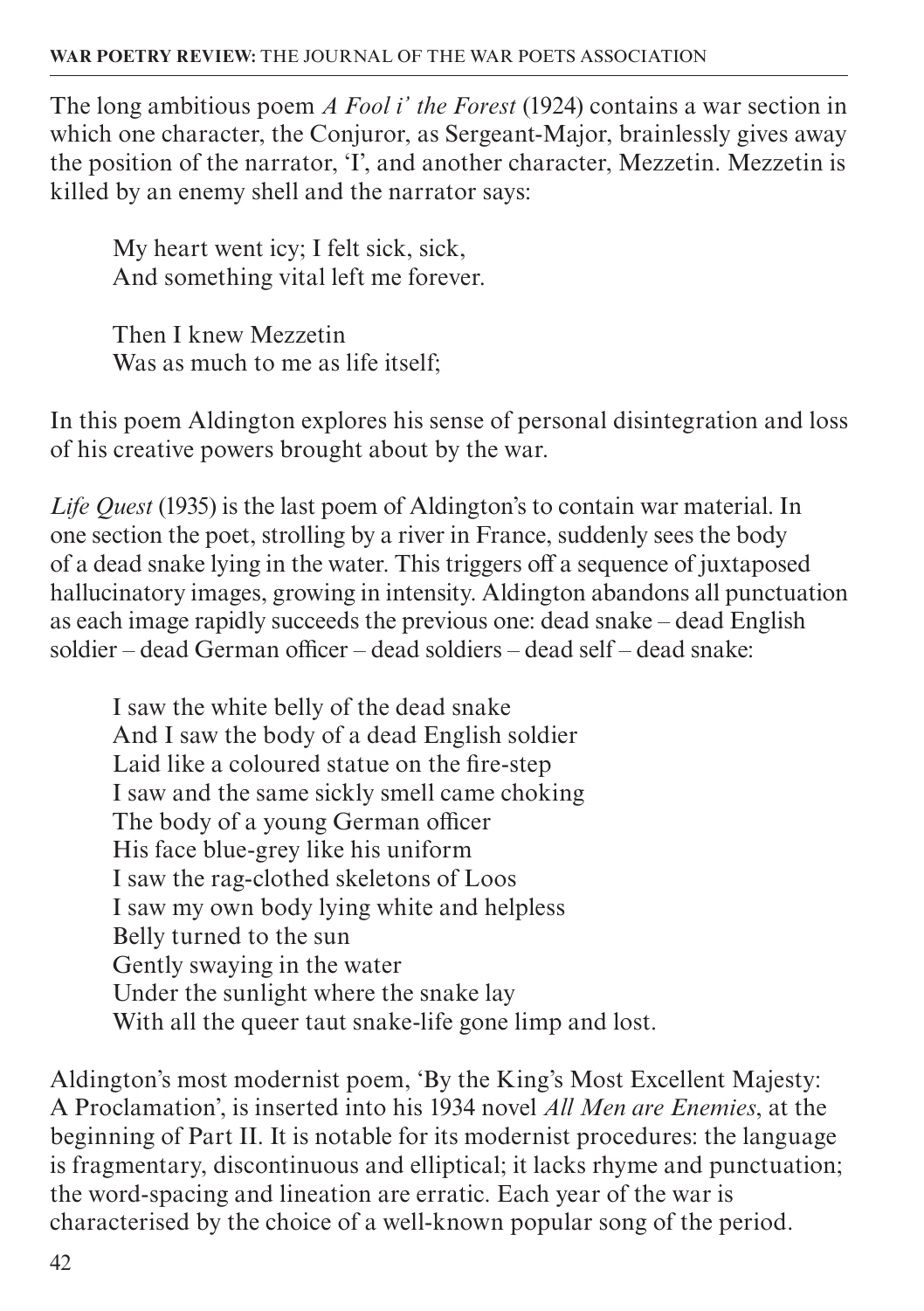The long ambitious poem *A Fool i' the Forest* (1924) contains a war section in which one character, the Conjuror, as Sergeant-Major, brainlessly gives away the position of the narrator, 'I', and another character, Mezzetin. Mezzetin is killed by an enemy shell and the narrator says:

> My heart went icy; I felt sick, sick,
> And something vital left me forever.
>
> Then I knew Mezzetin
> Was as much to me as life itself;

In this poem Aldington explores his sense of personal disintegration and loss of his creative powers brought about by the war.

*Life Quest* (1935) is the last poem of Aldington's to contain war material. In one section the poet, strolling by a river in France, suddenly sees the body of a dead snake lying in the water. This triggers off a sequence of juxtaposed hallucinatory images, growing in intensity. Aldington abandons all punctuation as each image rapidly succeeds the previous one: dead snake – dead English soldier – dead German officer – dead soldiers – dead self – dead snake:

> I saw the white belly of the dead snake
> And I saw the body of a dead English soldier
> Laid like a coloured statue on the fire-step
> I saw and the same sickly smell came choking
> The body of a young German officer
> His face blue-grey like his uniform
> I saw the rag-clothed skeletons of Loos
> I saw my own body lying white and helpless
> Belly turned to the sun
> Gently swaying in the water
> Under the sunlight where the snake lay
> With all the queer taut snake-life gone limp and lost.

Aldington's most modernist poem, 'By the King's Most Excellent Majesty: A Proclamation', is inserted into his 1934 novel *All Men are Enemies*, at the beginning of Part II. It is notable for its modernist procedures: the language is fragmentary, discontinuous and elliptical; it lacks rhyme and punctuation; the word-spacing and lineation are erratic. Each year of the war is characterised by the choice of a well-known popular song of the period.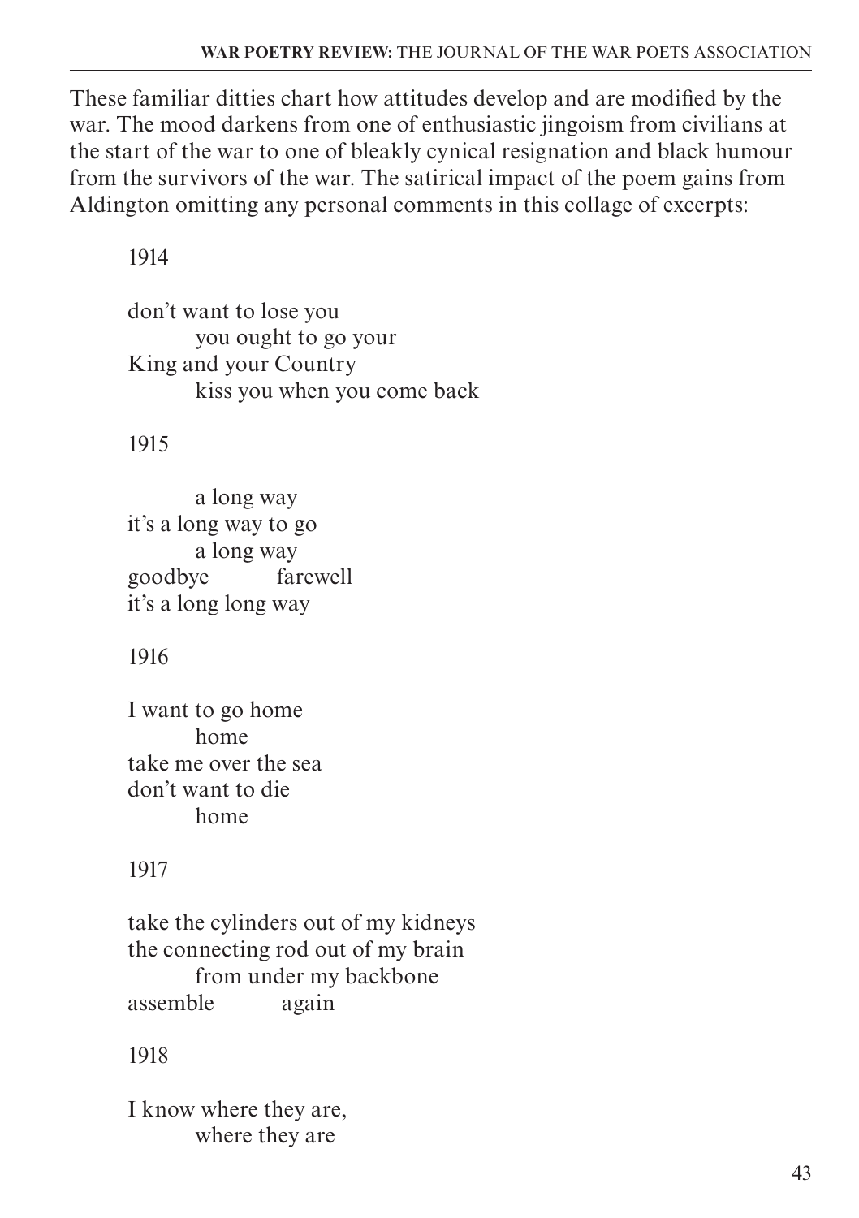These familiar ditties chart how attitudes develop and are modified by the war. The mood darkens from one of enthusiastic jingoism from civilians at the start of the war to one of bleakly cynical resignation and black humour from the survivors of the war. The satirical impact of the poem gains from Aldington omitting any personal comments in this collage of excerpts:

1914

don't want to lose you  
        you ought to go your  
King and your Country  
        kiss you when you come back

1915

        a long way  
it's a long way to go  
        a long way  
goodbye        farewell  
it's a long long way

1916

I want to go home  
        home  
take me over the sea  
don't want to die  
        home

1917

take the cylinders out of my kidneys  
the connecting rod out of my brain  
        from under my backbone  
assemble        again

1918

I know where they are,  
        where they are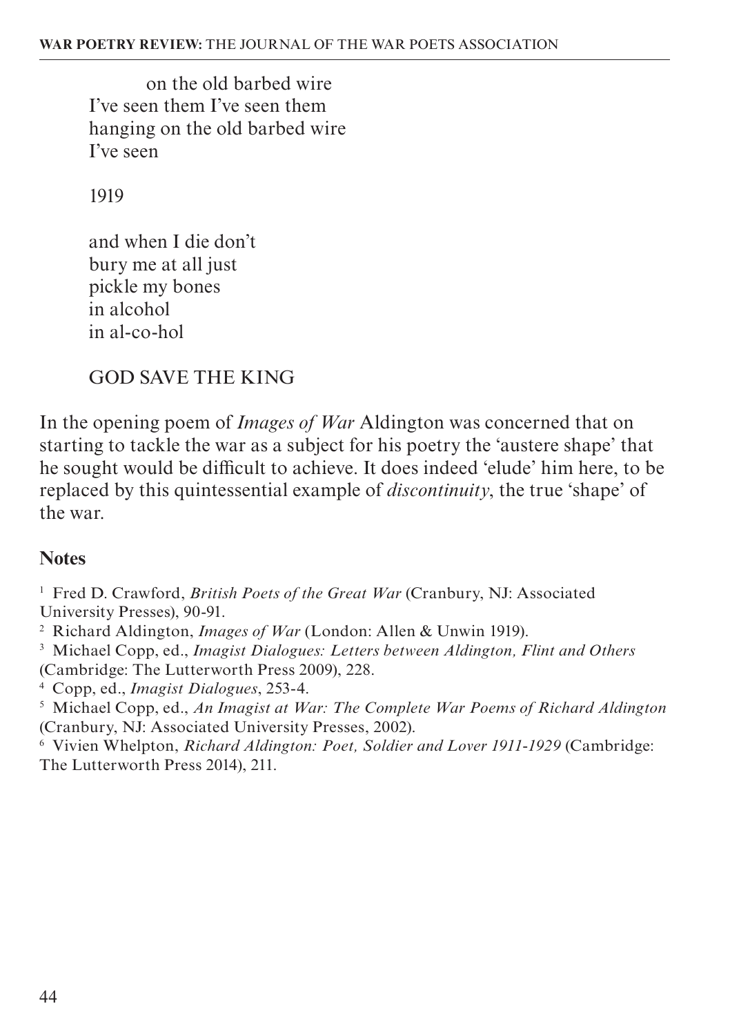on the old barbed wire  
I've seen them I've seen them  
hanging on the old barbed wire  
I've seen

1919

and when I die don't  
bury me at all just  
pickle my bones  
in alcohol  
in al-co-hol

GOD SAVE THE KING

In the opening poem of *Images of War* Aldington was concerned that on starting to tackle the war as a subject for his poetry the 'austere shape' that he sought would be difficult to achieve. It does indeed 'elude' him here, to be replaced by this quintessential example of *discontinuity*, the true 'shape' of the war.

## Notes

[1] Fred D. Crawford, *British Poets of the Great War* (Cranbury, NJ: Associated University Presses), 90-91.

[2] Richard Aldington, *Images of War* (London: Allen & Unwin 1919).

[3] Michael Copp, ed., *Imagist Dialogues: Letters between Aldington, Flint and Others* (Cambridge: The Lutterworth Press 2009), 228.

[4] Copp, ed., *Imagist Dialogues*, 253-4.

[5] Michael Copp, ed., *An Imagist at War: The Complete War Poems of Richard Aldington* (Cranbury, NJ: Associated University Presses, 2002).

[6] Vivien Whelpton, *Richard Aldington: Poet, Soldier and Lover 1911-1929* (Cambridge: The Lutterworth Press 2014), 211.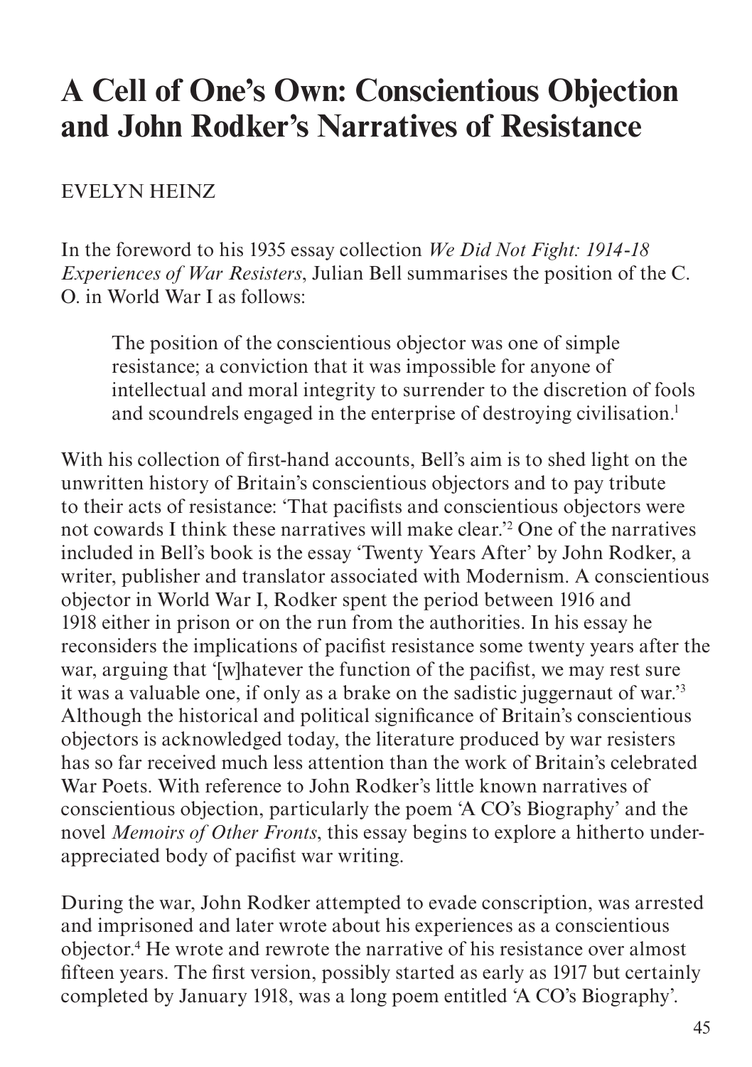# A Cell of One's Own: Conscientious Objection and John Rodker's Narratives of Resistance

EVELYN HEINZ

In the foreword to his 1935 essay collection *We Did Not Fight: 1914-18 Experiences of War Resisters*, Julian Bell summarises the position of the C. O. in World War I as follows:

> The position of the conscientious objector was one of simple resistance; a conviction that it was impossible for anyone of intellectual and moral integrity to surrender to the discretion of fools and scoundrels engaged in the enterprise of destroying civilisation.[1]

With his collection of first-hand accounts, Bell's aim is to shed light on the unwritten history of Britain's conscientious objectors and to pay tribute to their acts of resistance: 'That pacifists and conscientious objectors were not cowards I think these narratives will make clear.'[2] One of the narratives included in Bell's book is the essay 'Twenty Years After' by John Rodker, a writer, publisher and translator associated with Modernism. A conscientious objector in World War I, Rodker spent the period between 1916 and 1918 either in prison or on the run from the authorities. In his essay he reconsiders the implications of pacifist resistance some twenty years after the war, arguing that '[w]hatever the function of the pacifist, we may rest sure it was a valuable one, if only as a brake on the sadistic juggernaut of war.'[3] Although the historical and political significance of Britain's conscientious objectors is acknowledged today, the literature produced by war resisters has so far received much less attention than the work of Britain's celebrated War Poets. With reference to John Rodker's little known narratives of conscientious objection, particularly the poem 'A CO's Biography' and the novel *Memoirs of Other Fronts*, this essay begins to explore a hitherto under-appreciated body of pacifist war writing.

During the war, John Rodker attempted to evade conscription, was arrested and imprisoned and later wrote about his experiences as a conscientious objector.[4] He wrote and rewrote the narrative of his resistance over almost fifteen years. The first version, possibly started as early as 1917 but certainly completed by January 1918, was a long poem entitled 'A CO's Biography'.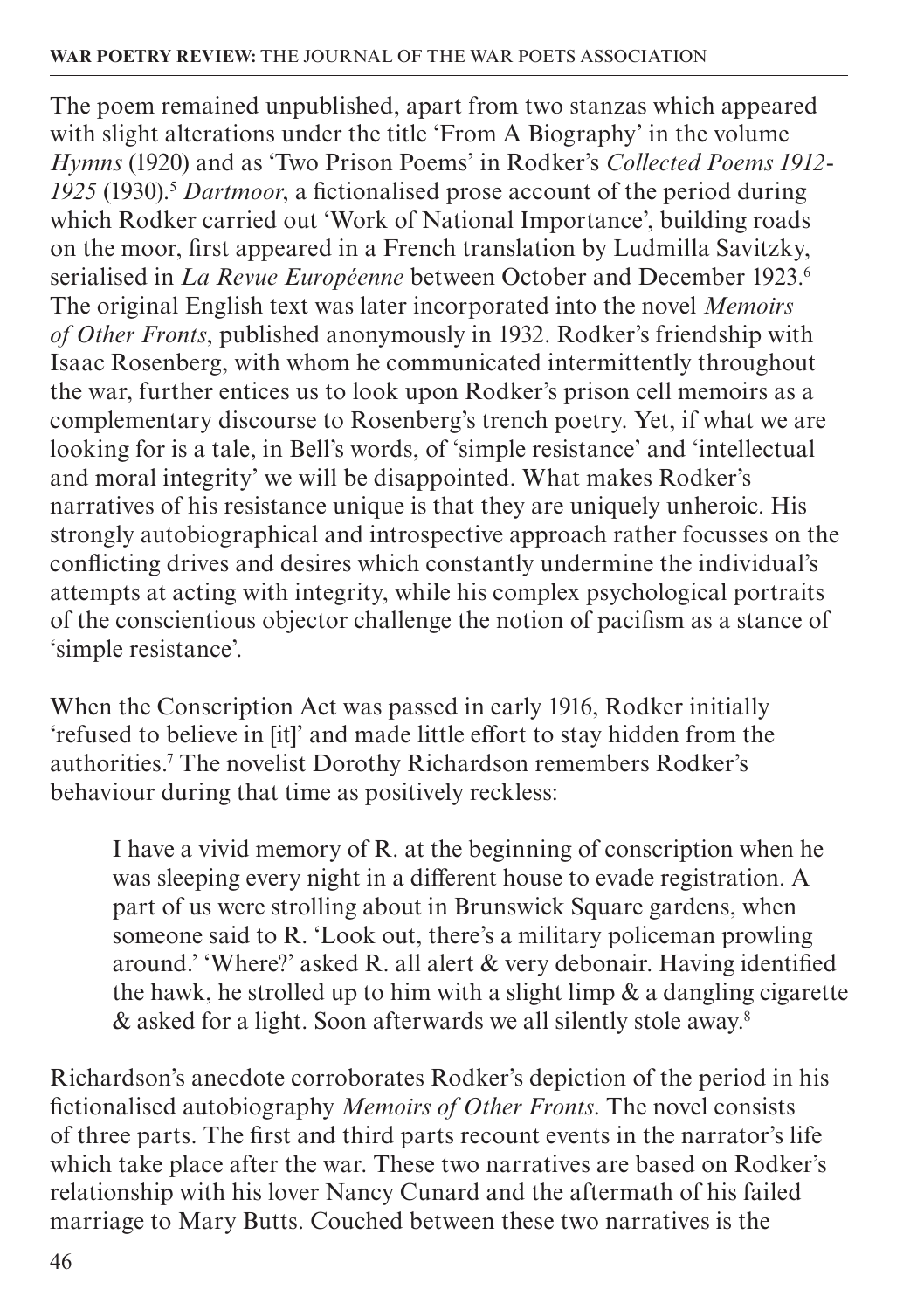The poem remained unpublished, apart from two stanzas which appeared with slight alterations under the title 'From A Biography' in the volume *Hymns* (1920) and as 'Two Prison Poems' in Rodker's *Collected Poems 1912-1925* (1930).[5] *Dartmoor*, a fictionalised prose account of the period during which Rodker carried out 'Work of National Importance', building roads on the moor, first appeared in a French translation by Ludmilla Savitzky, serialised in *La Revue Européenne* between October and December 1923.[6] The original English text was later incorporated into the novel *Memoirs of Other Fronts*, published anonymously in 1932. Rodker's friendship with Isaac Rosenberg, with whom he communicated intermittently throughout the war, further entices us to look upon Rodker's prison cell memoirs as a complementary discourse to Rosenberg's trench poetry. Yet, if what we are looking for is a tale, in Bell's words, of 'simple resistance' and 'intellectual and moral integrity' we will be disappointed. What makes Rodker's narratives of his resistance unique is that they are uniquely unheroic. His strongly autobiographical and introspective approach rather focusses on the conflicting drives and desires which constantly undermine the individual's attempts at acting with integrity, while his complex psychological portraits of the conscientious objector challenge the notion of pacifism as a stance of 'simple resistance'.

When the Conscription Act was passed in early 1916, Rodker initially 'refused to believe in [it]' and made little effort to stay hidden from the authorities.[7] The novelist Dorothy Richardson remembers Rodker's behaviour during that time as positively reckless:

> I have a vivid memory of R. at the beginning of conscription when he was sleeping every night in a different house to evade registration. A part of us were strolling about in Brunswick Square gardens, when someone said to R. 'Look out, there's a military policeman prowling around.' 'Where?' asked R. all alert & very debonair. Having identified the hawk, he strolled up to him with a slight limp & a dangling cigarette & asked for a light. Soon afterwards we all silently stole away.[8]

Richardson's anecdote corroborates Rodker's depiction of the period in his fictionalised autobiography *Memoirs of Other Fronts*. The novel consists of three parts. The first and third parts recount events in the narrator's life which take place after the war. These two narratives are based on Rodker's relationship with his lover Nancy Cunard and the aftermath of his failed marriage to Mary Butts. Couched between these two narratives is the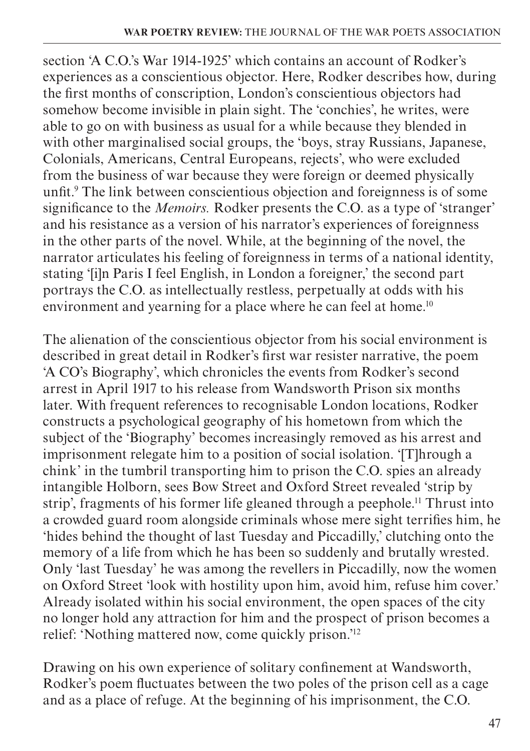section 'A C.O.'s War 1914-1925' which contains an account of Rodker's experiences as a conscientious objector. Here, Rodker describes how, during the first months of conscription, London's conscientious objectors had somehow become invisible in plain sight. The 'conchies', he writes, were able to go on with business as usual for a while because they blended in with other marginalised social groups, the 'boys, stray Russians, Japanese, Colonials, Americans, Central Europeans, rejects', who were excluded from the business of war because they were foreign or deemed physically unfit.[9] The link between conscientious objection and foreignness is of some significance to the *Memoirs.* Rodker presents the C.O. as a type of 'stranger' and his resistance as a version of his narrator's experiences of foreignness in the other parts of the novel. While, at the beginning of the novel, the narrator articulates his feeling of foreignness in terms of a national identity, stating '[i]n Paris I feel English, in London a foreigner,' the second part portrays the C.O. as intellectually restless, perpetually at odds with his environment and yearning for a place where he can feel at home.[10]

The alienation of the conscientious objector from his social environment is described in great detail in Rodker's first war resister narrative, the poem 'A CO's Biography', which chronicles the events from Rodker's second arrest in April 1917 to his release from Wandsworth Prison six months later. With frequent references to recognisable London locations, Rodker constructs a psychological geography of his hometown from which the subject of the 'Biography' becomes increasingly removed as his arrest and imprisonment relegate him to a position of social isolation. '[T]hrough a chink' in the tumbril transporting him to prison the C.O. spies an already intangible Holborn, sees Bow Street and Oxford Street revealed 'strip by strip', fragments of his former life gleaned through a peephole.[11] Thrust into a crowded guard room alongside criminals whose mere sight terrifies him, he 'hides behind the thought of last Tuesday and Piccadilly,' clutching onto the memory of a life from which he has been so suddenly and brutally wrested. Only 'last Tuesday' he was among the revellers in Piccadilly, now the women on Oxford Street 'look with hostility upon him, avoid him, refuse him cover.' Already isolated within his social environment, the open spaces of the city no longer hold any attraction for him and the prospect of prison becomes a relief: 'Nothing mattered now, come quickly prison.'[12]

Drawing on his own experience of solitary confinement at Wandsworth, Rodker's poem fluctuates between the two poles of the prison cell as a cage and as a place of refuge. At the beginning of his imprisonment, the C.O.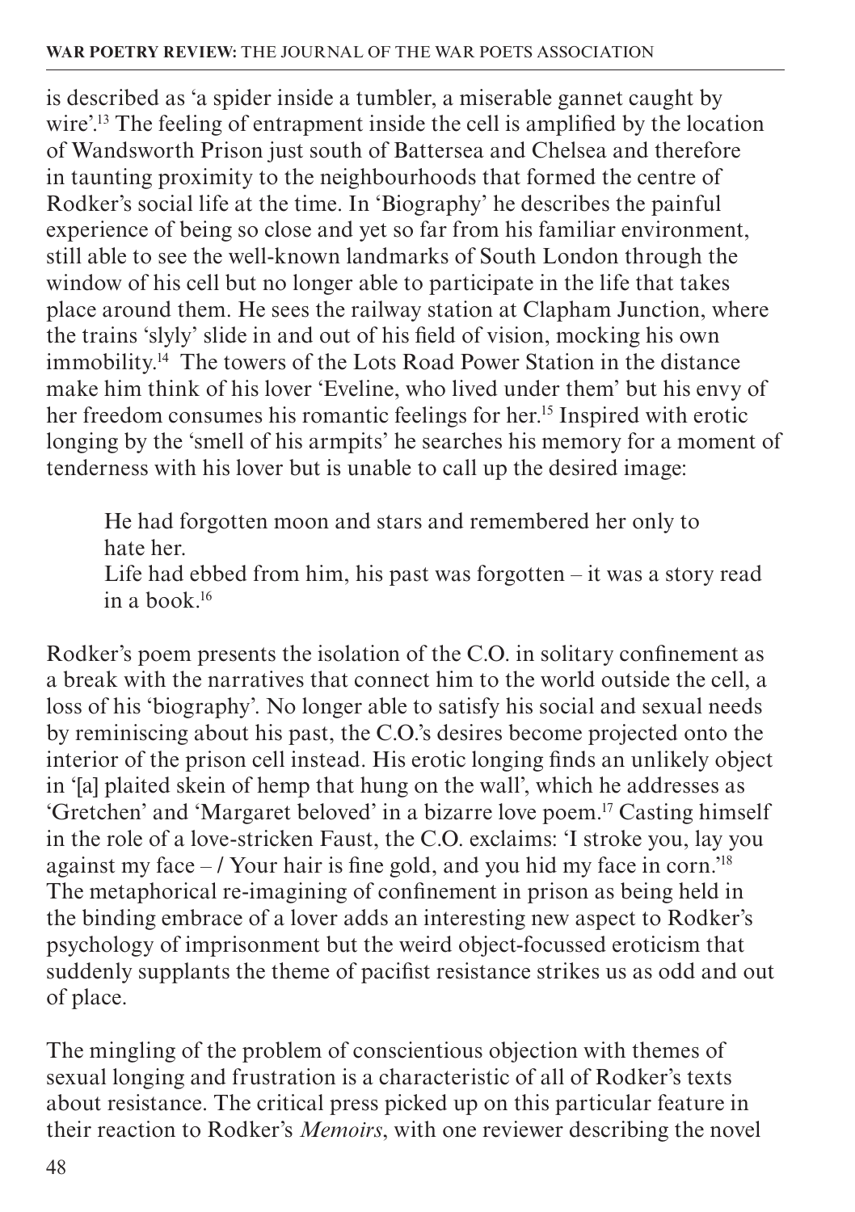is described as 'a spider inside a tumbler, a miserable gannet caught by wire'.[13] The feeling of entrapment inside the cell is amplified by the location of Wandsworth Prison just south of Battersea and Chelsea and therefore in taunting proximity to the neighbourhoods that formed the centre of Rodker's social life at the time. In 'Biography' he describes the painful experience of being so close and yet so far from his familiar environment, still able to see the well-known landmarks of South London through the window of his cell but no longer able to participate in the life that takes place around them. He sees the railway station at Clapham Junction, where the trains 'slyly' slide in and out of his field of vision, mocking his own immobility.[14] The towers of the Lots Road Power Station in the distance make him think of his lover 'Eveline, who lived under them' but his envy of her freedom consumes his romantic feelings for her.[15] Inspired with erotic longing by the 'smell of his armpits' he searches his memory for a moment of tenderness with his lover but is unable to call up the desired image:

> He had forgotten moon and stars and remembered her only to hate her.
> Life had ebbed from him, his past was forgotten – it was a story read in a book.[16]

Rodker's poem presents the isolation of the C.O. in solitary confinement as a break with the narratives that connect him to the world outside the cell, a loss of his 'biography'. No longer able to satisfy his social and sexual needs by reminiscing about his past, the C.O.'s desires become projected onto the interior of the prison cell instead. His erotic longing finds an unlikely object in '[a] plaited skein of hemp that hung on the wall', which he addresses as 'Gretchen' and 'Margaret beloved' in a bizarre love poem.[17] Casting himself in the role of a love-stricken Faust, the C.O. exclaims: 'I stroke you, lay you against my face – / Your hair is fine gold, and you hid my face in corn.'[18] The metaphorical re-imagining of confinement in prison as being held in the binding embrace of a lover adds an interesting new aspect to Rodker's psychology of imprisonment but the weird object-focussed eroticism that suddenly supplants the theme of pacifist resistance strikes us as odd and out of place.

The mingling of the problem of conscientious objection with themes of sexual longing and frustration is a characteristic of all of Rodker's texts about resistance. The critical press picked up on this particular feature in their reaction to Rodker's *Memoirs*, with one reviewer describing the novel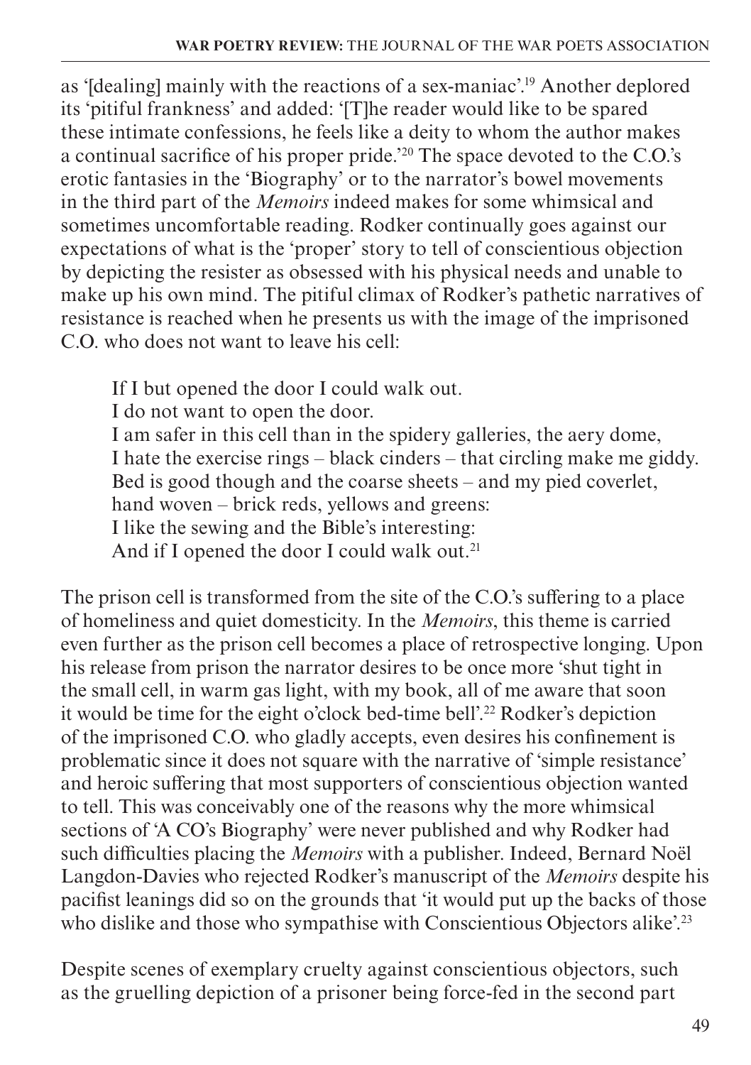as '[dealing] mainly with the reactions of a sex-maniac'.[19] Another deplored its 'pitiful frankness' and added: '[T]he reader would like to be spared these intimate confessions, he feels like a deity to whom the author makes a continual sacrifice of his proper pride.'[20] The space devoted to the C.O.'s erotic fantasies in the 'Biography' or to the narrator's bowel movements in the third part of the *Memoirs* indeed makes for some whimsical and sometimes uncomfortable reading. Rodker continually goes against our expectations of what is the 'proper' story to tell of conscientious objection by depicting the resister as obsessed with his physical needs and unable to make up his own mind. The pitiful climax of Rodker's pathetic narratives of resistance is reached when he presents us with the image of the imprisoned C.O. who does not want to leave his cell:

> If I but opened the door I could walk out.
> I do not want to open the door.
> I am safer in this cell than in the spidery galleries, the aery dome,
> I hate the exercise rings – black cinders – that circling make me giddy.
> Bed is good though and the coarse sheets – and my pied coverlet,
> hand woven – brick reds, yellows and greens:
> I like the sewing and the Bible's interesting:
> And if I opened the door I could walk out.[21]

The prison cell is transformed from the site of the C.O.'s suffering to a place of homeliness and quiet domesticity. In the *Memoirs*, this theme is carried even further as the prison cell becomes a place of retrospective longing. Upon his release from prison the narrator desires to be once more 'shut tight in the small cell, in warm gas light, with my book, all of me aware that soon it would be time for the eight o'clock bed-time bell'.[22] Rodker's depiction of the imprisoned C.O. who gladly accepts, even desires his confinement is problematic since it does not square with the narrative of 'simple resistance' and heroic suffering that most supporters of conscientious objection wanted to tell. This was conceivably one of the reasons why the more whimsical sections of 'A CO's Biography' were never published and why Rodker had such difficulties placing the *Memoirs* with a publisher. Indeed, Bernard Noël Langdon-Davies who rejected Rodker's manuscript of the *Memoirs* despite his pacifist leanings did so on the grounds that 'it would put up the backs of those who dislike and those who sympathise with Conscientious Objectors alike'.[23]

Despite scenes of exemplary cruelty against conscientious objectors, such as the gruelling depiction of a prisoner being force-fed in the second part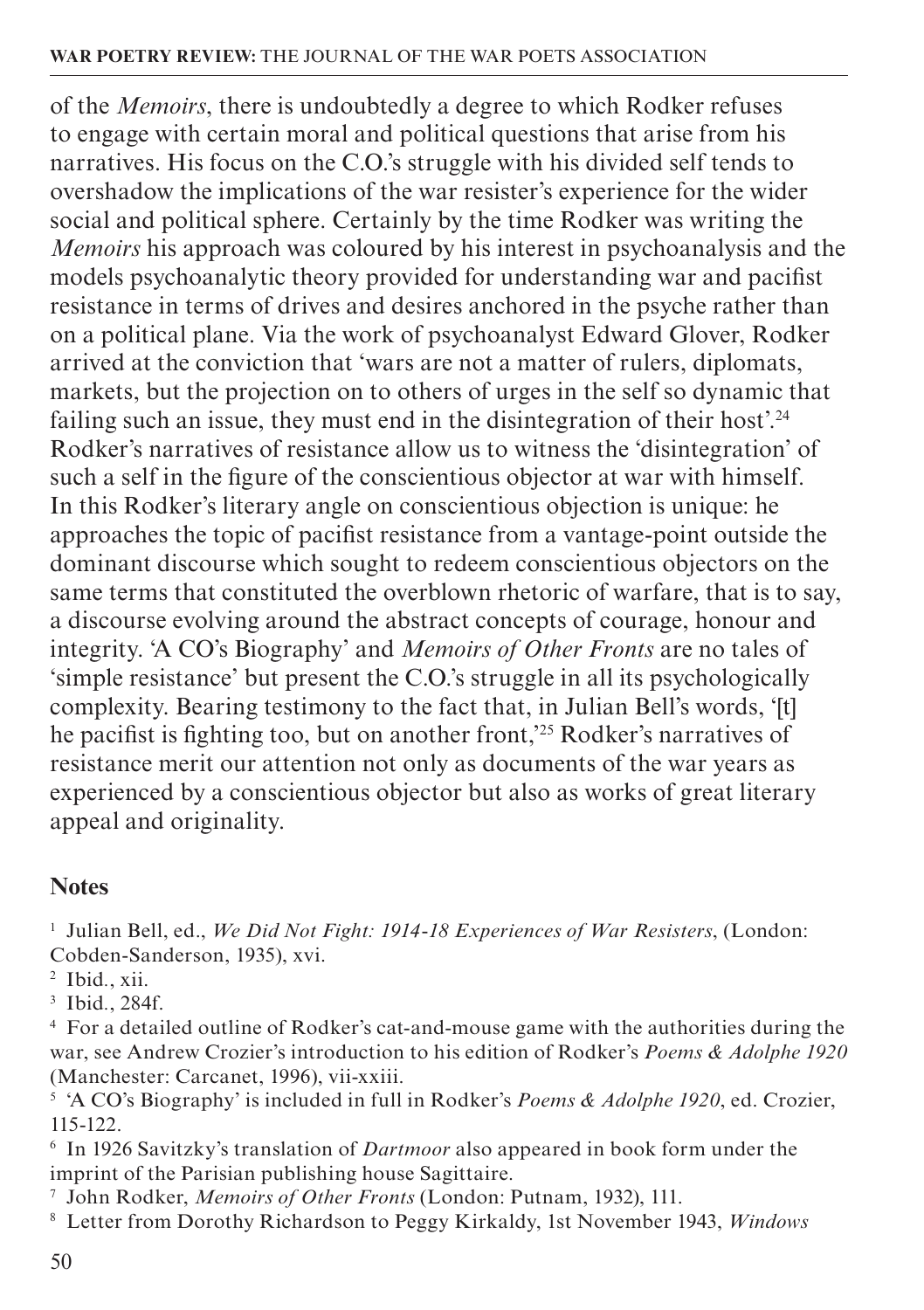of the *Memoirs*, there is undoubtedly a degree to which Rodker refuses to engage with certain moral and political questions that arise from his narratives. His focus on the C.O.'s struggle with his divided self tends to overshadow the implications of the war resister's experience for the wider social and political sphere. Certainly by the time Rodker was writing the *Memoirs* his approach was coloured by his interest in psychoanalysis and the models psychoanalytic theory provided for understanding war and pacifist resistance in terms of drives and desires anchored in the psyche rather than on a political plane. Via the work of psychoanalyst Edward Glover, Rodker arrived at the conviction that 'wars are not a matter of rulers, diplomats, markets, but the projection on to others of urges in the self so dynamic that failing such an issue, they must end in the disintegration of their host'.[24] Rodker's narratives of resistance allow us to witness the 'disintegration' of such a self in the figure of the conscientious objector at war with himself. In this Rodker's literary angle on conscientious objection is unique: he approaches the topic of pacifist resistance from a vantage-point outside the dominant discourse which sought to redeem conscientious objectors on the same terms that constituted the overblown rhetoric of warfare, that is to say, a discourse evolving around the abstract concepts of courage, honour and integrity. 'A CO's Biography' and *Memoirs of Other Fronts* are no tales of 'simple resistance' but present the C.O.'s struggle in all its psychologically complexity. Bearing testimony to the fact that, in Julian Bell's words, '[t]he pacifist is fighting too, but on another front,'[25] Rodker's narratives of resistance merit our attention not only as documents of the war years as experienced by a conscientious objector but also as works of great literary appeal and originality.

## Notes

[1] Julian Bell, ed., *We Did Not Fight: 1914-18 Experiences of War Resisters*, (London: Cobden-Sanderson, 1935), xvi.

[2] Ibid., xii.

[3] Ibid., 284f.

[4] For a detailed outline of Rodker's cat-and-mouse game with the authorities during the war, see Andrew Crozier's introduction to his edition of Rodker's *Poems & Adolphe 1920* (Manchester: Carcanet, 1996), vii-xxiii.

[5] 'A CO's Biography' is included in full in Rodker's *Poems & Adolphe 1920*, ed. Crozier, 115-122.

[6] In 1926 Savitzky's translation of *Dartmoor* also appeared in book form under the imprint of the Parisian publishing house Sagittaire.

[7] John Rodker, *Memoirs of Other Fronts* (London: Putnam, 1932), 111.

[8] Letter from Dorothy Richardson to Peggy Kirkaldy, 1st November 1943, *Windows*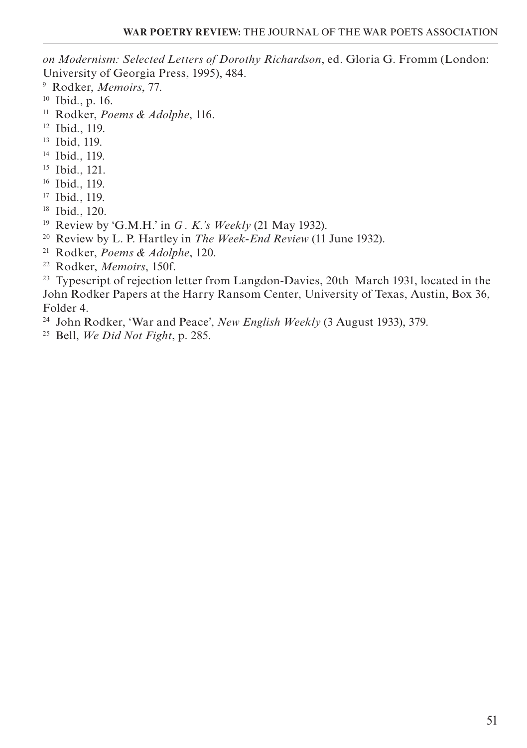*on Modernism: Selected Letters of Dorothy Richardson*, ed. Gloria G. Fromm (London: University of Georgia Press, 1995), 484.

[9] Rodker, *Memoirs*, 77.

[10] Ibid., p. 16.

[11] Rodker, *Poems & Adolphe*, 116.

[12] Ibid., 119.

[13] Ibid, 119.

[14] Ibid., 119.

[15] Ibid., 121.

[16] Ibid., 119.

[17] Ibid., 119.

[18] Ibid., 120.

[19] Review by 'G.M.H.' in *G. K.'s Weekly* (21 May 1932).

[20] Review by L. P. Hartley in *The Week-End Review* (11 June 1932).

[21] Rodker, *Poems & Adolphe*, 120.

[22] Rodker, *Memoirs*, 150f.

[23] Typescript of rejection letter from Langdon-Davies, 20th March 1931, located in the John Rodker Papers at the Harry Ransom Center, University of Texas, Austin, Box 36, Folder 4.

[24] John Rodker, 'War and Peace', *New English Weekly* (3 August 1933), 379.

[25] Bell, *We Did Not Fight*, p. 285.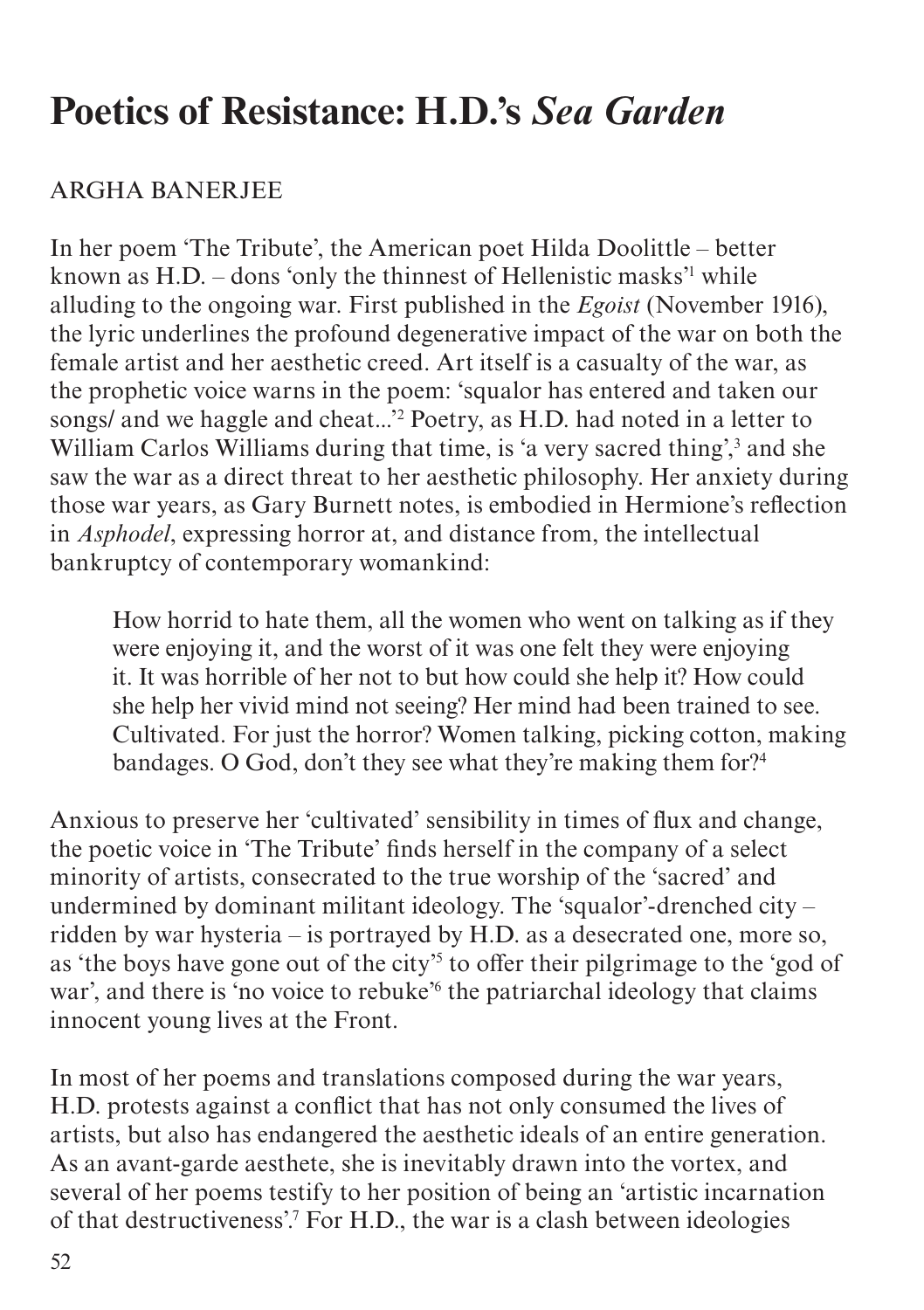# Poetics of Resistance: H.D.'s *Sea Garden*

ARGHA BANERJEE

In her poem 'The Tribute', the American poet Hilda Doolittle – better known as H.D. – dons 'only the thinnest of Hellenistic masks'[1] while alluding to the ongoing war. First published in the *Egoist* (November 1916), the lyric underlines the profound degenerative impact of the war on both the female artist and her aesthetic creed. Art itself is a casualty of the war, as the prophetic voice warns in the poem: 'squalor has entered and taken our songs/ and we haggle and cheat...'[2] Poetry, as H.D. had noted in a letter to William Carlos Williams during that time, is 'a very sacred thing',[3] and she saw the war as a direct threat to her aesthetic philosophy. Her anxiety during those war years, as Gary Burnett notes, is embodied in Hermione's reflection in *Asphodel*, expressing horror at, and distance from, the intellectual bankruptcy of contemporary womankind:

> How horrid to hate them, all the women who went on talking as if they were enjoying it, and the worst of it was one felt they were enjoying it. It was horrible of her not to but how could she help it? How could she help her vivid mind not seeing? Her mind had been trained to see. Cultivated. For just the horror? Women talking, picking cotton, making bandages. O God, don't they see what they're making them for?[4]

Anxious to preserve her 'cultivated' sensibility in times of flux and change, the poetic voice in 'The Tribute' finds herself in the company of a select minority of artists, consecrated to the true worship of the 'sacred' and undermined by dominant militant ideology. The 'squalor'-drenched city – ridden by war hysteria – is portrayed by H.D. as a desecrated one, more so, as 'the boys have gone out of the city'[5] to offer their pilgrimage to the 'god of war', and there is 'no voice to rebuke'[6] the patriarchal ideology that claims innocent young lives at the Front.

In most of her poems and translations composed during the war years, H.D. protests against a conflict that has not only consumed the lives of artists, but also has endangered the aesthetic ideals of an entire generation. As an avant-garde aesthete, she is inevitably drawn into the vortex, and several of her poems testify to her position of being an 'artistic incarnation of that destructiveness'.[7] For H.D., the war is a clash between ideologies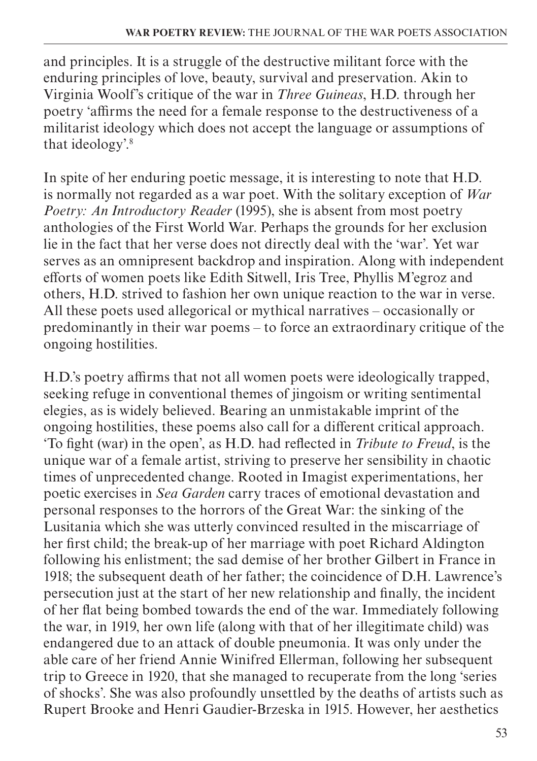and principles. It is a struggle of the destructive militant force with the enduring principles of love, beauty, survival and preservation. Akin to Virginia Woolf's critique of the war in *Three Guineas*, H.D. through her poetry 'affirms the need for a female response to the destructiveness of a militarist ideology which does not accept the language or assumptions of that ideology'.[8]

In spite of her enduring poetic message, it is interesting to note that H.D. is normally not regarded as a war poet. With the solitary exception of *War Poetry: An Introductory Reader* (1995), she is absent from most poetry anthologies of the First World War. Perhaps the grounds for her exclusion lie in the fact that her verse does not directly deal with the 'war'. Yet war serves as an omnipresent backdrop and inspiration. Along with independent efforts of women poets like Edith Sitwell, Iris Tree, Phyllis M'egroz and others, H.D. strived to fashion her own unique reaction to the war in verse. All these poets used allegorical or mythical narratives – occasionally or predominantly in their war poems – to force an extraordinary critique of the ongoing hostilities.

H.D.'s poetry affirms that not all women poets were ideologically trapped, seeking refuge in conventional themes of jingoism or writing sentimental elegies, as is widely believed. Bearing an unmistakable imprint of the ongoing hostilities, these poems also call for a different critical approach. 'To fight (war) in the open', as H.D. had reflected in *Tribute to Freud*, is the unique war of a female artist, striving to preserve her sensibility in chaotic times of unprecedented change. Rooted in Imagist experimentations, her poetic exercises in *Sea Garden* carry traces of emotional devastation and personal responses to the horrors of the Great War: the sinking of the Lusitania which she was utterly convinced resulted in the miscarriage of her first child; the break-up of her marriage with poet Richard Aldington following his enlistment; the sad demise of her brother Gilbert in France in 1918; the subsequent death of her father; the coincidence of D.H. Lawrence's persecution just at the start of her new relationship and finally, the incident of her flat being bombed towards the end of the war. Immediately following the war, in 1919, her own life (along with that of her illegitimate child) was endangered due to an attack of double pneumonia. It was only under the able care of her friend Annie Winifred Ellerman, following her subsequent trip to Greece in 1920, that she managed to recuperate from the long 'series of shocks'. She was also profoundly unsettled by the deaths of artists such as Rupert Brooke and Henri Gaudier-Brzeska in 1915. However, her aesthetics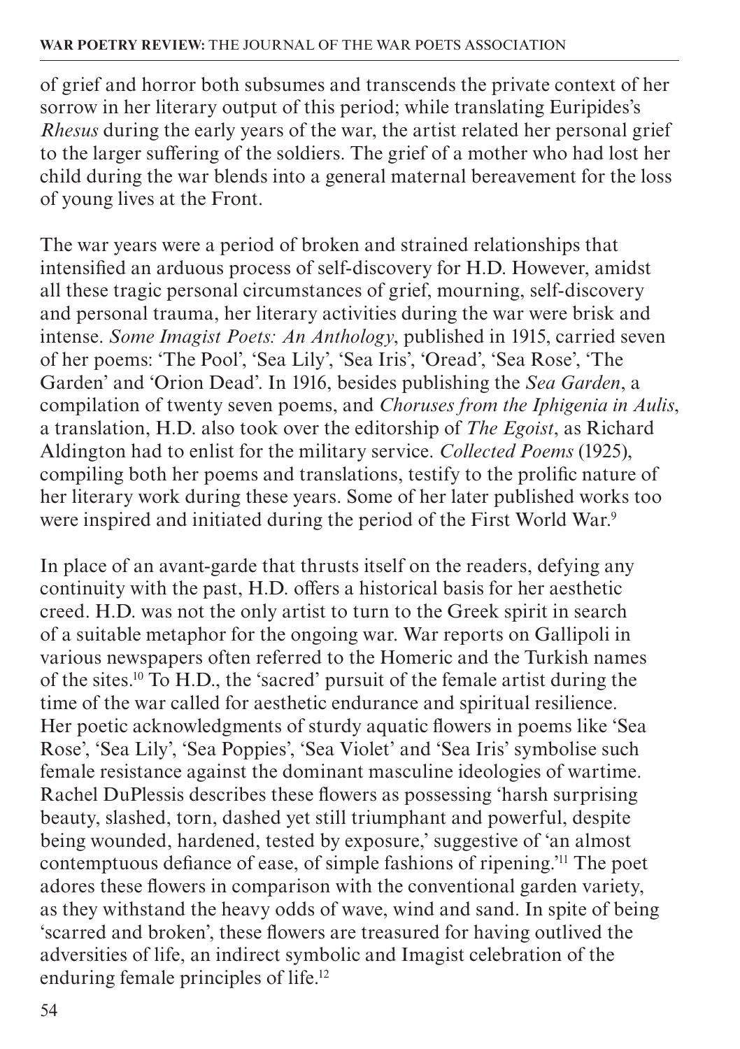of grief and horror both subsumes and transcends the private context of her sorrow in her literary output of this period; while translating Euripides's *Rhesus* during the early years of the war, the artist related her personal grief to the larger suffering of the soldiers. The grief of a mother who had lost her child during the war blends into a general maternal bereavement for the loss of young lives at the Front.

The war years were a period of broken and strained relationships that intensified an arduous process of self-discovery for H.D. However, amidst all these tragic personal circumstances of grief, mourning, self-discovery and personal trauma, her literary activities during the war were brisk and intense. *Some Imagist Poets: An Anthology*, published in 1915, carried seven of her poems: 'The Pool', 'Sea Lily', 'Sea Iris', 'Oread', 'Sea Rose', 'The Garden' and 'Orion Dead'. In 1916, besides publishing the *Sea Garden*, a compilation of twenty seven poems, and *Choruses from the Iphigenia in Aulis*, a translation, H.D. also took over the editorship of *The Egoist*, as Richard Aldington had to enlist for the military service. *Collected Poems* (1925), compiling both her poems and translations, testify to the prolific nature of her literary work during these years. Some of her later published works too were inspired and initiated during the period of the First World War.[9]

In place of an avant-garde that thrusts itself on the readers, defying any continuity with the past, H.D. offers a historical basis for her aesthetic creed. H.D. was not the only artist to turn to the Greek spirit in search of a suitable metaphor for the ongoing war. War reports on Gallipoli in various newspapers often referred to the Homeric and the Turkish names of the sites.[10] To H.D., the 'sacred' pursuit of the female artist during the time of the war called for aesthetic endurance and spiritual resilience. Her poetic acknowledgments of sturdy aquatic flowers in poems like 'Sea Rose', 'Sea Lily', 'Sea Poppies', 'Sea Violet' and 'Sea Iris' symbolise such female resistance against the dominant masculine ideologies of wartime. Rachel DuPlessis describes these flowers as possessing 'harsh surprising beauty, slashed, torn, dashed yet still triumphant and powerful, despite being wounded, hardened, tested by exposure,' suggestive of 'an almost contemptuous defiance of ease, of simple fashions of ripening.'[11] The poet adores these flowers in comparison with the conventional garden variety, as they withstand the heavy odds of wave, wind and sand. In spite of being 'scarred and broken', these flowers are treasured for having outlived the adversities of life, an indirect symbolic and Imagist celebration of the enduring female principles of life.[12]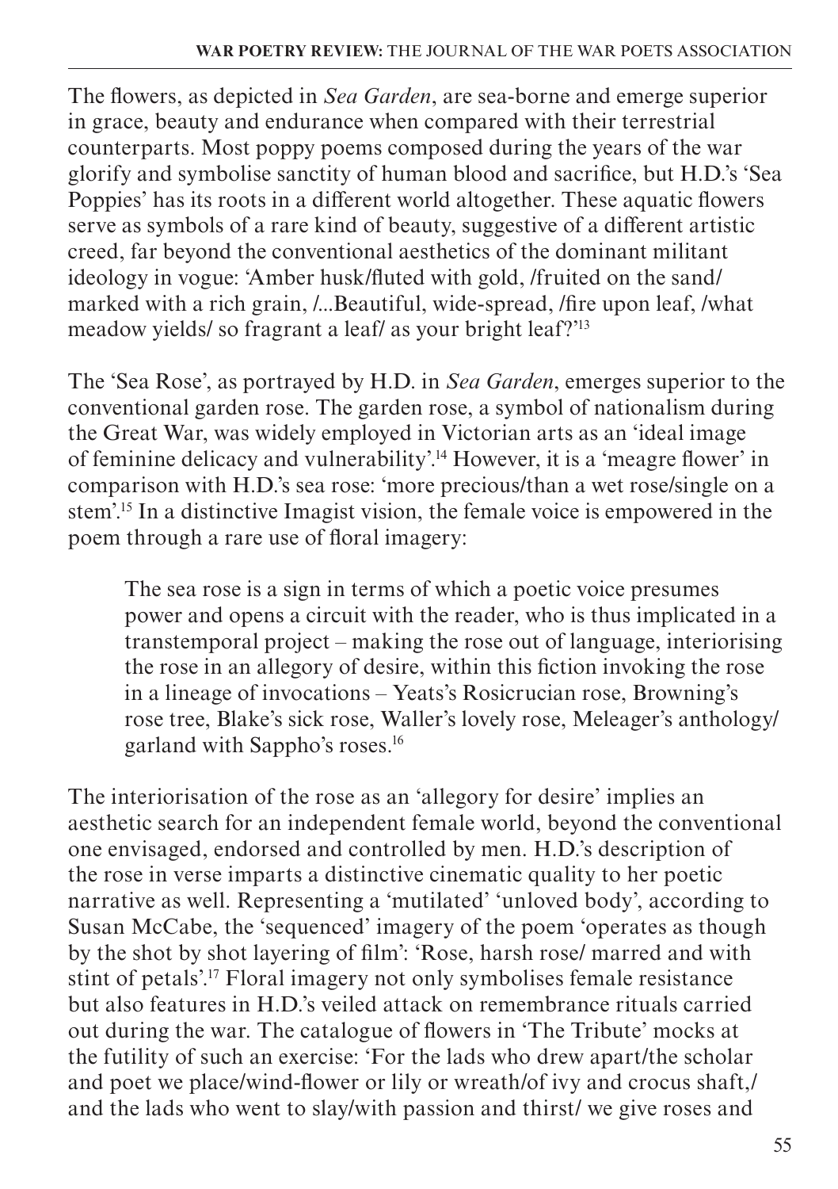The flowers, as depicted in *Sea Garden*, are sea-borne and emerge superior in grace, beauty and endurance when compared with their terrestrial counterparts. Most poppy poems composed during the years of the war glorify and symbolise sanctity of human blood and sacrifice, but H.D.'s 'Sea Poppies' has its roots in a different world altogether. These aquatic flowers serve as symbols of a rare kind of beauty, suggestive of a different artistic creed, far beyond the conventional aesthetics of the dominant militant ideology in vogue: 'Amber husk/fluted with gold, /fruited on the sand/ marked with a rich grain, /...Beautiful, wide-spread, /fire upon leaf, /what meadow yields/ so fragrant a leaf/ as your bright leaf?'[13]

The 'Sea Rose', as portrayed by H.D. in *Sea Garden*, emerges superior to the conventional garden rose. The garden rose, a symbol of nationalism during the Great War, was widely employed in Victorian arts as an 'ideal image of feminine delicacy and vulnerability'.[14] However, it is a 'meagre flower' in comparison with H.D.'s sea rose: 'more precious/than a wet rose/single on a stem'.[15] In a distinctive Imagist vision, the female voice is empowered in the poem through a rare use of floral imagery:

> The sea rose is a sign in terms of which a poetic voice presumes power and opens a circuit with the reader, who is thus implicated in a transtemporal project – making the rose out of language, interiorising the rose in an allegory of desire, within this fiction invoking the rose in a lineage of invocations – Yeats's Rosicrucian rose, Browning's rose tree, Blake's sick rose, Waller's lovely rose, Meleager's anthology/ garland with Sappho's roses.[16]

The interiorisation of the rose as an 'allegory for desire' implies an aesthetic search for an independent female world, beyond the conventional one envisaged, endorsed and controlled by men. H.D.'s description of the rose in verse imparts a distinctive cinematic quality to her poetic narrative as well. Representing a 'mutilated' 'unloved body', according to Susan McCabe, the 'sequenced' imagery of the poem 'operates as though by the shot by shot layering of film': 'Rose, harsh rose/ marred and with stint of petals'.[17] Floral imagery not only symbolises female resistance but also features in H.D.'s veiled attack on remembrance rituals carried out during the war. The catalogue of flowers in 'The Tribute' mocks at the futility of such an exercise: 'For the lads who drew apart/the scholar and poet we place/wind-flower or lily or wreath/of ivy and crocus shaft,/ and the lads who went to slay/with passion and thirst/ we give roses and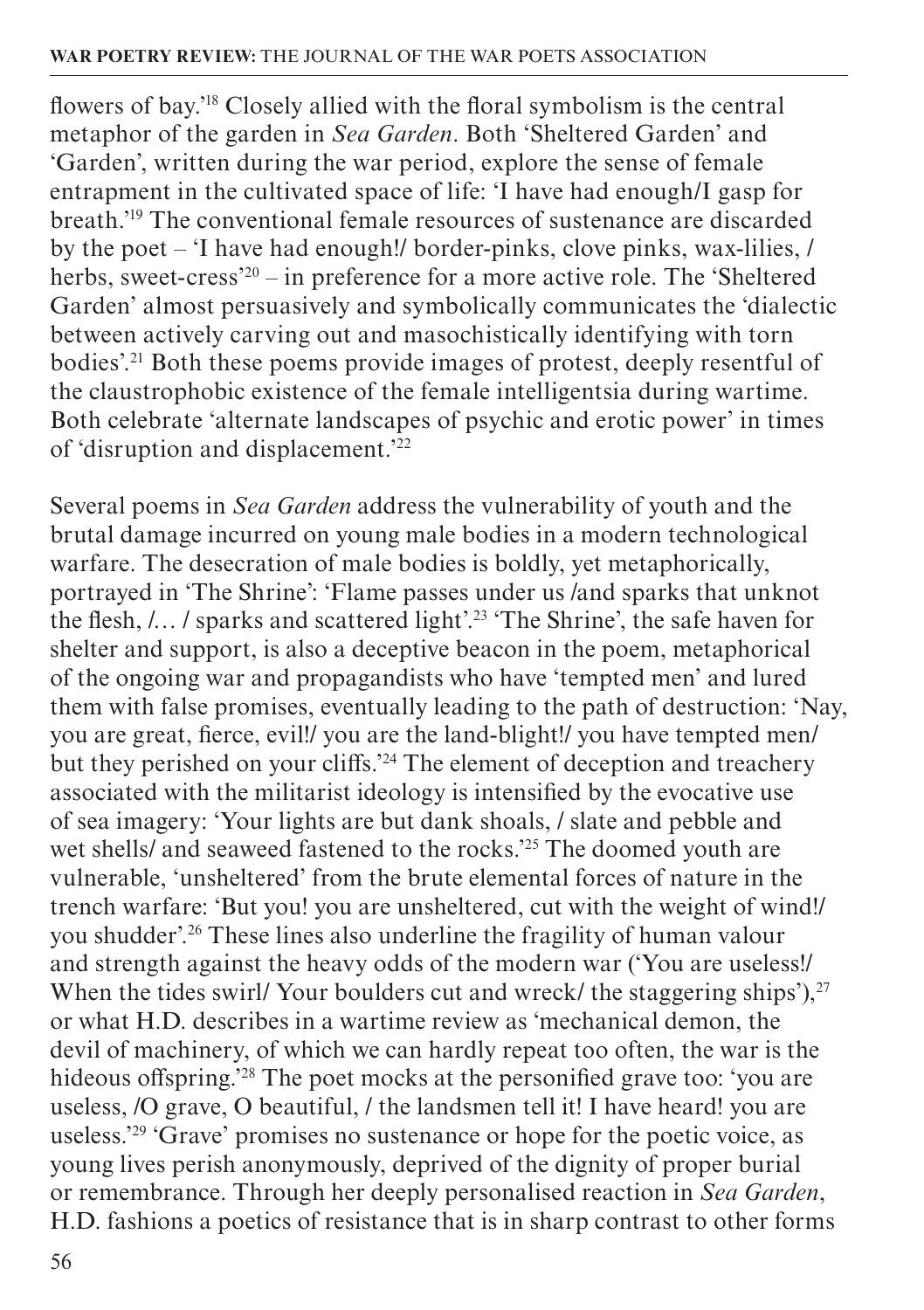flowers of bay.'[18] Closely allied with the floral symbolism is the central metaphor of the garden in *Sea Garden*. Both 'Sheltered Garden' and 'Garden', written during the war period, explore the sense of female entrapment in the cultivated space of life: 'I have had enough/I gasp for breath.'[19] The conventional female resources of sustenance are discarded by the poet – 'I have had enough!/ border-pinks, clove pinks, wax-lilies, / herbs, sweet-cress'[20] – in preference for a more active role. The 'Sheltered Garden' almost persuasively and symbolically communicates the 'dialectic between actively carving out and masochistically identifying with torn bodies'.[21] Both these poems provide images of protest, deeply resentful of the claustrophobic existence of the female intelligentsia during wartime. Both celebrate 'alternate landscapes of psychic and erotic power' in times of 'disruption and displacement.'[22]

Several poems in *Sea Garden* address the vulnerability of youth and the brutal damage incurred on young male bodies in a modern technological warfare. The desecration of male bodies is boldly, yet metaphorically, portrayed in 'The Shrine': 'Flame passes under us /and sparks that unknot the flesh, /… / sparks and scattered light'.[23] 'The Shrine', the safe haven for shelter and support, is also a deceptive beacon in the poem, metaphorical of the ongoing war and propagandists who have 'tempted men' and lured them with false promises, eventually leading to the path of destruction: 'Nay, you are great, fierce, evil!/ you are the land-blight!/ you have tempted men/ but they perished on your cliffs.'[24] The element of deception and treachery associated with the militarist ideology is intensified by the evocative use of sea imagery: 'Your lights are but dank shoals, / slate and pebble and wet shells/ and seaweed fastened to the rocks.'[25] The doomed youth are vulnerable, 'unsheltered' from the brute elemental forces of nature in the trench warfare: 'But you! you are unsheltered, cut with the weight of wind!/ you shudder'.[26] These lines also underline the fragility of human valour and strength against the heavy odds of the modern war ('You are useless!/ When the tides swirl/ Your boulders cut and wreck/ the staggering ships'),[27] or what H.D. describes in a wartime review as 'mechanical demon, the devil of machinery, of which we can hardly repeat too often, the war is the hideous offspring.'[28] The poet mocks at the personified grave too: 'you are useless, /O grave, O beautiful, / the landsmen tell it! I have heard! you are useless.'[29] 'Grave' promises no sustenance or hope for the poetic voice, as young lives perish anonymously, deprived of the dignity of proper burial or remembrance. Through her deeply personalised reaction in *Sea Garden*, H.D. fashions a poetics of resistance that is in sharp contrast to other forms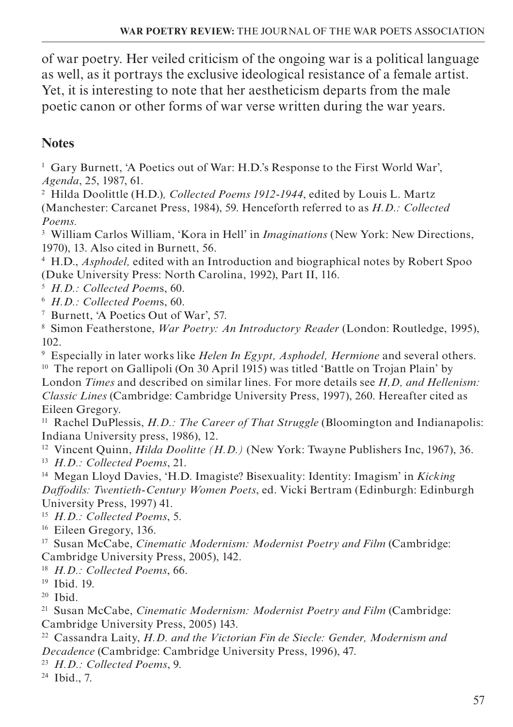of war poetry. Her veiled criticism of the ongoing war is a political language as well, as it portrays the exclusive ideological resistance of a female artist. Yet, it is interesting to note that her aestheticism departs from the male poetic canon or other forms of war verse written during the war years.

## Notes

[1] Gary Burnett, 'A Poetics out of War: H.D.'s Response to the First World War', *Agenda*, 25, 1987, 61.

[2] Hilda Doolittle (H.D.)*, Collected Poems 1912-1944*, edited by Louis L. Martz (Manchester: Carcanet Press, 1984), 59. Henceforth referred to as *H.D.: Collected Poems.*

[3] William Carlos William, 'Kora in Hell' in *Imaginations* (New York: New Directions, 1970), 13. Also cited in Burnett, 56.

[4] H.D., *Asphodel,* edited with an Introduction and biographical notes by Robert Spoo (Duke University Press: North Carolina, 1992), Part II, 116.

[5] *H.D.: Collected Poem*s, 60.

[6] *H.D.: Collected Poem*s, 60.

[7] Burnett, 'A Poetics Out of War', 57.

[8] Simon Featherstone, *War Poetry: An Introductory Reader* (London: Routledge, 1995), 102.

[9] Especially in later works like *Helen In Egypt, Asphodel, Hermione* and several others.

[10] The report on Gallipoli (On 30 April 1915) was titled 'Battle on Trojan Plain' by London *Times* and described on similar lines. For more details see *H,D, and Hellenism: Classic Lines* (Cambridge: Cambridge University Press, 1997), 260. Hereafter cited as Eileen Gregory.

[11] Rachel DuPlessis, *H.D.: The Career of That Struggle* (Bloomington and Indianapolis: Indiana University press, 1986), 12.

[12] Vincent Quinn, *Hilda Doolitte (H.D.)* (New York: Twayne Publishers Inc, 1967), 36.

[13] *H.D.: Collected Poems*, 21.

[14] Megan Lloyd Davies, 'H.D. Imagiste? Bisexuality: Identity: Imagism' in *Kicking Daffodils: Twentieth-Century Women Poets*, ed. Vicki Bertram (Edinburgh: Edinburgh University Press, 1997) 41.

[15] *H.D.: Collected Poems*, 5.

[16] Eileen Gregory, 136.

[17] Susan McCabe, *Cinematic Modernism: Modernist Poetry and Film* (Cambridge: Cambridge University Press, 2005), 142.

[18] *H.D.: Collected Poems*, 66.

[19] Ibid. 19.

[20] Ibid.

[21] Susan McCabe, *Cinematic Modernism: Modernist Poetry and Film* (Cambridge: Cambridge University Press, 2005) 143.

[22] Cassandra Laity, *H.D. and the Victorian Fin de Siecle: Gender, Modernism and Decadence* (Cambridge: Cambridge University Press, 1996), 47.

[23] *H.D.: Collected Poems*, 9.

[24] Ibid., 7.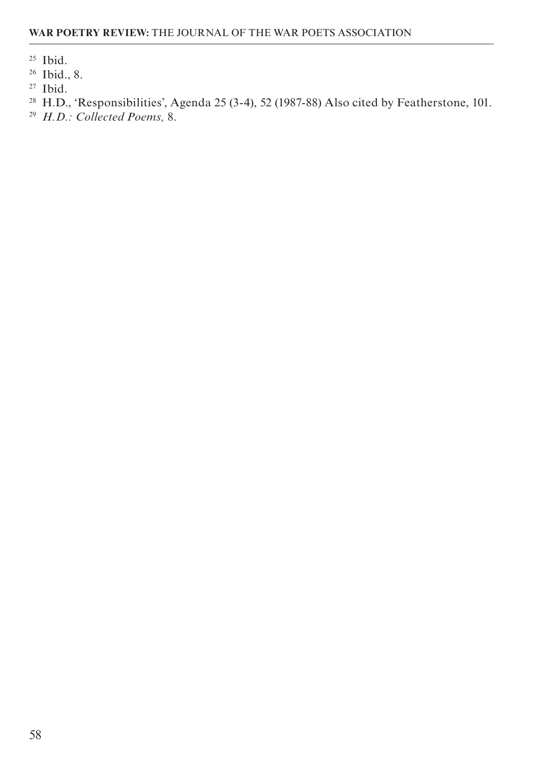[25] Ibid.

[26] Ibid., 8.

[27] Ibid.

[28] H.D., 'Responsibilities', Agenda 25 (3-4), 52 (1987-88) Also cited by Featherstone, 101.

[29] *H.D.: Collected Poems,* 8.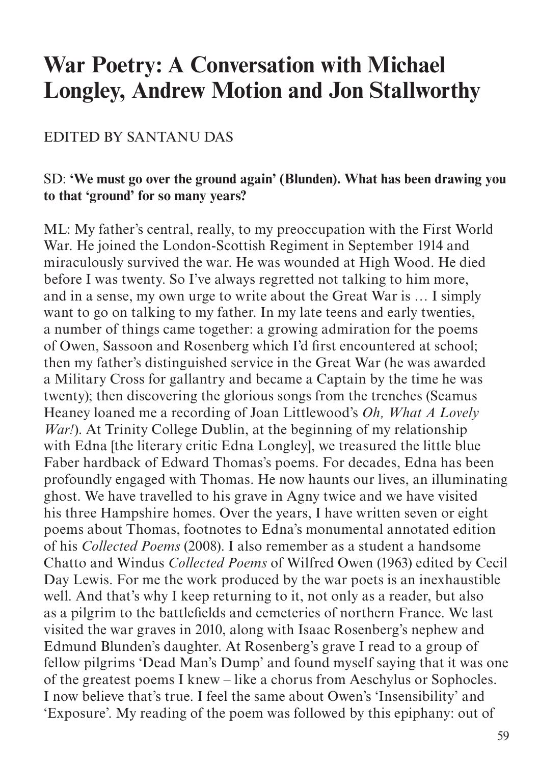# War Poetry: A Conversation with Michael Longley, Andrew Motion and Jon Stallworthy

EDITED BY SANTANU DAS

**SD: 'We must go over the ground again' (Blunden). What has been drawing you to that 'ground' for so many years?**

ML: My father's central, really, to my preoccupation with the First World War. He joined the London-Scottish Regiment in September 1914 and miraculously survived the war. He was wounded at High Wood. He died before I was twenty. So I've always regretted not talking to him more, and in a sense, my own urge to write about the Great War is … I simply want to go on talking to my father. In my late teens and early twenties, a number of things came together: a growing admiration for the poems of Owen, Sassoon and Rosenberg which I'd first encountered at school; then my father's distinguished service in the Great War (he was awarded a Military Cross for gallantry and became a Captain by the time he was twenty); then discovering the glorious songs from the trenches (Seamus Heaney loaned me a recording of Joan Littlewood's *Oh, What A Lovely War!*). At Trinity College Dublin, at the beginning of my relationship with Edna [the literary critic Edna Longley], we treasured the little blue Faber hardback of Edward Thomas's poems. For decades, Edna has been profoundly engaged with Thomas. He now haunts our lives, an illuminating ghost. We have travelled to his grave in Agny twice and we have visited his three Hampshire homes. Over the years, I have written seven or eight poems about Thomas, footnotes to Edna's monumental annotated edition of his *Collected Poems* (2008). I also remember as a student a handsome Chatto and Windus *Collected Poems* of Wilfred Owen (1963) edited by Cecil Day Lewis. For me the work produced by the war poets is an inexhaustible well. And that's why I keep returning to it, not only as a reader, but also as a pilgrim to the battlefields and cemeteries of northern France. We last visited the war graves in 2010, along with Isaac Rosenberg's nephew and Edmund Blunden's daughter. At Rosenberg's grave I read to a group of fellow pilgrims 'Dead Man's Dump' and found myself saying that it was one of the greatest poems I knew – like a chorus from Aeschylus or Sophocles. I now believe that's true. I feel the same about Owen's 'Insensibility' and 'Exposure'. My reading of the poem was followed by this epiphany: out of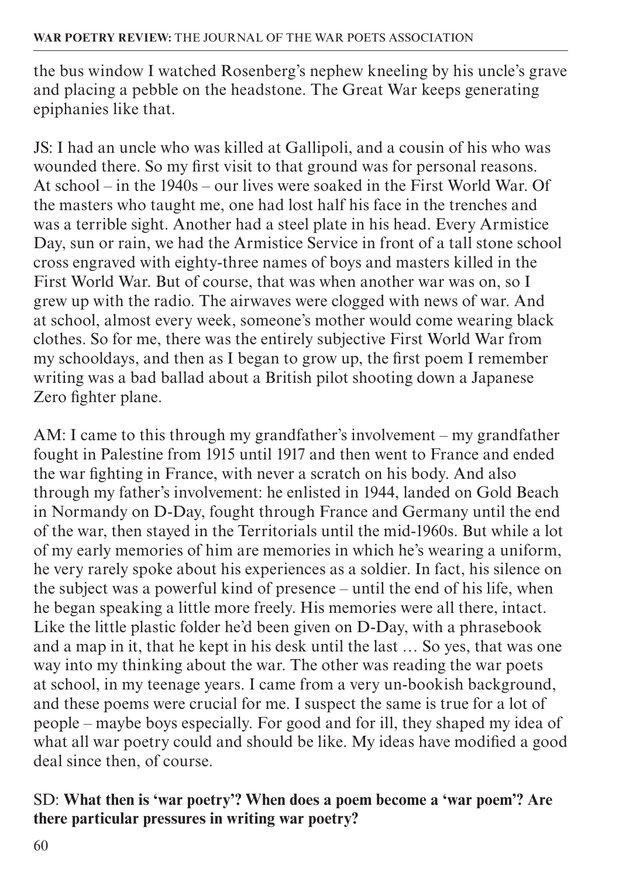the bus window I watched Rosenberg's nephew kneeling by his uncle's grave and placing a pebble on the headstone. The Great War keeps generating epiphanies like that.

JS: I had an uncle who was killed at Gallipoli, and a cousin of his who was wounded there. So my first visit to that ground was for personal reasons. At school – in the 1940s – our lives were soaked in the First World War. Of the masters who taught me, one had lost half his face in the trenches and was a terrible sight. Another had a steel plate in his head. Every Armistice Day, sun or rain, we had the Armistice Service in front of a tall stone school cross engraved with eighty-three names of boys and masters killed in the First World War. But of course, that was when another war was on, so I grew up with the radio. The airwaves were clogged with news of war. And at school, almost every week, someone's mother would come wearing black clothes. So for me, there was the entirely subjective First World War from my schooldays, and then as I began to grow up, the first poem I remember writing was a bad ballad about a British pilot shooting down a Japanese Zero fighter plane.

AM: I came to this through my grandfather's involvement – my grandfather fought in Palestine from 1915 until 1917 and then went to France and ended the war fighting in France, with never a scratch on his body. And also through my father's involvement: he enlisted in 1944, landed on Gold Beach in Normandy on D-Day, fought through France and Germany until the end of the war, then stayed in the Territorials until the mid-1960s. But while a lot of my early memories of him are memories in which he's wearing a uniform, he very rarely spoke about his experiences as a soldier. In fact, his silence on the subject was a powerful kind of presence – until the end of his life, when he began speaking a little more freely. His memories were all there, intact. Like the little plastic folder he'd been given on D-Day, with a phrasebook and a map in it, that he kept in his desk until the last … So yes, that was one way into my thinking about the war. The other was reading the war poets at school, in my teenage years. I came from a very un-bookish background, and these poems were crucial for me. I suspect the same is true for a lot of people – maybe boys especially. For good and for ill, they shaped my idea of what all war poetry could and should be like. My ideas have modified a good deal since then, of course.

SD: **What then is 'war poetry'? When does a poem become a 'war poem'? Are there particular pressures in writing war poetry?**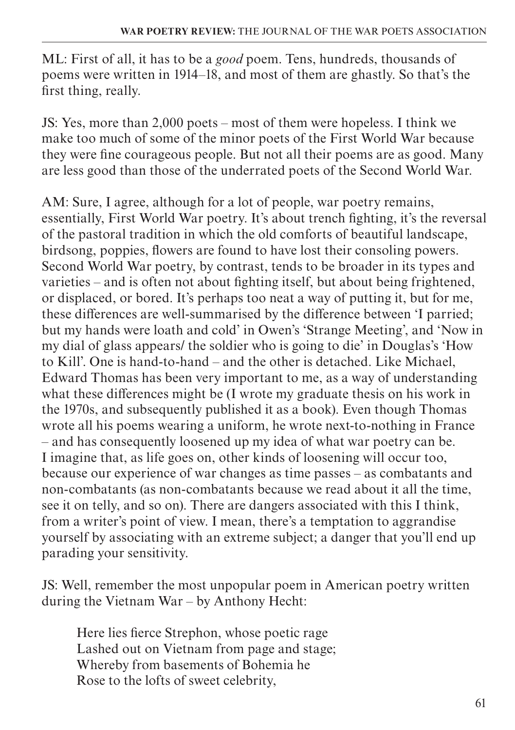ML: First of all, it has to be a *good* poem. Tens, hundreds, thousands of poems were written in 1914–18, and most of them are ghastly. So that's the first thing, really.

JS: Yes, more than 2,000 poets – most of them were hopeless. I think we make too much of some of the minor poets of the First World War because they were fine courageous people. But not all their poems are as good. Many are less good than those of the underrated poets of the Second World War.

AM: Sure, I agree, although for a lot of people, war poetry remains, essentially, First World War poetry. It's about trench fighting, it's the reversal of the pastoral tradition in which the old comforts of beautiful landscape, birdsong, poppies, flowers are found to have lost their consoling powers. Second World War poetry, by contrast, tends to be broader in its types and varieties – and is often not about fighting itself, but about being frightened, or displaced, or bored. It's perhaps too neat a way of putting it, but for me, these differences are well-summarised by the difference between 'I parried; but my hands were loath and cold' in Owen's 'Strange Meeting', and 'Now in my dial of glass appears/ the soldier who is going to die' in Douglas's 'How to Kill'. One is hand-to-hand – and the other is detached. Like Michael, Edward Thomas has been very important to me, as a way of understanding what these differences might be (I wrote my graduate thesis on his work in the 1970s, and subsequently published it as a book). Even though Thomas wrote all his poems wearing a uniform, he wrote next-to-nothing in France – and has consequently loosened up my idea of what war poetry can be. I imagine that, as life goes on, other kinds of loosening will occur too, because our experience of war changes as time passes – as combatants and non-combatants (as non-combatants because we read about it all the time, see it on telly, and so on). There are dangers associated with this I think, from a writer's point of view. I mean, there's a temptation to aggrandise yourself by associating with an extreme subject; a danger that you'll end up parading your sensitivity.

JS: Well, remember the most unpopular poem in American poetry written during the Vietnam War – by Anthony Hecht:

> Here lies fierce Strephon, whose poetic rage
> Lashed out on Vietnam from page and stage;
> Whereby from basements of Bohemia he
> Rose to the lofts of sweet celebrity,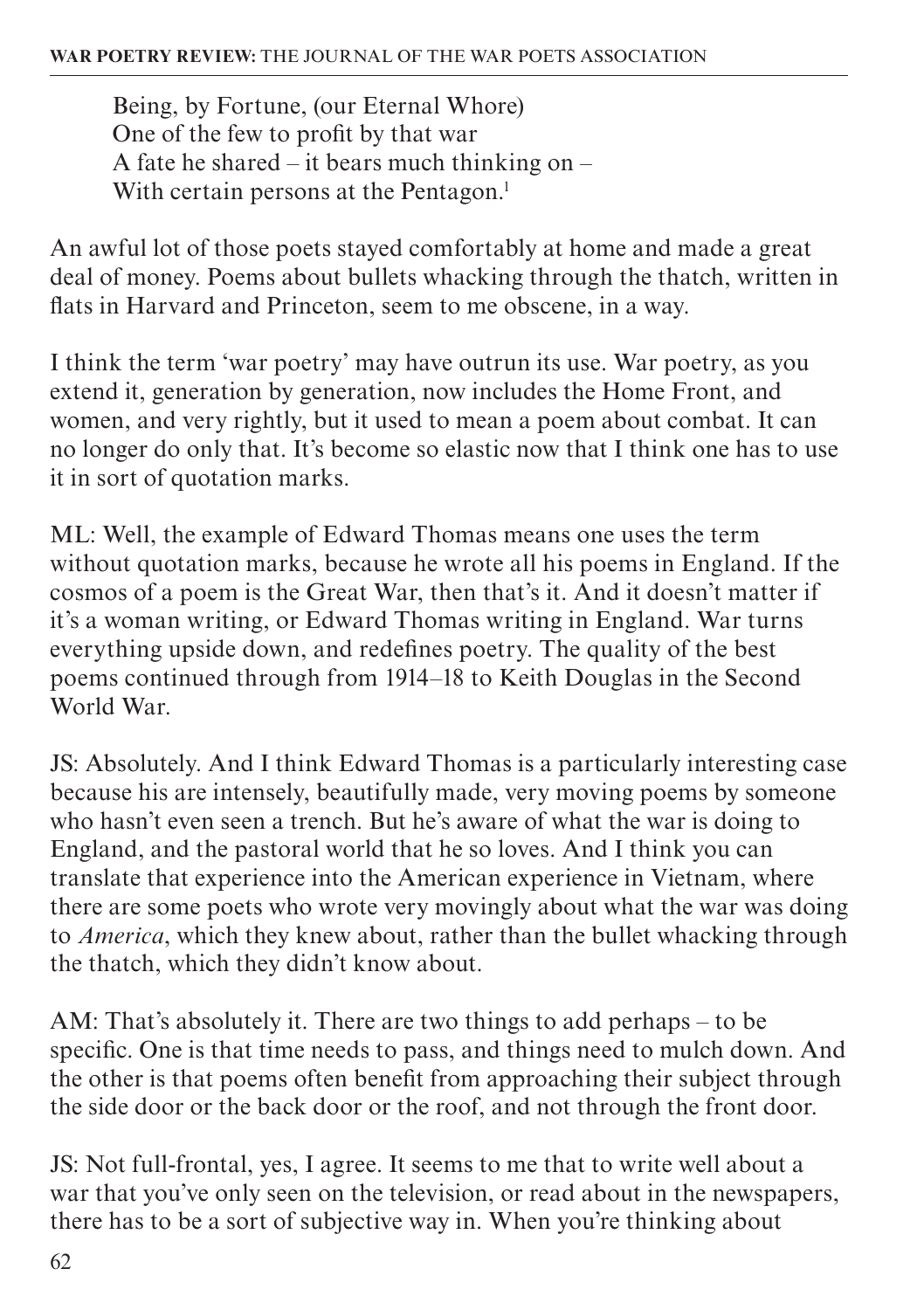> Being, by Fortune, (our Eternal Whore)
> One of the few to profit by that war
> A fate he shared – it bears much thinking on –
> With certain persons at the Pentagon.[1]

An awful lot of those poets stayed comfortably at home and made a great deal of money. Poems about bullets whacking through the thatch, written in flats in Harvard and Princeton, seem to me obscene, in a way.

I think the term 'war poetry' may have outrun its use. War poetry, as you extend it, generation by generation, now includes the Home Front, and women, and very rightly, but it used to mean a poem about combat. It can no longer do only that. It's become so elastic now that I think one has to use it in sort of quotation marks.

ML: Well, the example of Edward Thomas means one uses the term without quotation marks, because he wrote all his poems in England. If the cosmos of a poem is the Great War, then that's it. And it doesn't matter if it's a woman writing, or Edward Thomas writing in England. War turns everything upside down, and redefines poetry. The quality of the best poems continued through from 1914–18 to Keith Douglas in the Second World War.

JS: Absolutely. And I think Edward Thomas is a particularly interesting case because his are intensely, beautifully made, very moving poems by someone who hasn't even seen a trench. But he's aware of what the war is doing to England, and the pastoral world that he so loves. And I think you can translate that experience into the American experience in Vietnam, where there are some poets who wrote very movingly about what the war was doing to *America*, which they knew about, rather than the bullet whacking through the thatch, which they didn't know about.

AM: That's absolutely it. There are two things to add perhaps – to be specific. One is that time needs to pass, and things need to mulch down. And the other is that poems often benefit from approaching their subject through the side door or the back door or the roof, and not through the front door.

JS: Not full-frontal, yes, I agree. It seems to me that to write well about a war that you've only seen on the television, or read about in the newspapers, there has to be a sort of subjective way in. When you're thinking about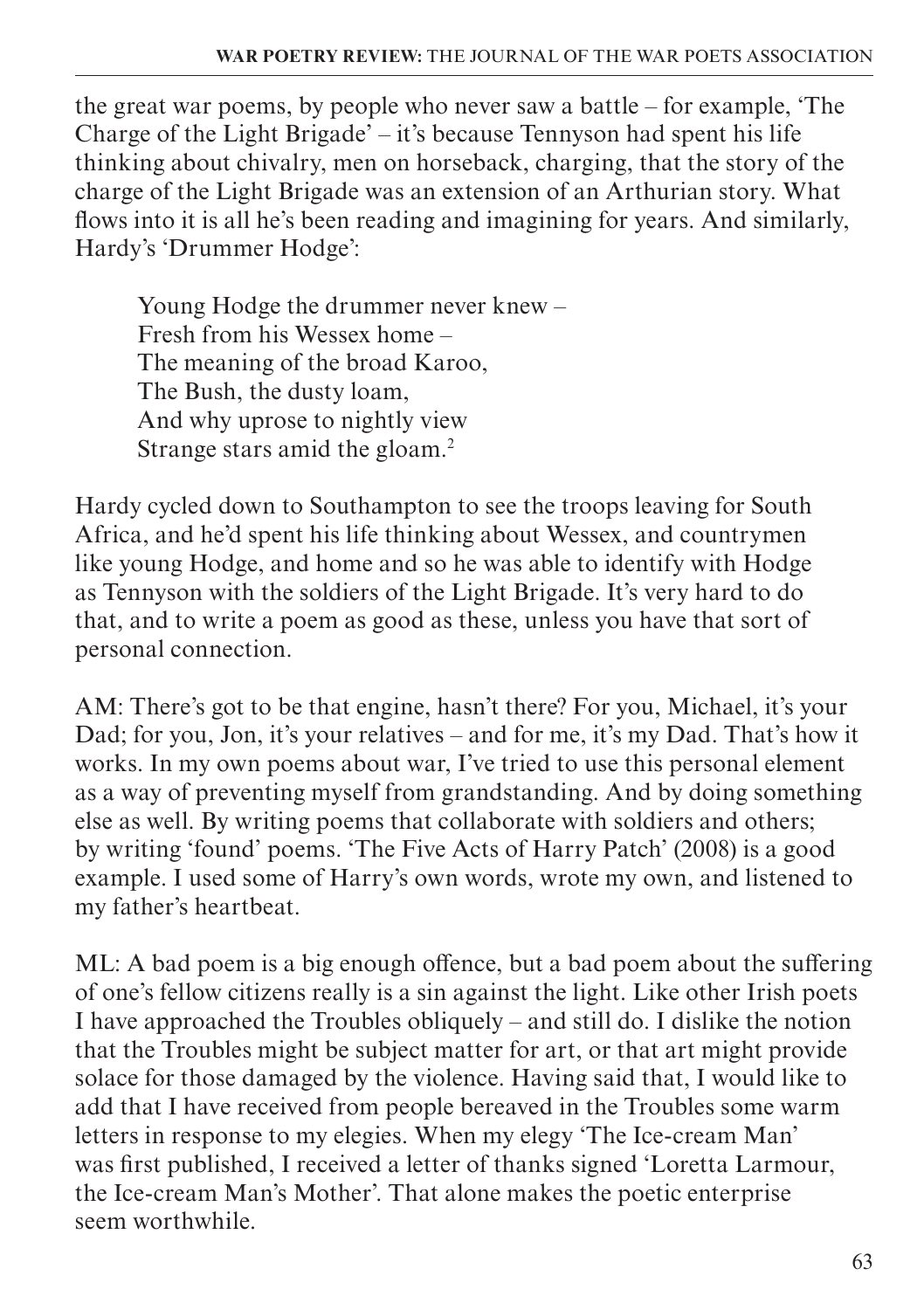the great war poems, by people who never saw a battle – for example, 'The Charge of the Light Brigade' – it's because Tennyson had spent his life thinking about chivalry, men on horseback, charging, that the story of the charge of the Light Brigade was an extension of an Arthurian story. What flows into it is all he's been reading and imagining for years. And similarly, Hardy's 'Drummer Hodge':

> Young Hodge the drummer never knew –
> Fresh from his Wessex home –
> The meaning of the broad Karoo,
> The Bush, the dusty loam,
> And why uprose to nightly view
> Strange stars amid the gloam.[2]

Hardy cycled down to Southampton to see the troops leaving for South Africa, and he'd spent his life thinking about Wessex, and countrymen like young Hodge, and home and so he was able to identify with Hodge as Tennyson with the soldiers of the Light Brigade. It's very hard to do that, and to write a poem as good as these, unless you have that sort of personal connection.

AM: There's got to be that engine, hasn't there? For you, Michael, it's your Dad; for you, Jon, it's your relatives – and for me, it's my Dad. That's how it works. In my own poems about war, I've tried to use this personal element as a way of preventing myself from grandstanding. And by doing something else as well. By writing poems that collaborate with soldiers and others; by writing 'found' poems. 'The Five Acts of Harry Patch' (2008) is a good example. I used some of Harry's own words, wrote my own, and listened to my father's heartbeat.

ML: A bad poem is a big enough offence, but a bad poem about the suffering of one's fellow citizens really is a sin against the light. Like other Irish poets I have approached the Troubles obliquely – and still do. I dislike the notion that the Troubles might be subject matter for art, or that art might provide solace for those damaged by the violence. Having said that, I would like to add that I have received from people bereaved in the Troubles some warm letters in response to my elegies. When my elegy 'The Ice-cream Man' was first published, I received a letter of thanks signed 'Loretta Larmour, the Ice-cream Man's Mother'. That alone makes the poetic enterprise seem worthwhile.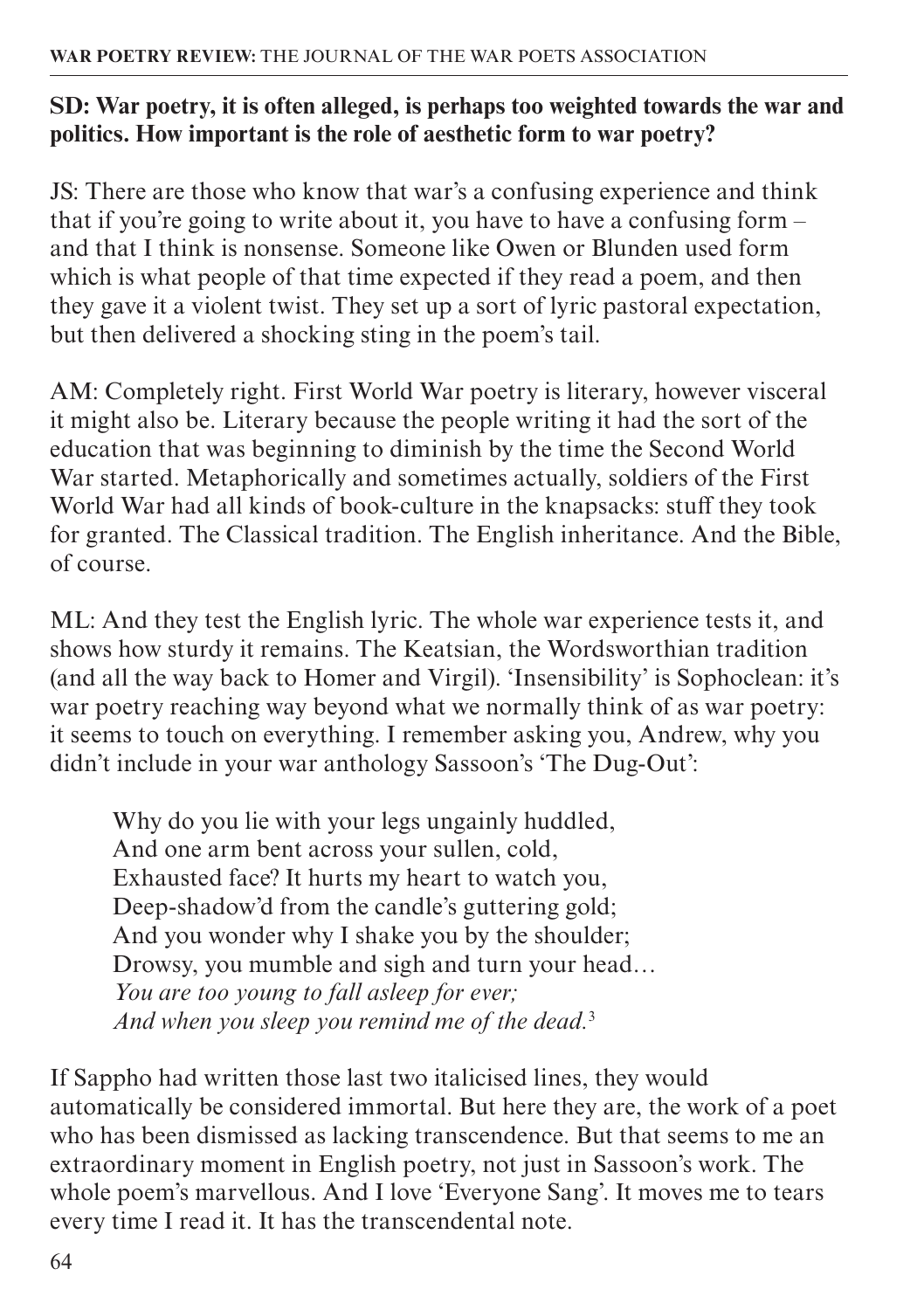**SD: War poetry, it is often alleged, is perhaps too weighted towards the war and politics. How important is the role of aesthetic form to war poetry?**

JS: There are those who know that war's a confusing experience and think that if you're going to write about it, you have to have a confusing form – and that I think is nonsense. Someone like Owen or Blunden used form which is what people of that time expected if they read a poem, and then they gave it a violent twist. They set up a sort of lyric pastoral expectation, but then delivered a shocking sting in the poem's tail.

AM: Completely right. First World War poetry is literary, however visceral it might also be. Literary because the people writing it had the sort of the education that was beginning to diminish by the time the Second World War started. Metaphorically and sometimes actually, soldiers of the First World War had all kinds of book-culture in the knapsacks: stuff they took for granted. The Classical tradition. The English inheritance. And the Bible, of course.

ML: And they test the English lyric. The whole war experience tests it, and shows how sturdy it remains. The Keatsian, the Wordsworthian tradition (and all the way back to Homer and Virgil). 'Insensibility' is Sophoclean: it's war poetry reaching way beyond what we normally think of as war poetry: it seems to touch on everything. I remember asking you, Andrew, why you didn't include in your war anthology Sassoon's 'The Dug-Out':

> Why do you lie with your legs ungainly huddled,
> And one arm bent across your sullen, cold,
> Exhausted face? It hurts my heart to watch you,
> Deep-shadow'd from the candle's guttering gold;
> And you wonder why I shake you by the shoulder;
> Drowsy, you mumble and sigh and turn your head…
> *You are too young to fall asleep for ever;*
> *And when you sleep you remind me of the dead.*[3]

If Sappho had written those last two italicised lines, they would automatically be considered immortal. But here they are, the work of a poet who has been dismissed as lacking transcendence. But that seems to me an extraordinary moment in English poetry, not just in Sassoon's work. The whole poem's marvellous. And I love 'Everyone Sang'. It moves me to tears every time I read it. It has the transcendental note.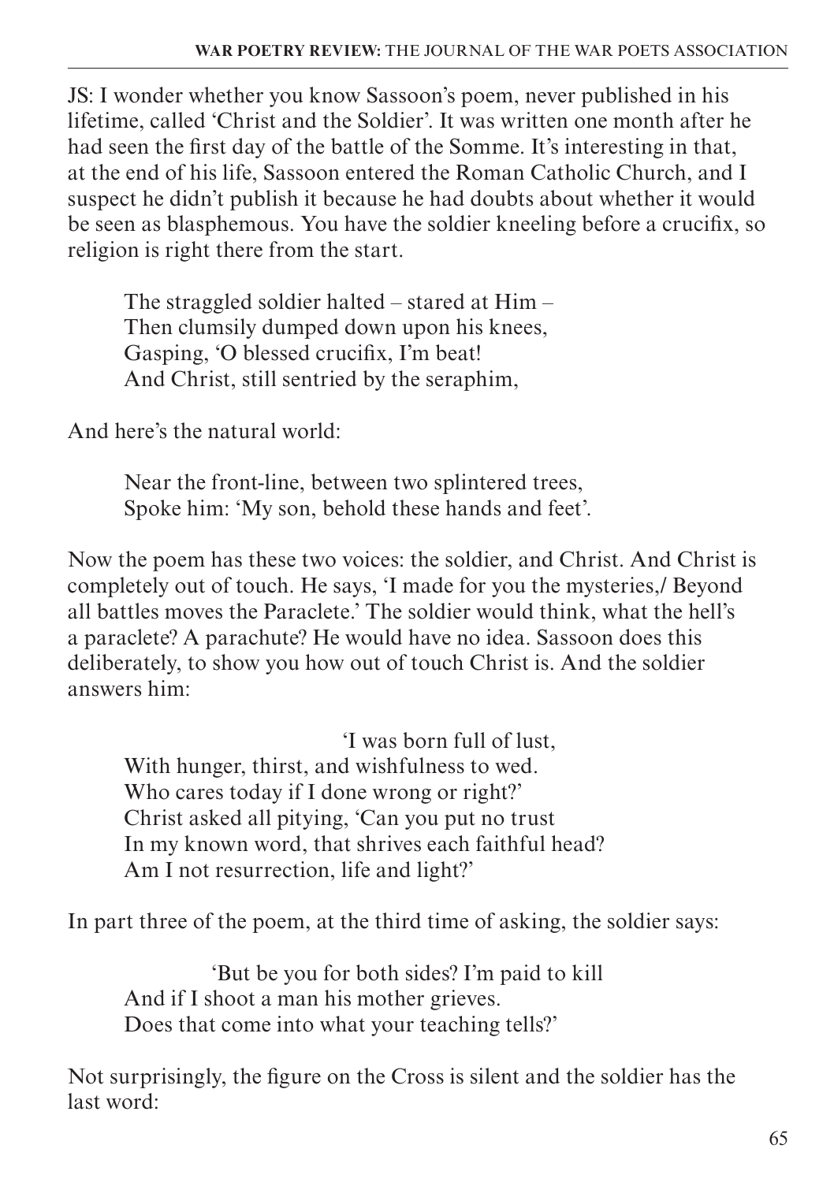JS: I wonder whether you know Sassoon's poem, never published in his lifetime, called 'Christ and the Soldier'. It was written one month after he had seen the first day of the battle of the Somme. It's interesting in that, at the end of his life, Sassoon entered the Roman Catholic Church, and I suspect he didn't publish it because he had doubts about whether it would be seen as blasphemous. You have the soldier kneeling before a crucifix, so religion is right there from the start.

> The straggled soldier halted – stared at Him –  
> Then clumsily dumped down upon his knees,  
> Gasping, 'O blessed crucifix, I'm beat!  
> And Christ, still sentried by the seraphim,

And here's the natural world:

> Near the front-line, between two splintered trees,  
> Spoke him: 'My son, behold these hands and feet'.

Now the poem has these two voices: the soldier, and Christ. And Christ is completely out of touch. He says, 'I made for you the mysteries,/ Beyond all battles moves the Paraclete.' The soldier would think, what the hell's a paraclete? A parachute? He would have no idea. Sassoon does this deliberately, to show you how out of touch Christ is. And the soldier answers him:

> 'I was born full of lust,  
> With hunger, thirst, and wishfulness to wed.  
> Who cares today if I done wrong or right?'  
> Christ asked all pitying, 'Can you put no trust  
> In my known word, that shrives each faithful head?  
> Am I not resurrection, life and light?'

In part three of the poem, at the third time of asking, the soldier says:

> 'But be you for both sides? I'm paid to kill  
> And if I shoot a man his mother grieves.  
> Does that come into what your teaching tells?'

Not surprisingly, the figure on the Cross is silent and the soldier has the last word: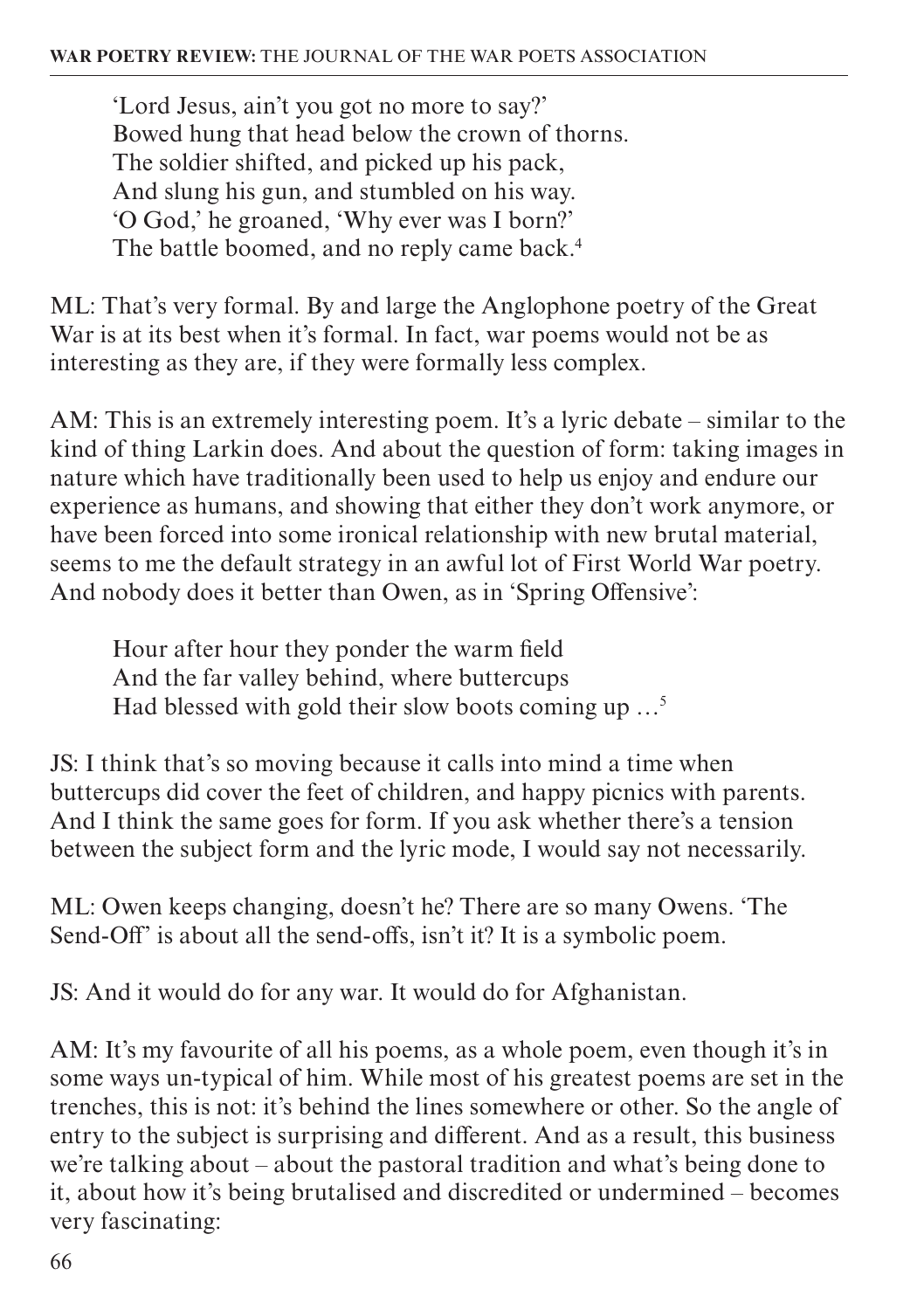'Lord Jesus, ain't you got no more to say?'
Bowed hung that head below the crown of thorns.
The soldier shifted, and picked up his pack,
And slung his gun, and stumbled on his way.
'O God,' he groaned, 'Why ever was I born?'
The battle boomed, and no reply came back.[4]

ML: That's very formal. By and large the Anglophone poetry of the Great War is at its best when it's formal. In fact, war poems would not be as interesting as they are, if they were formally less complex.

AM: This is an extremely interesting poem. It's a lyric debate – similar to the kind of thing Larkin does. And about the question of form: taking images in nature which have traditionally been used to help us enjoy and endure our experience as humans, and showing that either they don't work anymore, or have been forced into some ironical relationship with new brutal material, seems to me the default strategy in an awful lot of First World War poetry. And nobody does it better than Owen, as in 'Spring Offensive':

Hour after hour they ponder the warm field
And the far valley behind, where buttercups
Had blessed with gold their slow boots coming up …[5]

JS: I think that's so moving because it calls into mind a time when buttercups did cover the feet of children, and happy picnics with parents. And I think the same goes for form. If you ask whether there's a tension between the subject form and the lyric mode, I would say not necessarily.

ML: Owen keeps changing, doesn't he? There are so many Owens. 'The Send-Off' is about all the send-offs, isn't it? It is a symbolic poem.

JS: And it would do for any war. It would do for Afghanistan.

AM: It's my favourite of all his poems, as a whole poem, even though it's in some ways un-typical of him. While most of his greatest poems are set in the trenches, this is not: it's behind the lines somewhere or other. So the angle of entry to the subject is surprising and different. And as a result, this business we're talking about – about the pastoral tradition and what's being done to it, about how it's being brutalised and discredited or undermined – becomes very fascinating: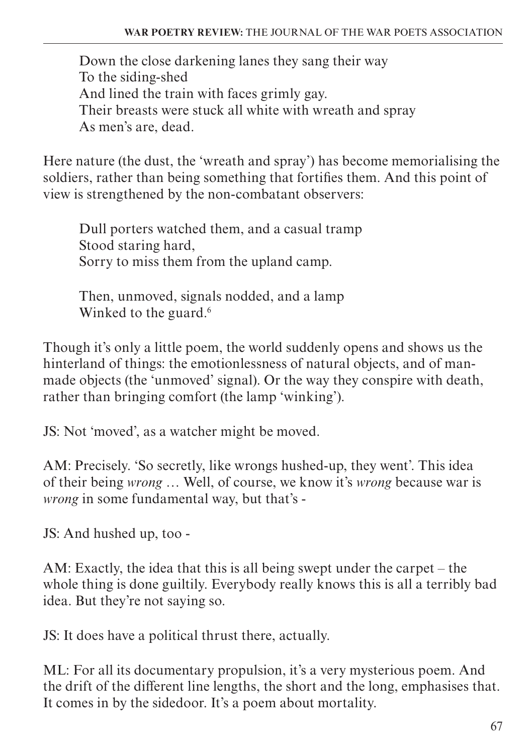> Down the close darkening lanes they sang their way
> To the siding-shed
> And lined the train with faces grimly gay.
> Their breasts were stuck all white with wreath and spray
> As men's are, dead.

Here nature (the dust, the 'wreath and spray') has become memorialising the soldiers, rather than being something that fortifies them. And this point of view is strengthened by the non-combatant observers:

> Dull porters watched them, and a casual tramp
> Stood staring hard,
> Sorry to miss them from the upland camp.
>
> Then, unmoved, signals nodded, and a lamp
> Winked to the guard.[6]

Though it's only a little poem, the world suddenly opens and shows us the hinterland of things: the emotionlessness of natural objects, and of man-made objects (the 'unmoved' signal). Or the way they conspire with death, rather than bringing comfort (the lamp 'winking').

JS: Not 'moved', as a watcher might be moved.

AM: Precisely. 'So secretly, like wrongs hushed-up, they went'. This idea of their being *wrong* … Well, of course, we know it's *wrong* because war is *wrong* in some fundamental way, but that's -

JS: And hushed up, too -

AM: Exactly, the idea that this is all being swept under the carpet – the whole thing is done guiltily. Everybody really knows this is all a terribly bad idea. But they're not saying so.

JS: It does have a political thrust there, actually.

ML: For all its documentary propulsion, it's a very mysterious poem. And the drift of the different line lengths, the short and the long, emphasises that. It comes in by the sidedoor. It's a poem about mortality.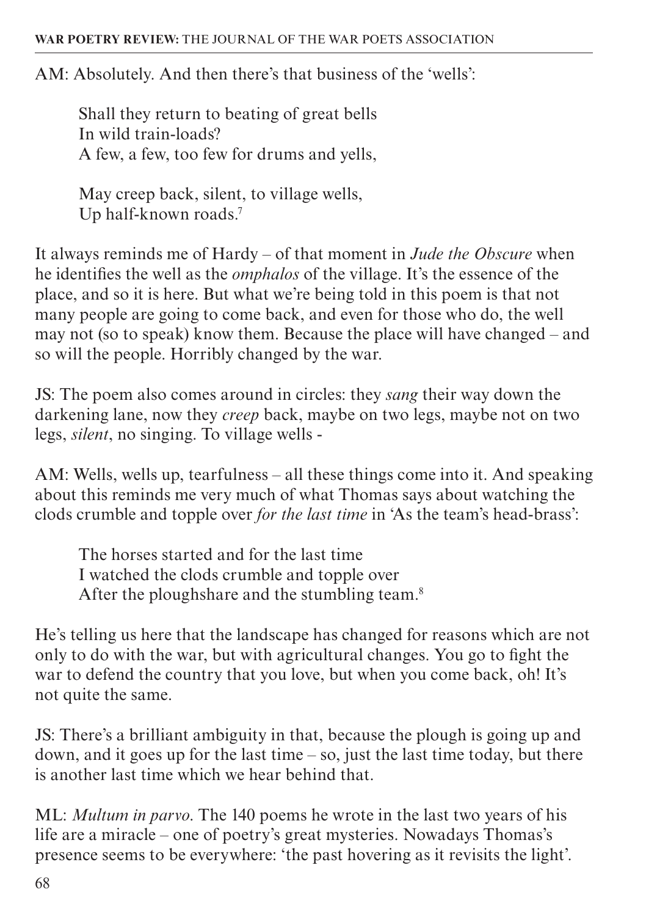AM: Absolutely. And then there's that business of the 'wells':

> Shall they return to beating of great bells
> In wild train-loads?
> A few, a few, too few for drums and yells,
>
> May creep back, silent, to village wells,
> Up half-known roads.[7]

It always reminds me of Hardy – of that moment in *Jude the Obscure* when he identifies the well as the *omphalos* of the village. It's the essence of the place, and so it is here. But what we're being told in this poem is that not many people are going to come back, and even for those who do, the well may not (so to speak) know them. Because the place will have changed – and so will the people. Horribly changed by the war.

JS: The poem also comes around in circles: they *sang* their way down the darkening lane, now they *creep* back, maybe on two legs, maybe not on two legs, *silent*, no singing. To village wells -

AM: Wells, wells up, tearfulness – all these things come into it. And speaking about this reminds me very much of what Thomas says about watching the clods crumble and topple over *for the last time* in 'As the team's head-brass':

> The horses started and for the last time
> I watched the clods crumble and topple over
> After the ploughshare and the stumbling team.[8]

He's telling us here that the landscape has changed for reasons which are not only to do with the war, but with agricultural changes. You go to fight the war to defend the country that you love, but when you come back, oh! It's not quite the same.

JS: There's a brilliant ambiguity in that, because the plough is going up and down, and it goes up for the last time – so, just the last time today, but there is another last time which we hear behind that.

ML: *Multum in parvo*. The 140 poems he wrote in the last two years of his life are a miracle – one of poetry's great mysteries. Nowadays Thomas's presence seems to be everywhere: 'the past hovering as it revisits the light'.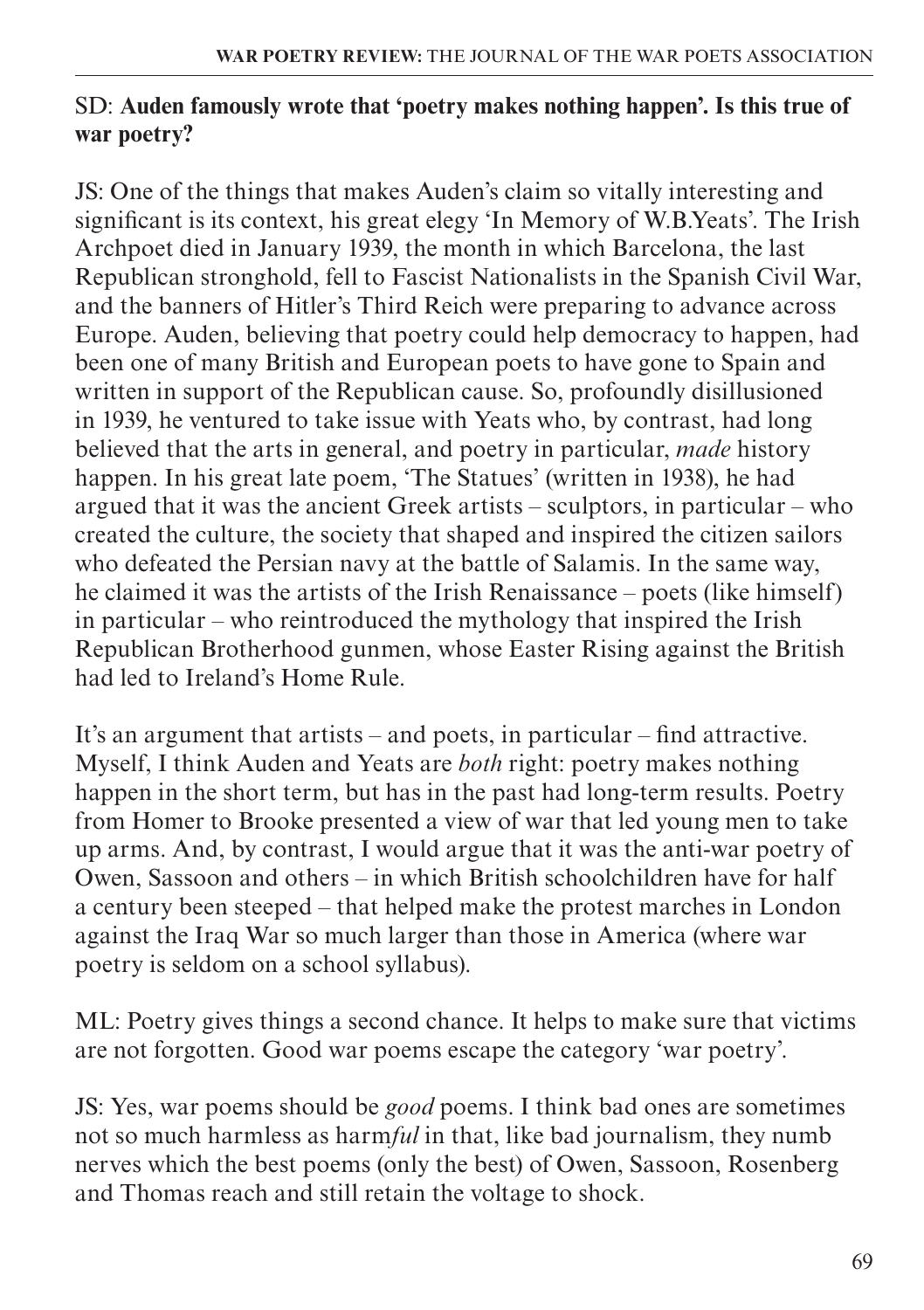SD: **Auden famously wrote that 'poetry makes nothing happen'. Is this true of war poetry?**

JS: One of the things that makes Auden's claim so vitally interesting and significant is its context, his great elegy 'In Memory of W.B.Yeats'. The Irish Archpoet died in January 1939, the month in which Barcelona, the last Republican stronghold, fell to Fascist Nationalists in the Spanish Civil War, and the banners of Hitler's Third Reich were preparing to advance across Europe. Auden, believing that poetry could help democracy to happen, had been one of many British and European poets to have gone to Spain and written in support of the Republican cause. So, profoundly disillusioned in 1939, he ventured to take issue with Yeats who, by contrast, had long believed that the arts in general, and poetry in particular, *made* history happen. In his great late poem, 'The Statues' (written in 1938), he had argued that it was the ancient Greek artists – sculptors, in particular – who created the culture, the society that shaped and inspired the citizen sailors who defeated the Persian navy at the battle of Salamis. In the same way, he claimed it was the artists of the Irish Renaissance – poets (like himself) in particular – who reintroduced the mythology that inspired the Irish Republican Brotherhood gunmen, whose Easter Rising against the British had led to Ireland's Home Rule.

It's an argument that artists – and poets, in particular – find attractive. Myself, I think Auden and Yeats are *both* right: poetry makes nothing happen in the short term, but has in the past had long-term results. Poetry from Homer to Brooke presented a view of war that led young men to take up arms. And, by contrast, I would argue that it was the anti-war poetry of Owen, Sassoon and others – in which British schoolchildren have for half a century been steeped – that helped make the protest marches in London against the Iraq War so much larger than those in America (where war poetry is seldom on a school syllabus).

ML: Poetry gives things a second chance. It helps to make sure that victims are not forgotten. Good war poems escape the category 'war poetry'.

JS: Yes, war poems should be *good* poems. I think bad ones are sometimes not so much harmless as harm*ful* in that, like bad journalism, they numb nerves which the best poems (only the best) of Owen, Sassoon, Rosenberg and Thomas reach and still retain the voltage to shock.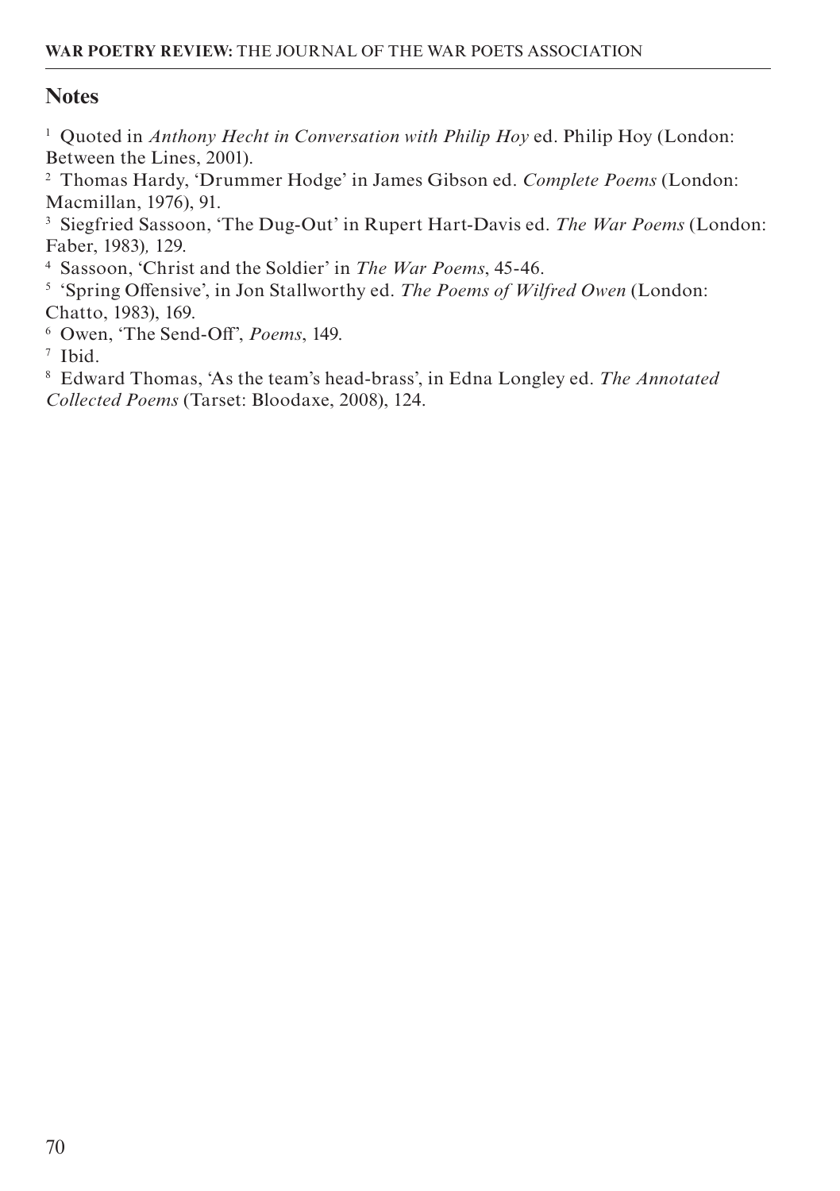## Notes

[1] Quoted in *Anthony Hecht in Conversation with Philip Hoy* ed. Philip Hoy (London: Between the Lines, 2001).

[2] Thomas Hardy, 'Drummer Hodge' in James Gibson ed. *Complete Poems* (London: Macmillan, 1976), 91.

[3] Siegfried Sassoon, 'The Dug-Out' in Rupert Hart-Davis ed. *The War Poems* (London: Faber, 1983), 129.

[4] Sassoon, 'Christ and the Soldier' in *The War Poems*, 45-46.

[5] 'Spring Offensive', in Jon Stallworthy ed. *The Poems of Wilfred Owen* (London: Chatto, 1983), 169.

[6] Owen, 'The Send-Off', *Poems*, 149.

[7] Ibid.

[8] Edward Thomas, 'As the team's head-brass', in Edna Longley ed. *The Annotated Collected Poems* (Tarset: Bloodaxe, 2008), 124.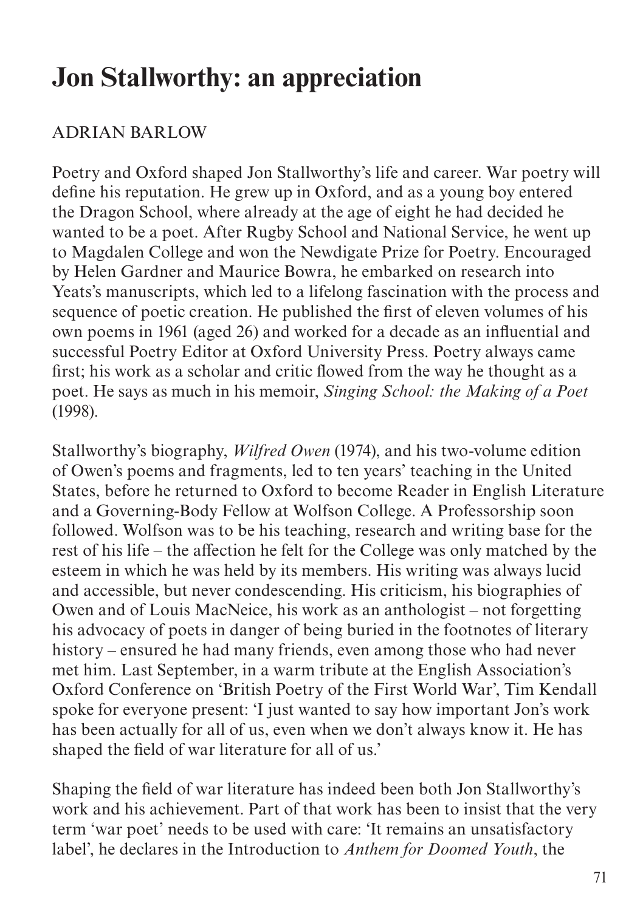# Jon Stallworthy: an appreciation

ADRIAN BARLOW

Poetry and Oxford shaped Jon Stallworthy's life and career. War poetry will define his reputation. He grew up in Oxford, and as a young boy entered the Dragon School, where already at the age of eight he had decided he wanted to be a poet. After Rugby School and National Service, he went up to Magdalen College and won the Newdigate Prize for Poetry. Encouraged by Helen Gardner and Maurice Bowra, he embarked on research into Yeats's manuscripts, which led to a lifelong fascination with the process and sequence of poetic creation. He published the first of eleven volumes of his own poems in 1961 (aged 26) and worked for a decade as an influential and successful Poetry Editor at Oxford University Press. Poetry always came first; his work as a scholar and critic flowed from the way he thought as a poet. He says as much in his memoir, *Singing School: the Making of a Poet* (1998).

Stallworthy's biography, *Wilfred Owen* (1974), and his two-volume edition of Owen's poems and fragments, led to ten years' teaching in the United States, before he returned to Oxford to become Reader in English Literature and a Governing-Body Fellow at Wolfson College. A Professorship soon followed. Wolfson was to be his teaching, research and writing base for the rest of his life – the affection he felt for the College was only matched by the esteem in which he was held by its members. His writing was always lucid and accessible, but never condescending. His criticism, his biographies of Owen and of Louis MacNeice, his work as an anthologist – not forgetting his advocacy of poets in danger of being buried in the footnotes of literary history – ensured he had many friends, even among those who had never met him. Last September, in a warm tribute at the English Association's Oxford Conference on 'British Poetry of the First World War', Tim Kendall spoke for everyone present: 'I just wanted to say how important Jon's work has been actually for all of us, even when we don't always know it. He has shaped the field of war literature for all of us.'

Shaping the field of war literature has indeed been both Jon Stallworthy's work and his achievement. Part of that work has been to insist that the very term 'war poet' needs to be used with care: 'It remains an unsatisfactory label', he declares in the Introduction to *Anthem for Doomed Youth*, the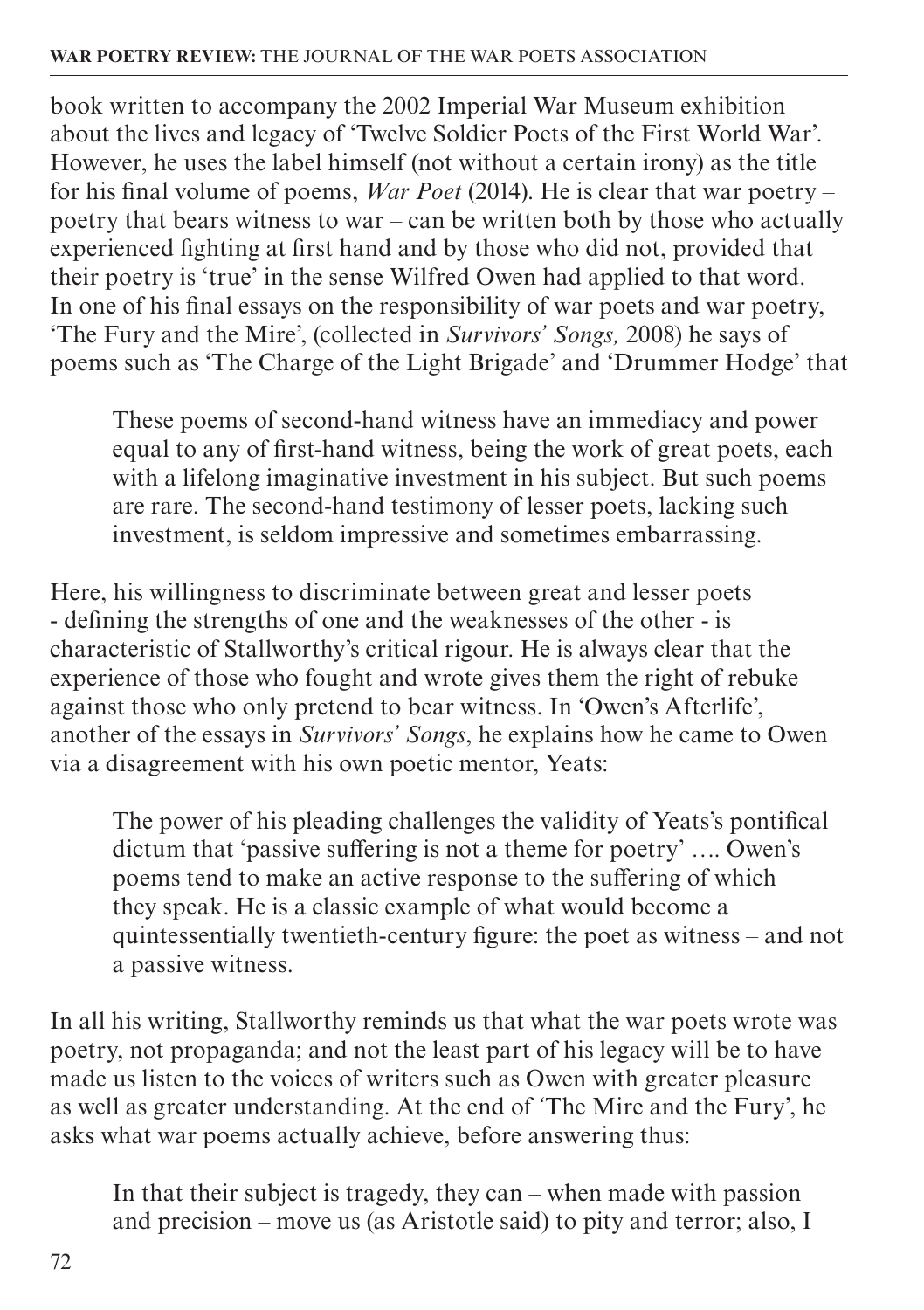book written to accompany the 2002 Imperial War Museum exhibition about the lives and legacy of 'Twelve Soldier Poets of the First World War'. However, he uses the label himself (not without a certain irony) as the title for his final volume of poems, *War Poet* (2014). He is clear that war poetry – poetry that bears witness to war – can be written both by those who actually experienced fighting at first hand and by those who did not, provided that their poetry is 'true' in the sense Wilfred Owen had applied to that word. In one of his final essays on the responsibility of war poets and war poetry, 'The Fury and the Mire', (collected in *Survivors' Songs,* 2008) he says of poems such as 'The Charge of the Light Brigade' and 'Drummer Hodge' that

> These poems of second-hand witness have an immediacy and power equal to any of first-hand witness, being the work of great poets, each with a lifelong imaginative investment in his subject. But such poems are rare. The second-hand testimony of lesser poets, lacking such investment, is seldom impressive and sometimes embarrassing.

Here, his willingness to discriminate between great and lesser poets - defining the strengths of one and the weaknesses of the other - is characteristic of Stallworthy's critical rigour. He is always clear that the experience of those who fought and wrote gives them the right of rebuke against those who only pretend to bear witness. In 'Owen's Afterlife', another of the essays in *Survivors' Songs*, he explains how he came to Owen via a disagreement with his own poetic mentor, Yeats:

> The power of his pleading challenges the validity of Yeats's pontifical dictum that 'passive suffering is not a theme for poetry' …. Owen's poems tend to make an active response to the suffering of which they speak. He is a classic example of what would become a quintessentially twentieth-century figure: the poet as witness – and not a passive witness.

In all his writing, Stallworthy reminds us that what the war poets wrote was poetry, not propaganda; and not the least part of his legacy will be to have made us listen to the voices of writers such as Owen with greater pleasure as well as greater understanding. At the end of 'The Mire and the Fury', he asks what war poems actually achieve, before answering thus:

> In that their subject is tragedy, they can – when made with passion and precision – move us (as Aristotle said) to pity and terror; also, I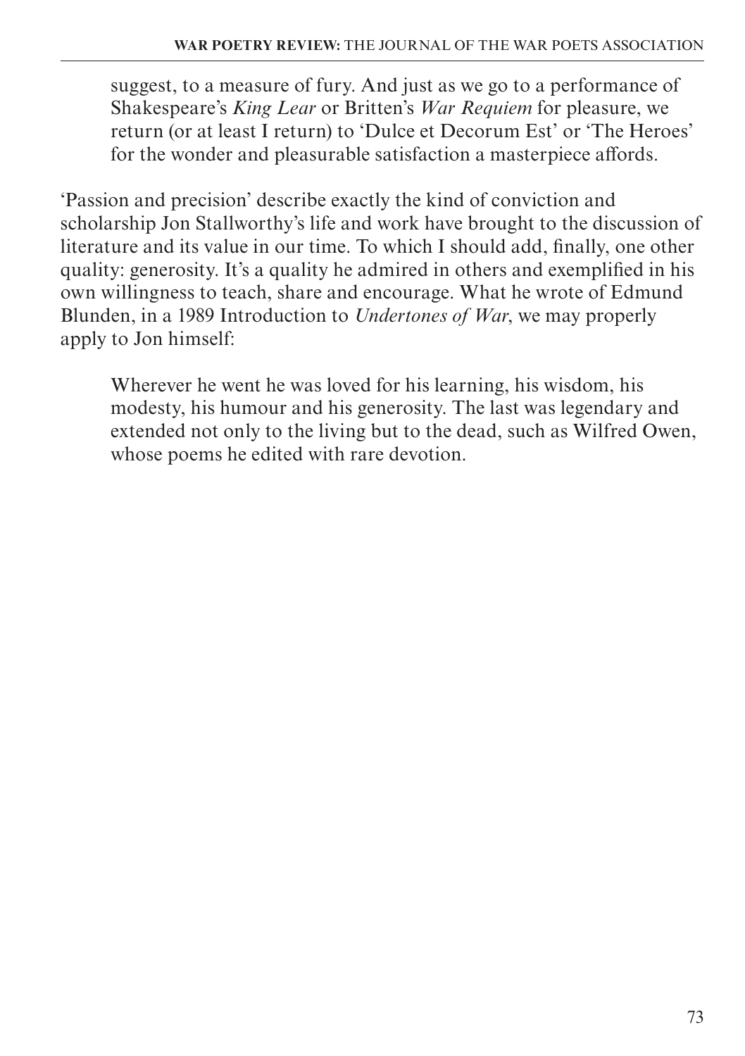> suggest, to a measure of fury. And just as we go to a performance of Shakespeare's *King Lear* or Britten's *War Requiem* for pleasure, we return (or at least I return) to 'Dulce et Decorum Est' or 'The Heroes' for the wonder and pleasurable satisfaction a masterpiece affords.

'Passion and precision' describe exactly the kind of conviction and scholarship Jon Stallworthy's life and work have brought to the discussion of literature and its value in our time. To which I should add, finally, one other quality: generosity. It's a quality he admired in others and exemplified in his own willingness to teach, share and encourage. What he wrote of Edmund Blunden, in a 1989 Introduction to *Undertones of War*, we may properly apply to Jon himself:

> Wherever he went he was loved for his learning, his wisdom, his modesty, his humour and his generosity. The last was legendary and extended not only to the living but to the dead, such as Wilfred Owen, whose poems he edited with rare devotion.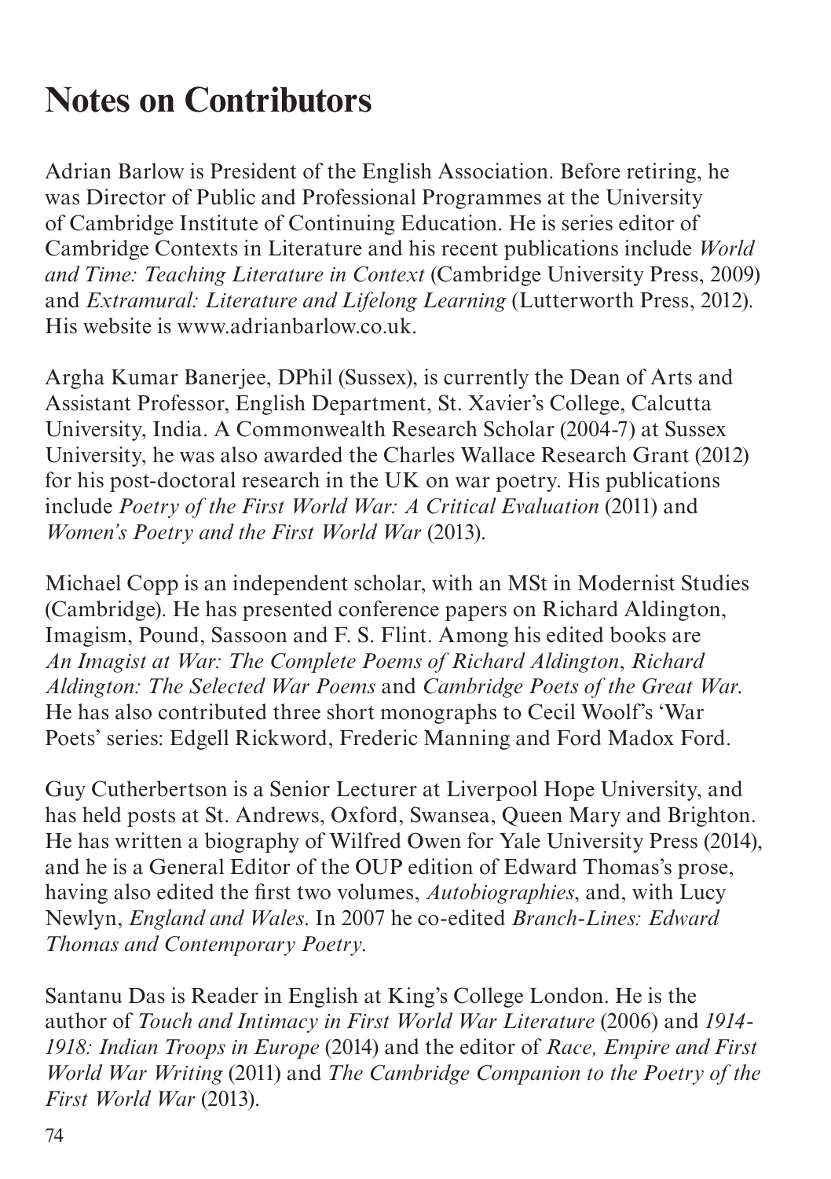# Notes on Contributors

Adrian Barlow is President of the English Association. Before retiring, he was Director of Public and Professional Programmes at the University of Cambridge Institute of Continuing Education. He is series editor of Cambridge Contexts in Literature and his recent publications include *World and Time: Teaching Literature in Context* (Cambridge University Press, 2009) and *Extramural: Literature and Lifelong Learning* (Lutterworth Press, 2012). His website is www.adrianbarlow.co.uk.

Argha Kumar Banerjee, DPhil (Sussex), is currently the Dean of Arts and Assistant Professor, English Department, St. Xavier's College, Calcutta University, India. A Commonwealth Research Scholar (2004-7) at Sussex University, he was also awarded the Charles Wallace Research Grant (2012) for his post-doctoral research in the UK on war poetry. His publications include *Poetry of the First World War: A Critical Evaluation* (2011) and *Women's Poetry and the First World War* (2013).

Michael Copp is an independent scholar, with an MSt in Modernist Studies (Cambridge). He has presented conference papers on Richard Aldington, Imagism, Pound, Sassoon and F. S. Flint. Among his edited books are *An Imagist at War: The Complete Poems of Richard Aldington*, *Richard Aldington: The Selected War Poems* and *Cambridge Poets of the Great War*. He has also contributed three short monographs to Cecil Woolf's 'War Poets' series: Edgell Rickword, Frederic Manning and Ford Madox Ford.

Guy Cutherbertson is a Senior Lecturer at Liverpool Hope University, and has held posts at St. Andrews, Oxford, Swansea, Queen Mary and Brighton. He has written a biography of Wilfred Owen for Yale University Press (2014), and he is a General Editor of the OUP edition of Edward Thomas's prose, having also edited the first two volumes, *Autobiographies*, and, with Lucy Newlyn, *England and Wales*. In 2007 he co-edited *Branch-Lines: Edward Thomas and Contemporary Poetry*.

Santanu Das is Reader in English at King's College London. He is the author of *Touch and Intimacy in First World War Literature* (2006) and *1914-1918: Indian Troops in Europe* (2014) and the editor of *Race, Empire and First World War Writing* (2011) and *The Cambridge Companion to the Poetry of the First World War* (2013).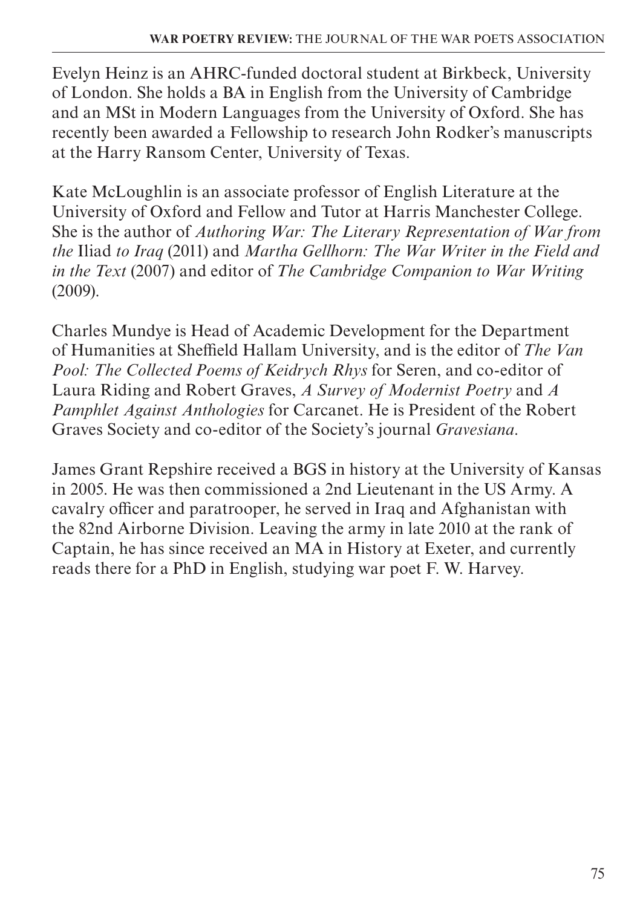Evelyn Heinz is an AHRC-funded doctoral student at Birkbeck, University of London. She holds a BA in English from the University of Cambridge and an MSt in Modern Languages from the University of Oxford. She has recently been awarded a Fellowship to research John Rodker's manuscripts at the Harry Ransom Center, University of Texas.

Kate McLoughlin is an associate professor of English Literature at the University of Oxford and Fellow and Tutor at Harris Manchester College. She is the author of *Authoring War: The Literary Representation of War from the* Iliad *to Iraq* (2011) and *Martha Gellhorn: The War Writer in the Field and in the Text* (2007) and editor of *The Cambridge Companion to War Writing* (2009).

Charles Mundye is Head of Academic Development for the Department of Humanities at Sheffield Hallam University, and is the editor of *The Van Pool: The Collected Poems of Keidrych Rhys* for Seren, and co-editor of Laura Riding and Robert Graves, *A Survey of Modernist Poetry* and *A Pamphlet Against Anthologies* for Carcanet. He is President of the Robert Graves Society and co-editor of the Society's journal *Gravesiana*.

James Grant Repshire received a BGS in history at the University of Kansas in 2005. He was then commissioned a 2nd Lieutenant in the US Army. A cavalry officer and paratrooper, he served in Iraq and Afghanistan with the 82nd Airborne Division. Leaving the army in late 2010 at the rank of Captain, he has since received an MA in History at Exeter, and currently reads there for a PhD in English, studying war poet F. W. Harvey.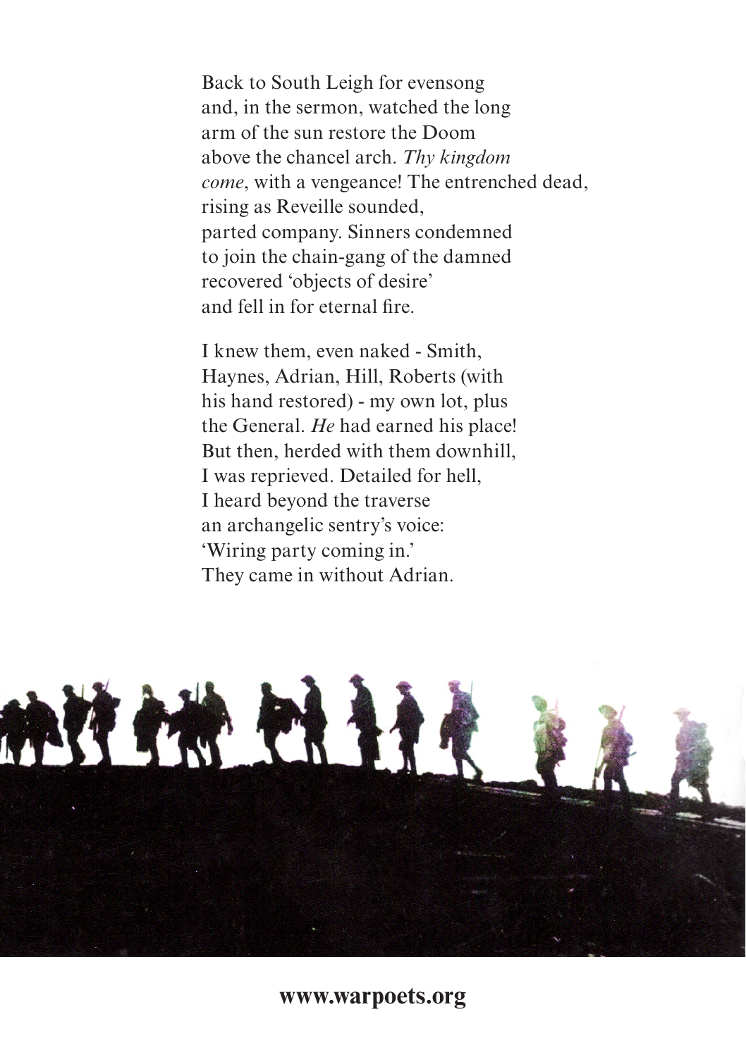Back to South Leigh for evensong
and, in the sermon, watched the long
arm of the sun restore the Doom
above the chancel arch. *Thy kingdom*
*come*, with a vengeance! The entrenched dead,
rising as Reveille sounded,
parted company. Sinners condemned
to join the chain-gang of the damned
recovered 'objects of desire'
and fell in for eternal fire.

I knew them, even naked - Smith,
Haynes, Adrian, Hill, Roberts (with
his hand restored) - my own lot, plus
the General. *He* had earned his place!
But then, herded with them downhill,
I was reprieved. Detailed for hell,
I heard beyond the traverse
an archangelic sentry's voice:
'Wiring party coming in.'
They came in without Adrian.

**www.warpoets.org**